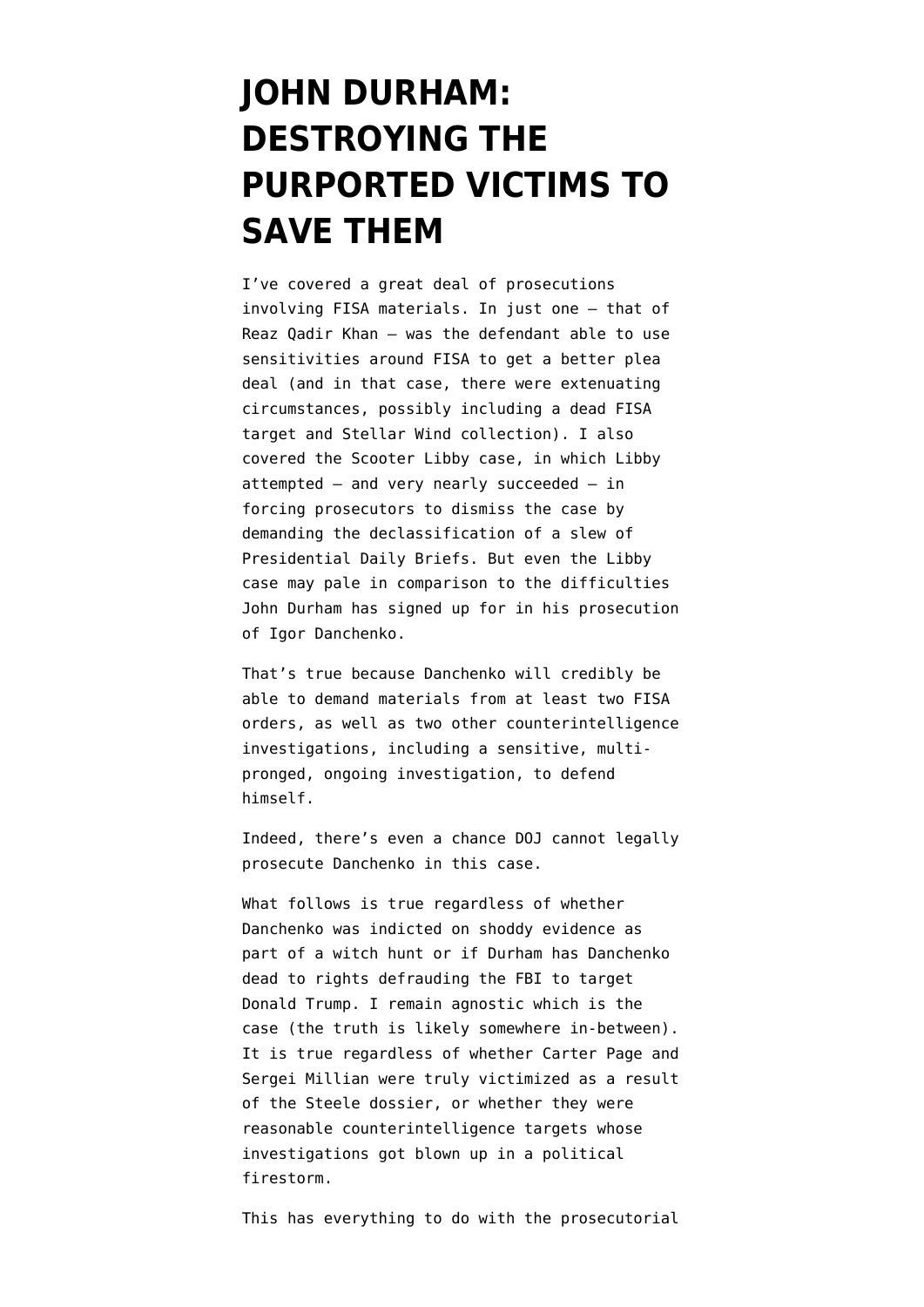# JOHN DURHAM: DESTROYING THE PURPORTED VICTIMS TO SAVE THEM

I've covered a great deal of prosecutions involving FISA materials. In just one — that of Reaz Qadir Khan — was the defendant able to use sensitivities around FISA to get a better plea deal (and in that case, there were extenuating circumstances, possibly including a dead FISA target and Stellar Wind collection). I also covered the Scooter Libby case, in which Libby attempted — and very nearly succeeded — in forcing prosecutors to dismiss the case by demanding the declassification of a slew of Presidential Daily Briefs. But even the Libby case may pale in comparison to the difficulties John Durham has signed up for in his prosecution of Igor Danchenko.

That's true because Danchenko will credibly be able to demand materials from at least two FISA orders, as well as two other counterintelligence investigations, including a sensitive, multi-pronged, ongoing investigation, to defend himself.

Indeed, there's even a chance DOJ cannot legally prosecute Danchenko in this case.

What follows is true regardless of whether Danchenko was indicted on shoddy evidence as part of a witch hunt or if Durham has Danchenko dead to rights defrauding the FBI to target Donald Trump. I remain agnostic which is the case (the truth is likely somewhere in-between). It is true regardless of whether Carter Page and Sergei Millian were truly victimized as a result of the Steele dossier, or whether they were reasonable counterintelligence targets whose investigations got blown up in a political firestorm.

This has everything to do with the prosecutorial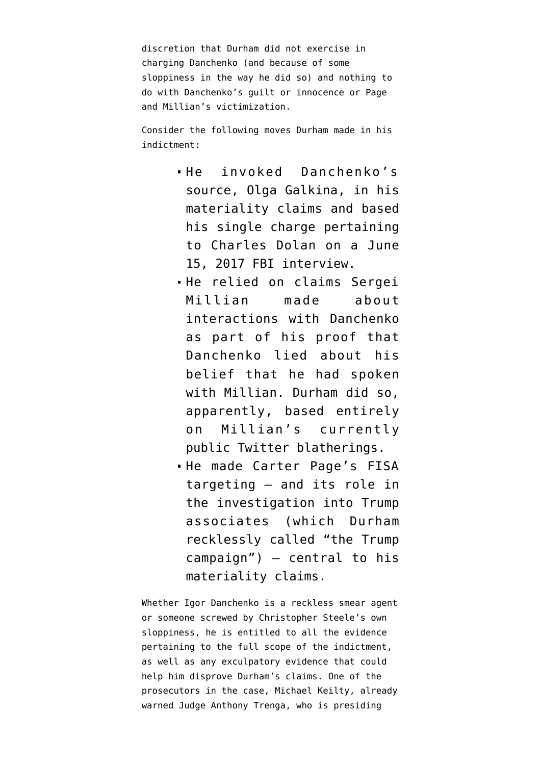discretion that Durham did not exercise in charging Danchenko (and because of some sloppiness in the way he did so) and nothing to do with Danchenko's guilt or innocence or Page and Millian's victimization.

Consider the following moves Durham made in his indictment:

- He invoked Danchenko's source, Olga Galkina, in his materiality claims and based his single charge pertaining to Charles Dolan on a June 15, 2017 FBI interview.
- He relied on claims Sergei Millian made about interactions with Danchenko as part of his proof that Danchenko lied about his belief that he had spoken with Millian. Durham did so, apparently, based entirely on Millian's currently public Twitter blatherings.
- He made Carter Page's FISA targeting — and its role in the investigation into Trump associates (which Durham recklessly called "the Trump campaign") — central to his materiality claims.

Whether Igor Danchenko is a reckless smear agent or someone screwed by Christopher Steele's own sloppiness, he is entitled to all the evidence pertaining to the full scope of the indictment, as well as any exculpatory evidence that could help him disprove Durham's claims. One of the prosecutors in the case, Michael Keilty, already warned Judge Anthony Trenga, who is presiding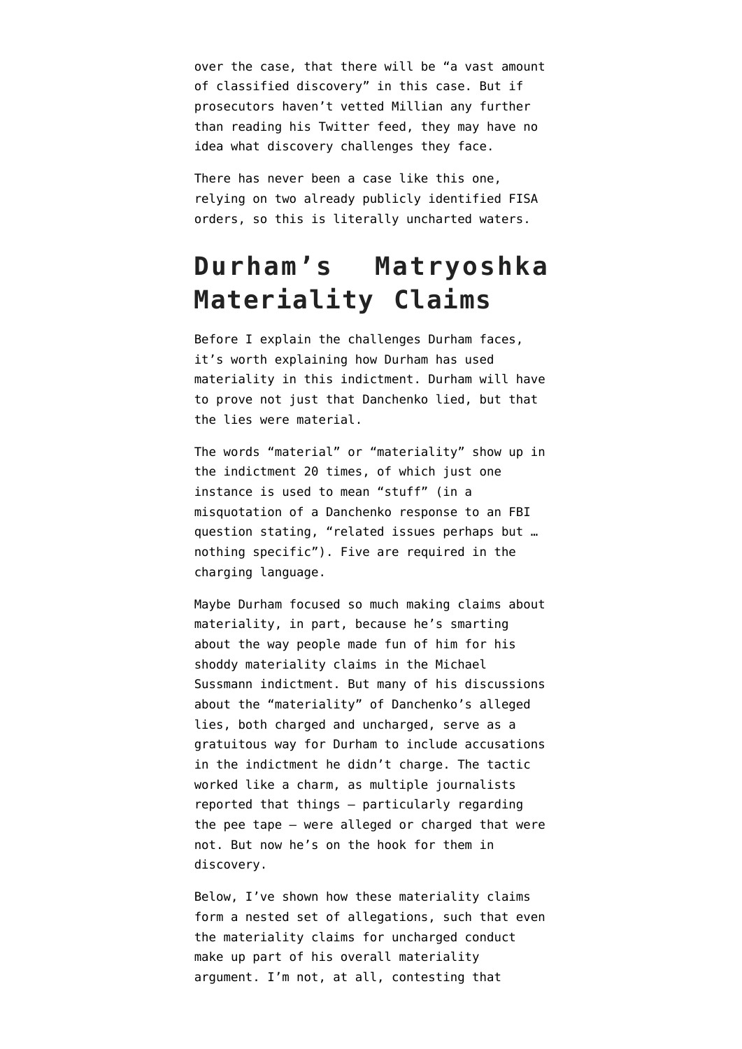over the case, that there will be "a vast amount of classified discovery" in this case. But if prosecutors haven't vetted Millian any further than reading his Twitter feed, they may have no idea what discovery challenges they face.

There has never been a case like this one, relying on two already publicly identified FISA orders, so this is literally uncharted waters.

## Durham's Matryoshka Materiality Claims

Before I explain the challenges Durham faces, it's worth explaining how Durham has used materiality in this indictment. Durham will have to prove not just that Danchenko lied, but that the lies were material.

The words "material" or "materiality" show up in the indictment 20 times, of which just one instance is used to mean "stuff" (in a misquotation of a Danchenko response to an FBI question stating, "related issues perhaps but … nothing specific"). Five are required in the charging language.

Maybe Durham focused so much making claims about materiality, in part, because he's smarting about the way people made fun of him for his shoddy materiality claims in the Michael Sussmann indictment. But many of his discussions about the "materiality" of Danchenko's alleged lies, both charged and uncharged, serve as a gratuitous way for Durham to include accusations in the indictment he didn't charge. The tactic worked like a charm, as multiple journalists reported that things — particularly regarding the pee tape — were alleged or charged that were not. But now he's on the hook for them in discovery.

Below, I've shown how these materiality claims form a nested set of allegations, such that even the materiality claims for uncharged conduct make up part of his overall materiality argument. I'm not, at all, contesting that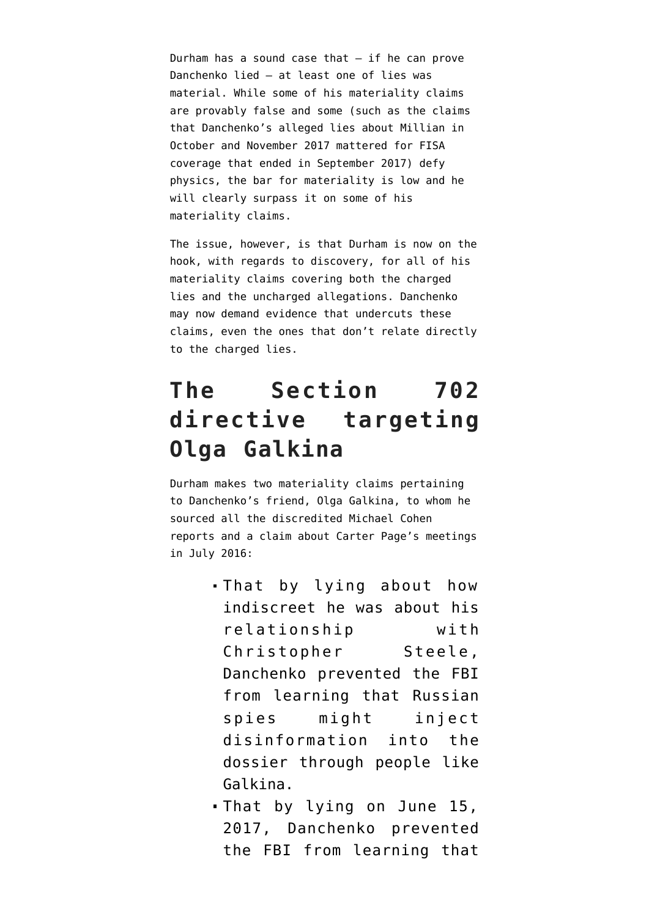Durham has a sound case that — if he can prove Danchenko lied — at least one of lies was material. While some of his materiality claims are provably false and some (such as the claims that Danchenko's alleged lies about Millian in October and November 2017 mattered for FISA coverage that ended in September 2017) defy physics, the bar for materiality is low and he will clearly surpass it on some of his materiality claims.

The issue, however, is that Durham is now on the hook, with regards to discovery, for all of his materiality claims covering both the charged lies and the uncharged allegations. Danchenko may now demand evidence that undercuts these claims, even the ones that don't relate directly to the charged lies.

## The Section 702 directive targeting Olga Galkina

Durham makes two materiality claims pertaining to Danchenko's friend, Olga Galkina, to whom he sourced all the discredited Michael Cohen reports and a claim about Carter Page's meetings in July 2016:

- That by lying about how indiscreet he was about his relationship with Christopher Steele, Danchenko prevented the FBI from learning that Russian spies might inject disinformation into the dossier through people like Galkina.
- That by lying on June 15, 2017, Danchenko prevented the FBI from learning that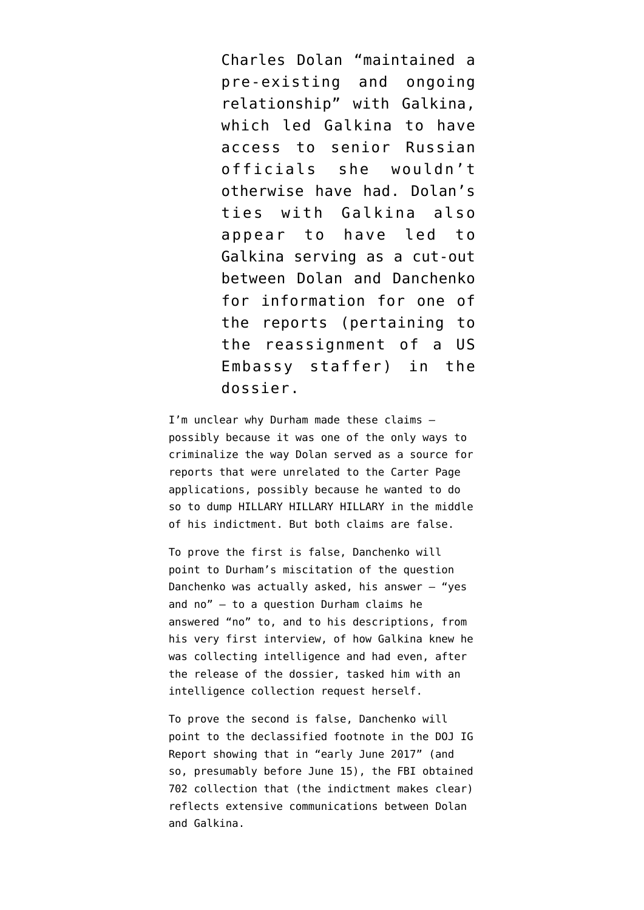> Charles Dolan "maintained a pre-existing and ongoing relationship" with Galkina, which led Galkina to have access to senior Russian officials she wouldn't otherwise have had. Dolan's ties with Galkina also appear to have led to Galkina serving as a cut-out between Dolan and Danchenko for information for one of the reports (pertaining to the reassignment of a US Embassy staffer) in the dossier.

I'm unclear why Durham made these claims — possibly because it was one of the only ways to criminalize the way Dolan served as a source for reports that were unrelated to the Carter Page applications, possibly because he wanted to do so to dump HILLARY HILLARY HILLARY in the middle of his indictment. But both claims are false.

To prove the first is false, Danchenko will point to Durham's miscitation of the question Danchenko was actually asked, his answer — "yes and no" — to a question Durham claims he answered "no" to, and to his descriptions, from his very first interview, of how Galkina knew he was collecting intelligence and had even, after the release of the dossier, tasked him with an intelligence collection request herself.

To prove the second is false, Danchenko will point to the declassified footnote in the DOJ IG Report showing that in "early June 2017" (and so, presumably before June 15), the FBI obtained 702 collection that (the indictment makes clear) reflects extensive communications between Dolan and Galkina.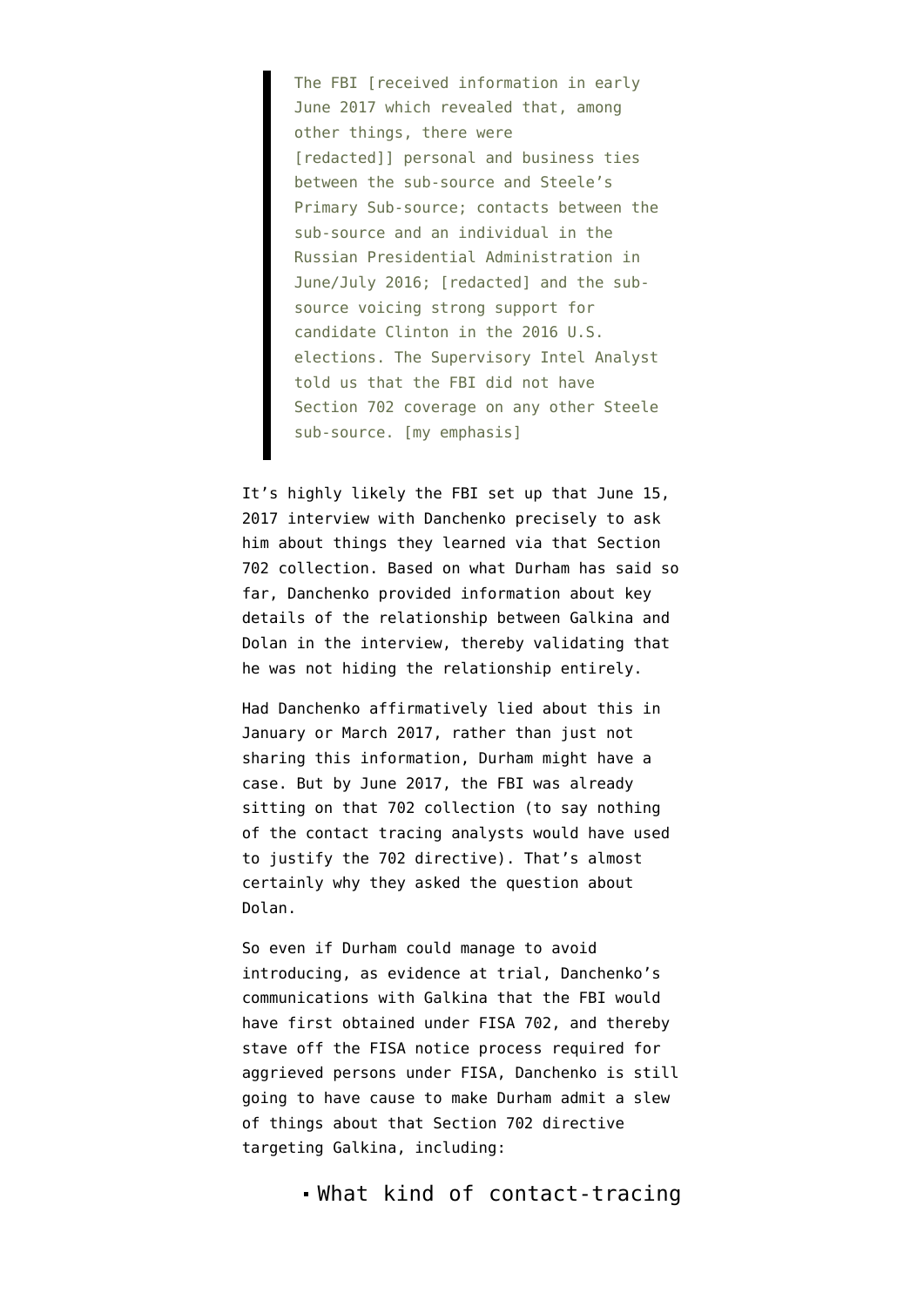> The FBI [received information in early June 2017 which revealed that, among other things, there were [redacted]] personal and business ties between the sub-source and Steele's Primary Sub-source; contacts between the sub-source and an individual in the Russian Presidential Administration in June/July 2016; [redacted] and the sub-source voicing strong support for candidate Clinton in the 2016 U.S. elections. The Supervisory Intel Analyst told us that the FBI did not have Section 702 coverage on any other Steele sub-source. [my emphasis]

It's highly likely the FBI set up that June 15, 2017 interview with Danchenko precisely to ask him about things they learned via that Section 702 collection. Based on what Durham has said so far, Danchenko provided information about key details of the relationship between Galkina and Dolan in the interview, thereby validating that he was not hiding the relationship entirely.

Had Danchenko affirmatively lied about this in January or March 2017, rather than just not sharing this information, Durham might have a case. But by June 2017, the FBI was already sitting on that 702 collection (to say nothing of the contact tracing analysts would have used to justify the 702 directive). That's almost certainly why they asked the question about Dolan.

So even if Durham could manage to avoid introducing, as evidence at trial, Danchenko's communications with Galkina that the FBI would have first obtained under FISA 702, and thereby stave off the FISA notice process required for aggrieved persons under FISA, Danchenko is still going to have cause to make Durham admit a slew of things about that Section 702 directive targeting Galkina, including:

- What kind of contact-tracing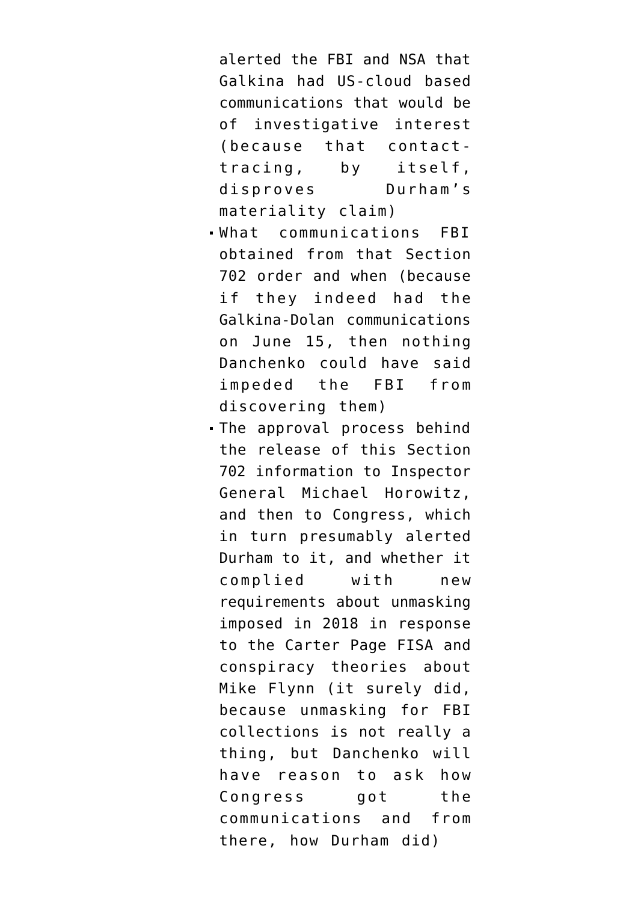alerted the FBI and NSA that Galkina had US-cloud based communications that would be of investigative interest (because that contact-tracing, by itself, disproves Durham's materiality claim)

- What communications FBI obtained from that Section 702 order and when (because if they indeed had the Galkina-Dolan communications on June 15, then nothing Danchenko could have said impeded the FBI from discovering them)
- The approval process behind the release of this Section 702 information to Inspector General Michael Horowitz, and then to Congress, which in turn presumably alerted Durham to it, and whether it complied with new requirements about unmasking imposed in 2018 in response to the Carter Page FISA and conspiracy theories about Mike Flynn (it surely did, because unmasking for FBI collections is not really a thing, but Danchenko will have reason to ask how Congress got the communications and from there, how Durham did)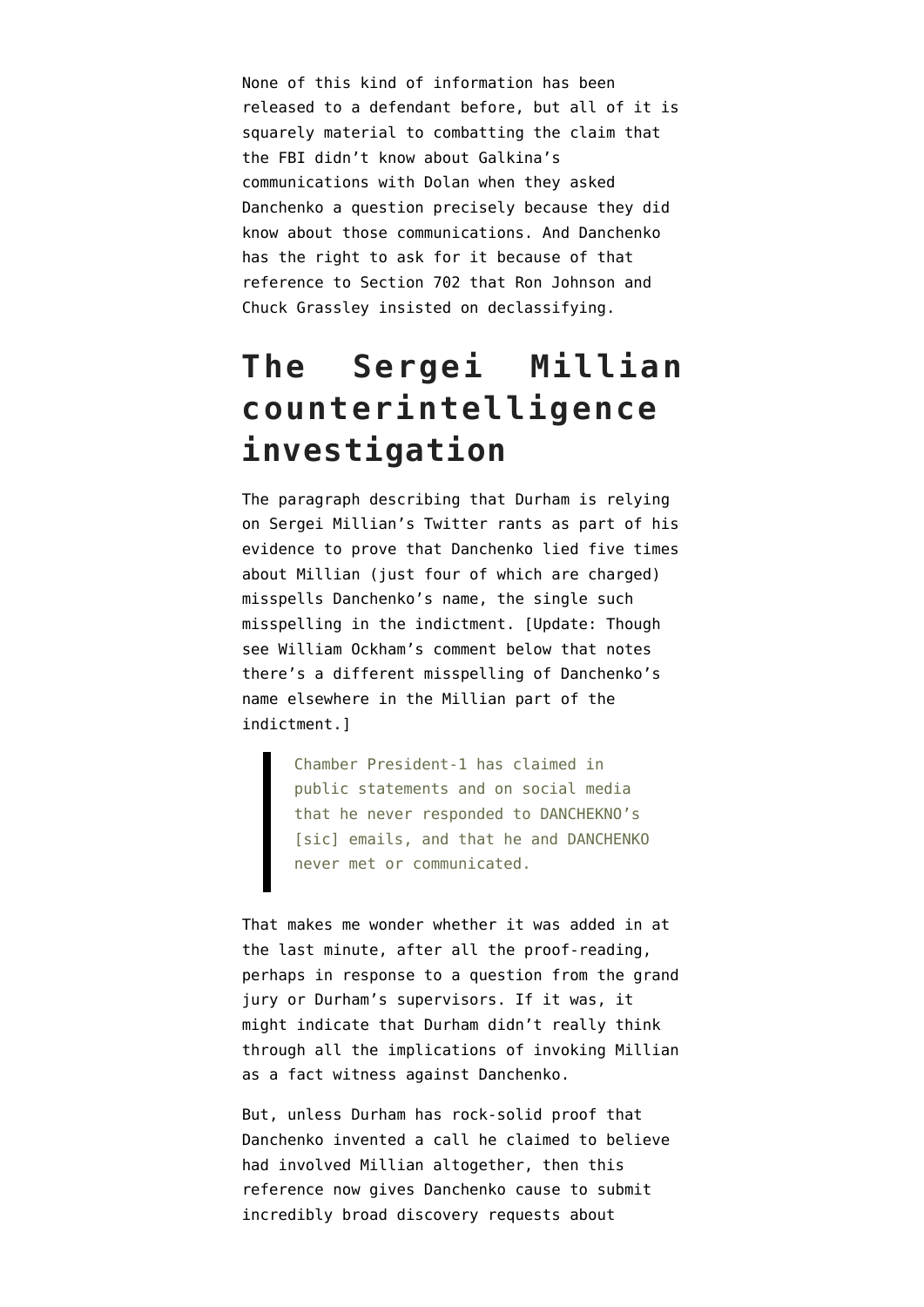None of this kind of information has been released to a defendant before, but all of it is squarely material to combatting the claim that the FBI didn't know about Galkina's communications with Dolan when they asked Danchenko a question precisely because they did know about those communications. And Danchenko has the right to ask for it because of that reference to Section 702 that Ron Johnson and Chuck Grassley insisted on declassifying.

## The Sergei Millian counterintelligence investigation

The paragraph describing that Durham is relying on Sergei Millian's Twitter rants as part of his evidence to prove that Danchenko lied five times about Millian (just four of which are charged) misspells Danchenko's name, the single such misspelling in the indictment. [Update: Though see William Ockham's comment below that notes there's a different misspelling of Danchenko's name elsewhere in the Millian part of the indictment.]

> Chamber President-1 has claimed in public statements and on social media that he never responded to DANCHEKNO's [sic] emails, and that he and DANCHENKO never met or communicated.

That makes me wonder whether it was added in at the last minute, after all the proof-reading, perhaps in response to a question from the grand jury or Durham's supervisors. If it was, it might indicate that Durham didn't really think through all the implications of invoking Millian as a fact witness against Danchenko.

But, unless Durham has rock-solid proof that Danchenko invented a call he claimed to believe had involved Millian altogether, then this reference now gives Danchenko cause to submit incredibly broad discovery requests about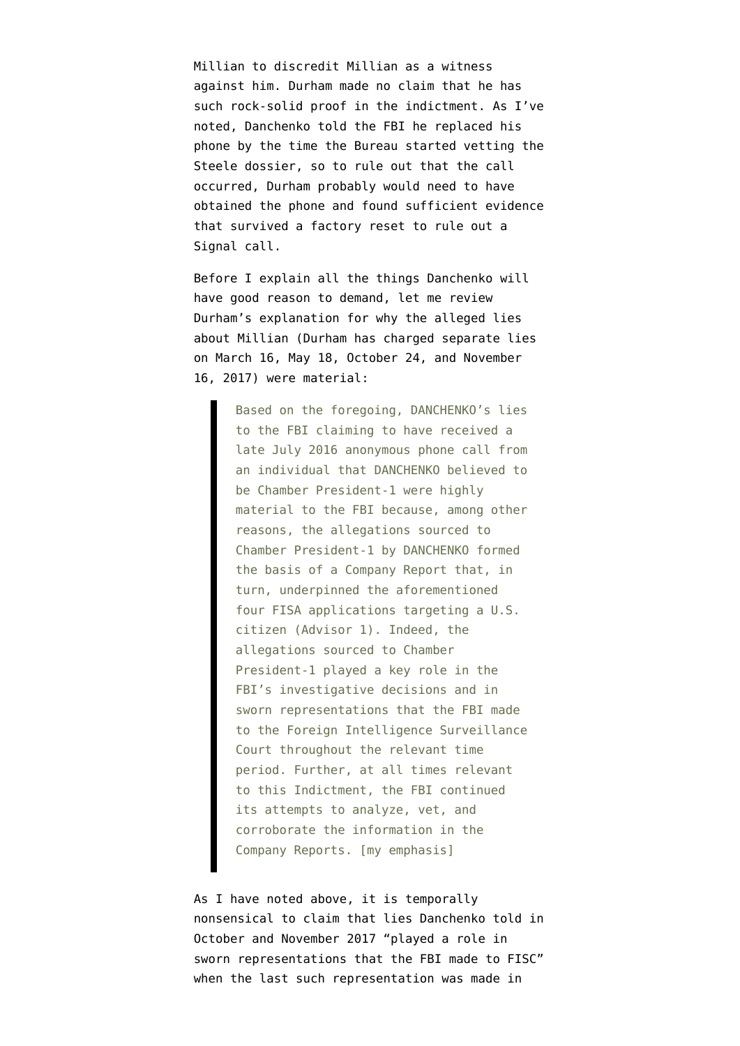Millian to discredit Millian as a witness against him. Durham made no claim that he has such rock-solid proof in the indictment. As I've noted, Danchenko told the FBI he replaced his phone by the time the Bureau started vetting the Steele dossier, so to rule out that the call occurred, Durham probably would need to have obtained the phone and found sufficient evidence that survived a factory reset to rule out a Signal call.

Before I explain all the things Danchenko will have good reason to demand, let me review Durham's explanation for why the alleged lies about Millian (Durham has charged separate lies on March 16, May 18, October 24, and November 16, 2017) were material:

> Based on the foregoing, DANCHENKO's lies to the FBI claiming to have received a late July 2016 anonymous phone call from an individual that DANCHENKO believed to be Chamber President-1 were highly material to the FBI because, among other reasons, the allegations sourced to Chamber President-1 by DANCHENKO formed the basis of a Company Report that, in turn, underpinned the aforementioned four FISA applications targeting a U.S. citizen (Advisor 1). Indeed, the allegations sourced to Chamber President-1 played a key role in the FBI's investigative decisions and in sworn representations that the FBI made to the Foreign Intelligence Surveillance Court throughout the relevant time period. Further, at all times relevant to this Indictment, the FBI continued its attempts to analyze, vet, and corroborate the information in the Company Reports. [my emphasis]

As I have noted above, it is temporally nonsensical to claim that lies Danchenko told in October and November 2017 "played a role in sworn representations that the FBI made to FISC" when the last such representation was made in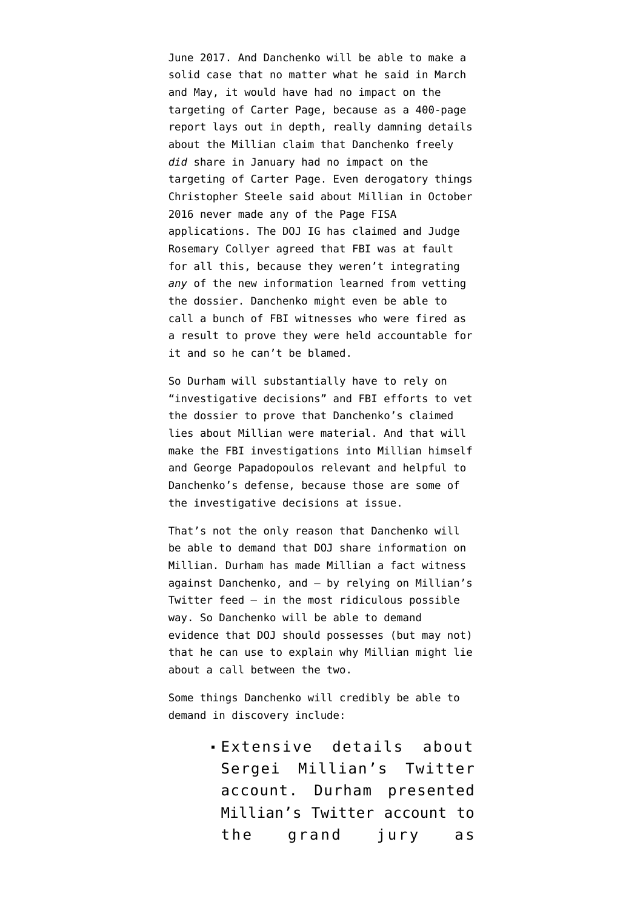June 2017. And Danchenko will be able to make a solid case that no matter what he said in March and May, it would have had no impact on the targeting of Carter Page, because as a 400-page report lays out in depth, really damning details about the Millian claim that Danchenko freely *did* share in January had no impact on the targeting of Carter Page. Even derogatory things Christopher Steele said about Millian in October 2016 never made any of the Page FISA applications. The DOJ IG has claimed and Judge Rosemary Collyer agreed that FBI was at fault for all this, because they weren't integrating *any* of the new information learned from vetting the dossier. Danchenko might even be able to call a bunch of FBI witnesses who were fired as a result to prove they were held accountable for it and so he can't be blamed.

So Durham will substantially have to rely on "investigative decisions" and FBI efforts to vet the dossier to prove that Danchenko's claimed lies about Millian were material. And that will make the FBI investigations into Millian himself and George Papadopoulos relevant and helpful to Danchenko's defense, because those are some of the investigative decisions at issue.

That's not the only reason that Danchenko will be able to demand that DOJ share information on Millian. Durham has made Millian a fact witness against Danchenko, and — by relying on Millian's Twitter feed — in the most ridiculous possible way. So Danchenko will be able to demand evidence that DOJ should possesses (but may not) that he can use to explain why Millian might lie about a call between the two.

Some things Danchenko will credibly be able to demand in discovery include:

- Extensive details about Sergei Millian's Twitter account. Durham presented Millian's Twitter account to the grand jury as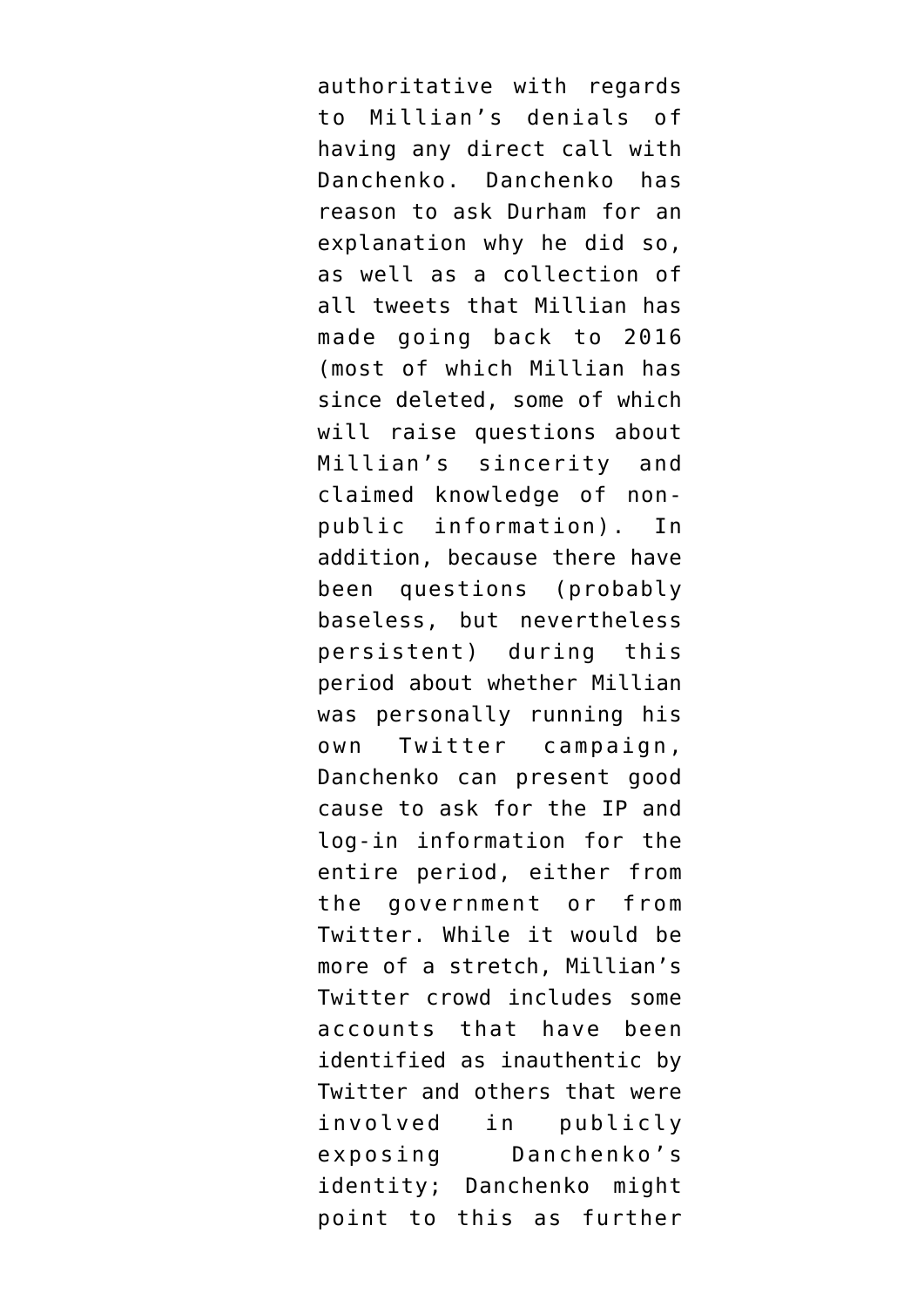authoritative with regards to Millian's denials of having any direct call with Danchenko. Danchenko has reason to ask Durham for an explanation why he did so, as well as a collection of all tweets that Millian has made going back to 2016 (most of which Millian has since deleted, some of which will raise questions about Millian's sincerity and claimed knowledge of non-public information). In addition, because there have been questions (probably baseless, but nevertheless persistent) during this period about whether Millian was personally running his own Twitter campaign, Danchenko can present good cause to ask for the IP and log-in information for the entire period, either from the government or from Twitter. While it would be more of a stretch, Millian's Twitter crowd includes some accounts that have been identified as inauthentic by Twitter and others that were involved in publicly exposing Danchenko's identity; Danchenko might point to this as further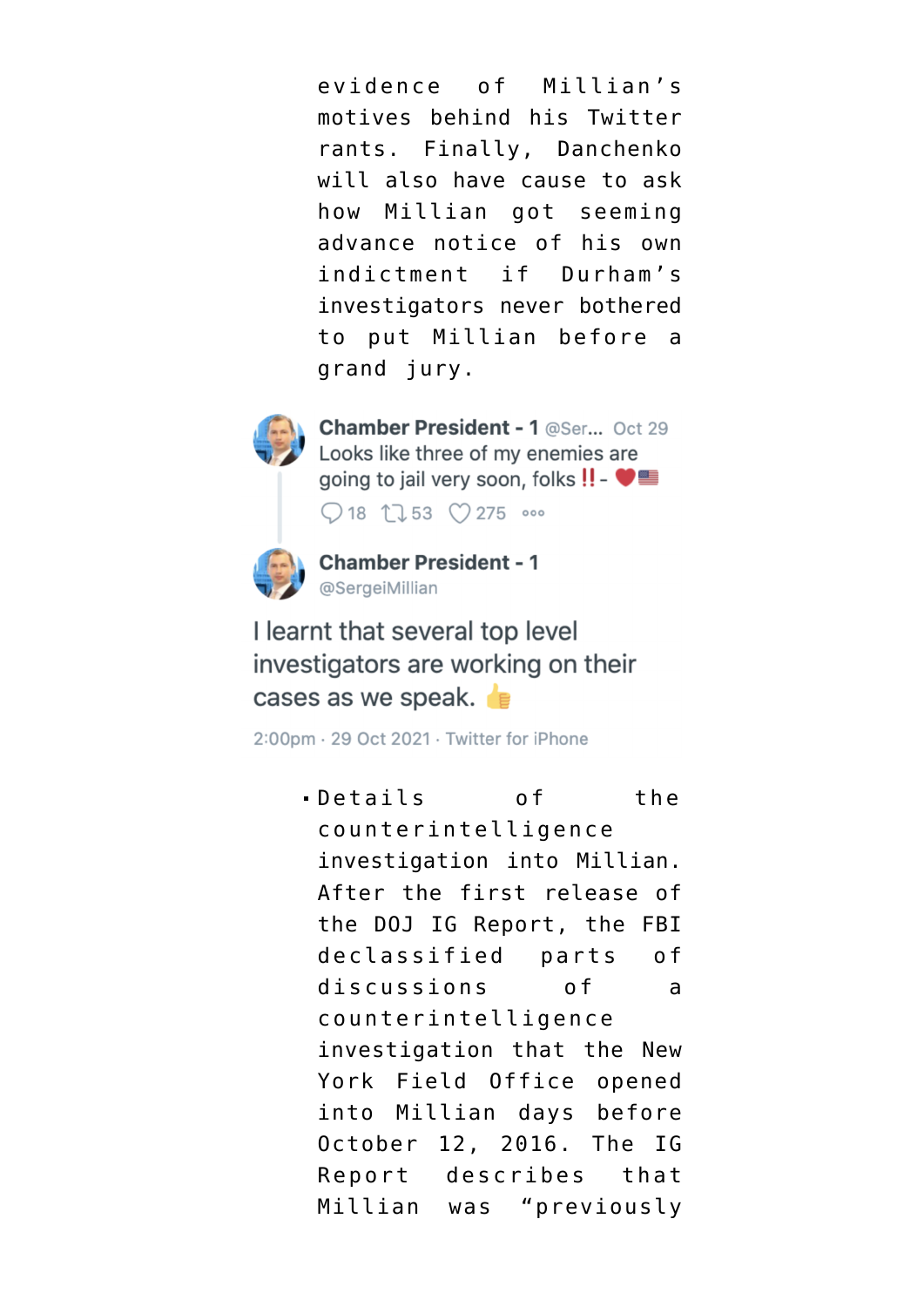evidence of Millian's motives behind his Twitter rants. Finally, Danchenko will also have cause to ask how Millian got seeming advance notice of his own indictment if Durham's investigators never bothered to put Millian before a grand jury.

> **Chamber President - 1** @Ser... Oct 29
> Looks like three of my enemies are going to jail very soon, folks ‼️- ❤️🇺🇸
> 18 · 53 · 275
>
> **Chamber President - 1**
> @SergeiMillian
>
> I learnt that several top level investigators are working on their cases as we speak. 👍
>
> 2:00pm · 29 Oct 2021 · Twitter for iPhone

- Details of the counterintelligence investigation into Millian. After the first release of the DOJ IG Report, the FBI declassified parts of discussions of a counterintelligence investigation that the New York Field Office opened into Millian days before October 12, 2016. The IG Report describes that Millian was "previously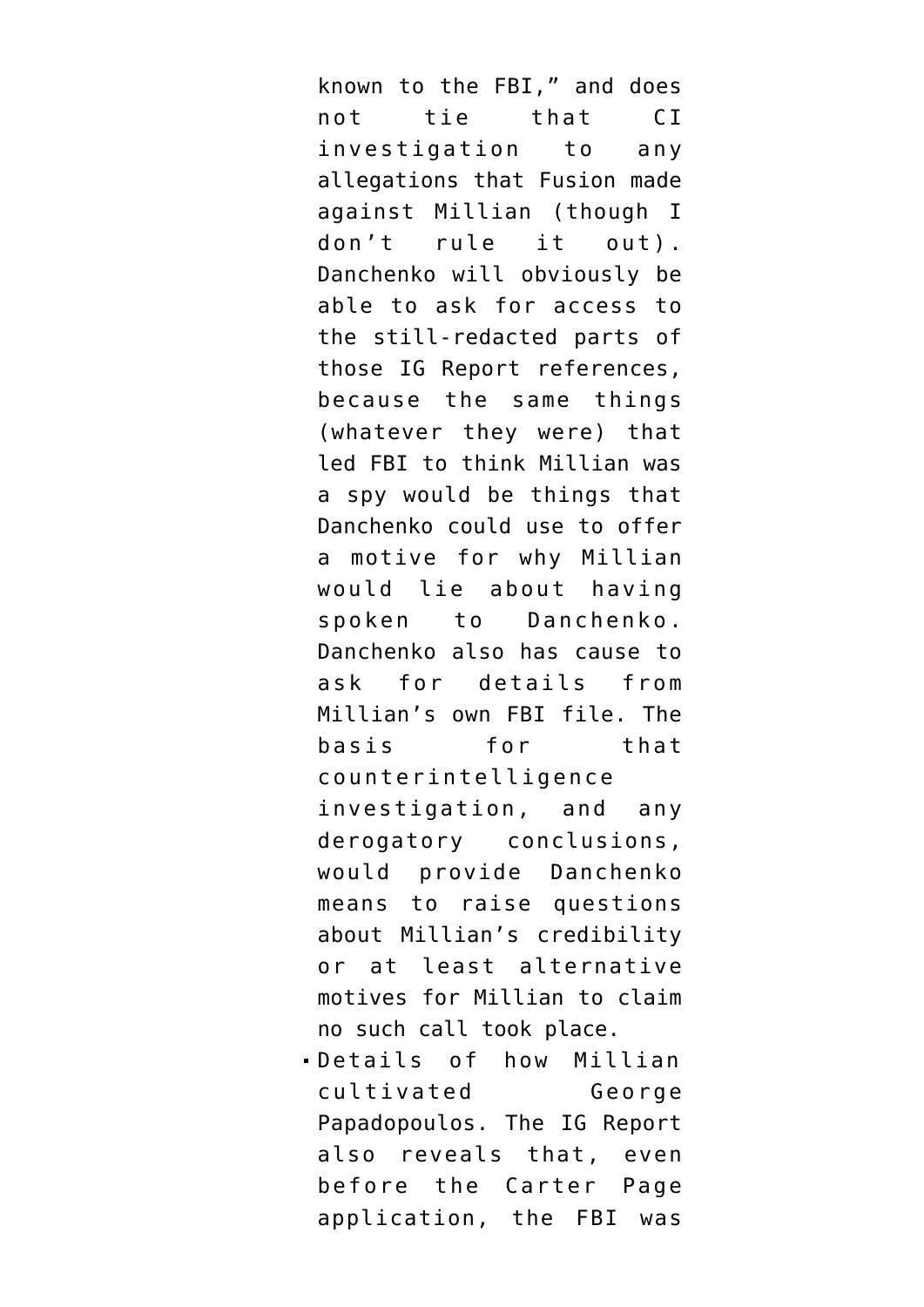known to the FBI," and does not tie that CI investigation to any allegations that Fusion made against Millian (though I don't rule it out). Danchenko will obviously be able to ask for access to the still-redacted parts of those IG Report references, because the same things (whatever they were) that led FBI to think Millian was a spy would be things that Danchenko could use to offer a motive for why Millian would lie about having spoken to Danchenko. Danchenko also has cause to ask for details from Millian's own FBI file. The basis for that counterintelligence investigation, and any derogatory conclusions, would provide Danchenko means to raise questions about Millian's credibility or at least alternative motives for Millian to claim no such call took place.

- Details of how Millian cultivated George Papadopoulos. The IG Report also reveals that, even before the Carter Page application, the FBI was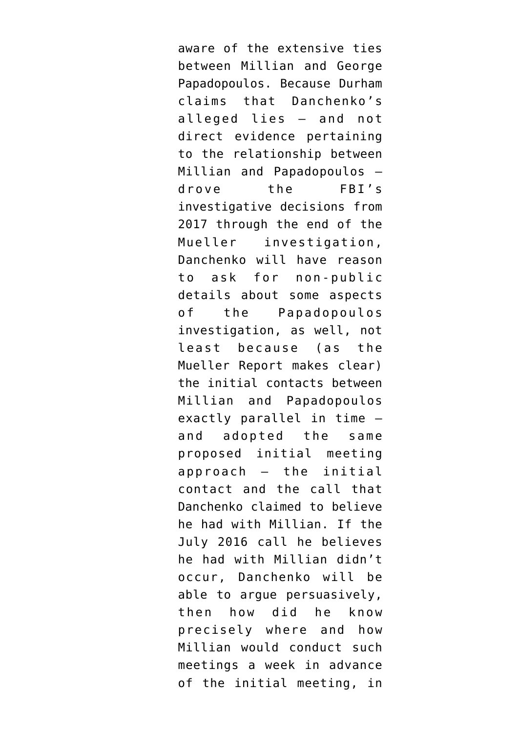aware of the extensive ties between Millian and George Papadopoulos. Because Durham claims that Danchenko's alleged lies — and not direct evidence pertaining to the relationship between Millian and Papadopoulos — drove the FBI's investigative decisions from 2017 through the end of the Mueller investigation, Danchenko will have reason to ask for non-public details about some aspects of the Papadopoulos investigation, as well, not least because (as the Mueller Report makes clear) the initial contacts between Millian and Papadopoulos exactly parallel in time — and adopted the same proposed initial meeting approach — the initial contact and the call that Danchenko claimed to believe he had with Millian. If the July 2016 call he believes he had with Millian didn't occur, Danchenko will be able to argue persuasively, then how did he know precisely where and how Millian would conduct such meetings a week in advance of the initial meeting, in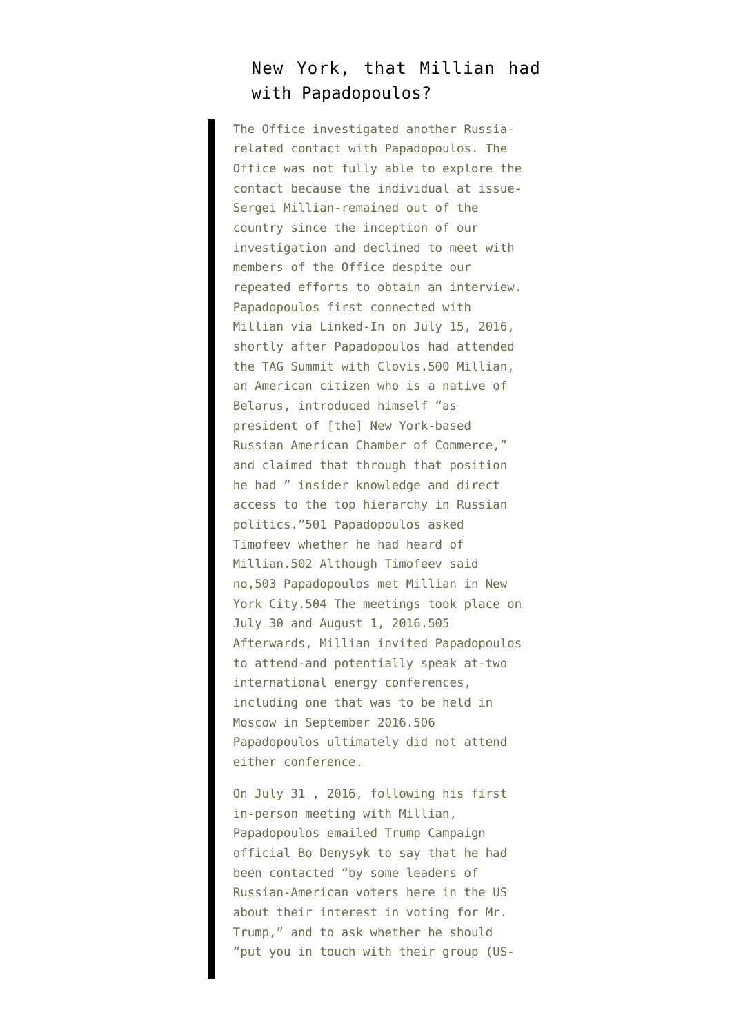New York, that Millian had with Papadopoulos?

> The Office investigated another Russia-related contact with Papadopoulos. The Office was not fully able to explore the contact because the individual at issue-Sergei Millian-remained out of the country since the inception of our investigation and declined to meet with members of the Office despite our repeated efforts to obtain an interview. Papadopoulos first connected with Millian via Linked-In on July 15, 2016, shortly after Papadopoulos had attended the TAG Summit with Clovis.500 Millian, an American citizen who is a native of Belarus, introduced himself "as president of [the] New York-based Russian American Chamber of Commerce," and claimed that through that position he had " insider knowledge and direct access to the top hierarchy in Russian politics."501 Papadopoulos asked Timofeev whether he had heard of Millian.502 Although Timofeev said no,503 Papadopoulos met Millian in New York City.504 The meetings took place on July 30 and August 1, 2016.505 Afterwards, Millian invited Papadopoulos to attend-and potentially speak at-two international energy conferences, including one that was to be held in Moscow in September 2016.506 Papadopoulos ultimately did not attend either conference.
>
> On July 31 , 2016, following his first in-person meeting with Millian, Papadopoulos emailed Trump Campaign official Bo Denysyk to say that he had been contacted "by some leaders of Russian-American voters here in the US about their interest in voting for Mr. Trump," and to ask whether he should "put you in touch with their group (US-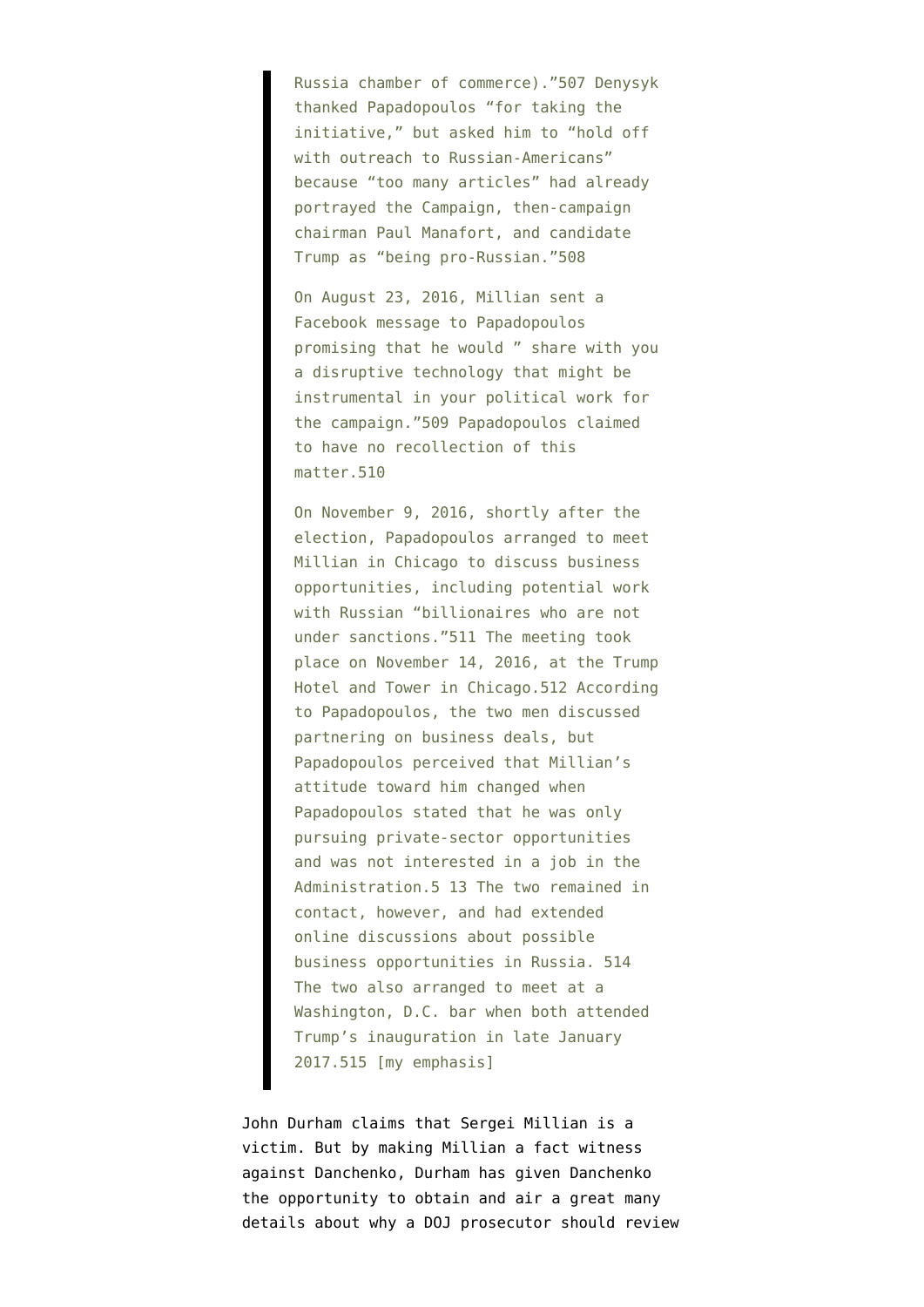> Russia chamber of commerce)."507 Denysyk thanked Papadopoulos "for taking the initiative," but asked him to "hold off with outreach to Russian-Americans" because "too many articles" had already portrayed the Campaign, then-campaign chairman Paul Manafort, and candidate Trump as "being pro-Russian."508
>
> On August 23, 2016, Millian sent a Facebook message to Papadopoulos promising that he would " share with you a disruptive technology that might be instrumental in your political work for the campaign."509 Papadopoulos claimed to have no recollection of this matter.510
>
> On November 9, 2016, shortly after the election, Papadopoulos arranged to meet Millian in Chicago to discuss business opportunities, including potential work with Russian "billionaires who are not under sanctions."511 The meeting took place on November 14, 2016, at the Trump Hotel and Tower in Chicago.512 According to Papadopoulos, the two men discussed partnering on business deals, but Papadopoulos perceived that Millian's attitude toward him changed when Papadopoulos stated that he was only pursuing private-sector opportunities and was not interested in a job in the Administration.5 13 The two remained in contact, however, and had extended online discussions about possible business opportunities in Russia. 514 The two also arranged to meet at a Washington, D.C. bar when both attended Trump's inauguration in late January 2017.515 [my emphasis]

John Durham claims that Sergei Millian is a victim. But by making Millian a fact witness against Danchenko, Durham has given Danchenko the opportunity to obtain and air a great many details about why a DOJ prosecutor should review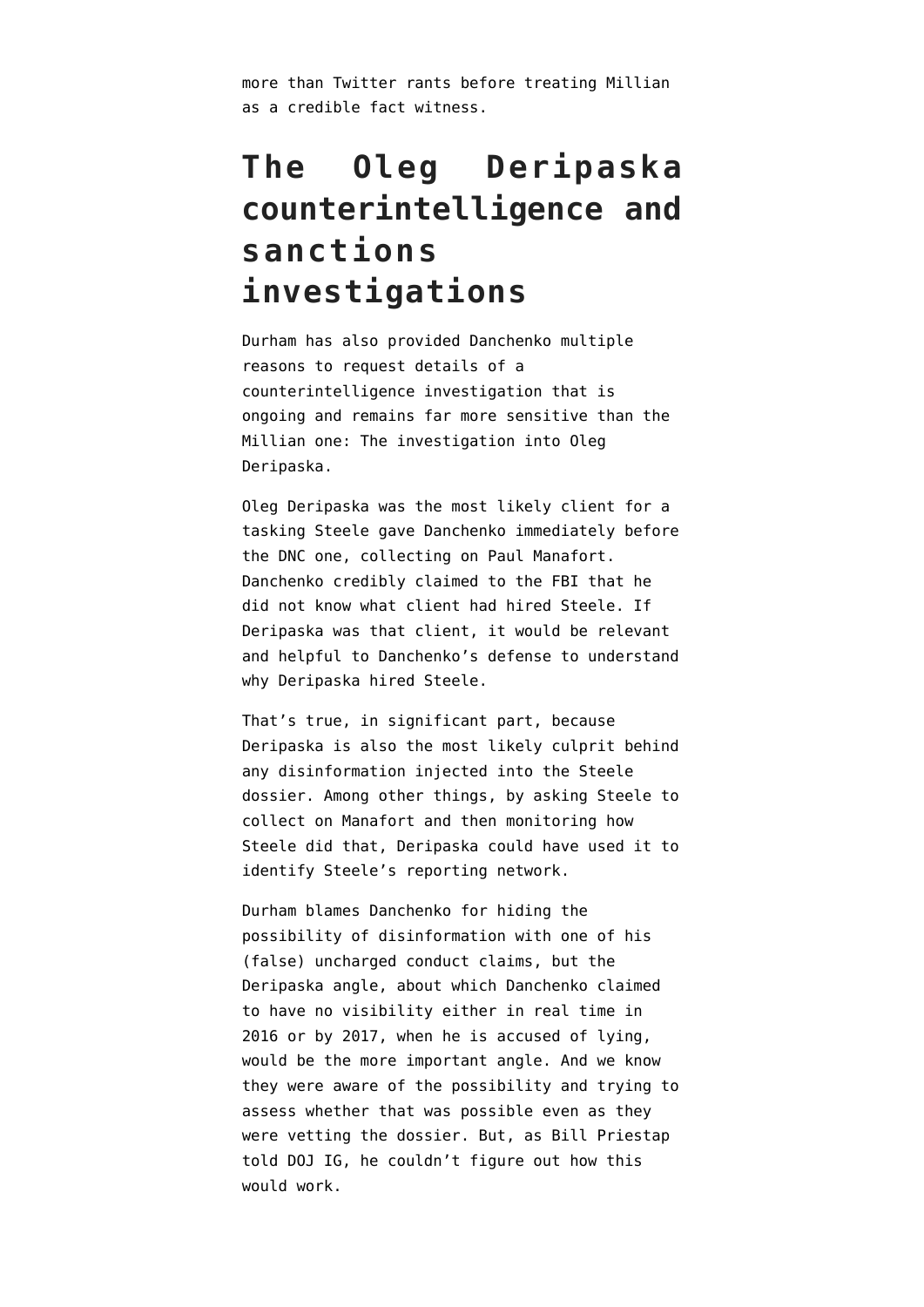more than Twitter rants before treating Millian as a credible fact witness.

## The Oleg Deripaska counterintelligence and sanctions investigations

Durham has also provided Danchenko multiple reasons to request details of a counterintelligence investigation that is ongoing and remains far more sensitive than the Millian one: The investigation into Oleg Deripaska.

Oleg Deripaska was the most likely client for a tasking Steele gave Danchenko immediately before the DNC one, collecting on Paul Manafort. Danchenko credibly claimed to the FBI that he did not know what client had hired Steele. If Deripaska was that client, it would be relevant and helpful to Danchenko's defense to understand why Deripaska hired Steele.

That's true, in significant part, because Deripaska is also the most likely culprit behind any disinformation injected into the Steele dossier. Among other things, by asking Steele to collect on Manafort and then monitoring how Steele did that, Deripaska could have used it to identify Steele's reporting network.

Durham blames Danchenko for hiding the possibility of disinformation with one of his (false) uncharged conduct claims, but the Deripaska angle, about which Danchenko claimed to have no visibility either in real time in 2016 or by 2017, when he is accused of lying, would be the more important angle. And we know they were aware of the possibility and trying to assess whether that was possible even as they were vetting the dossier. But, as Bill Priestap told DOJ IG, he couldn't figure out how this would work.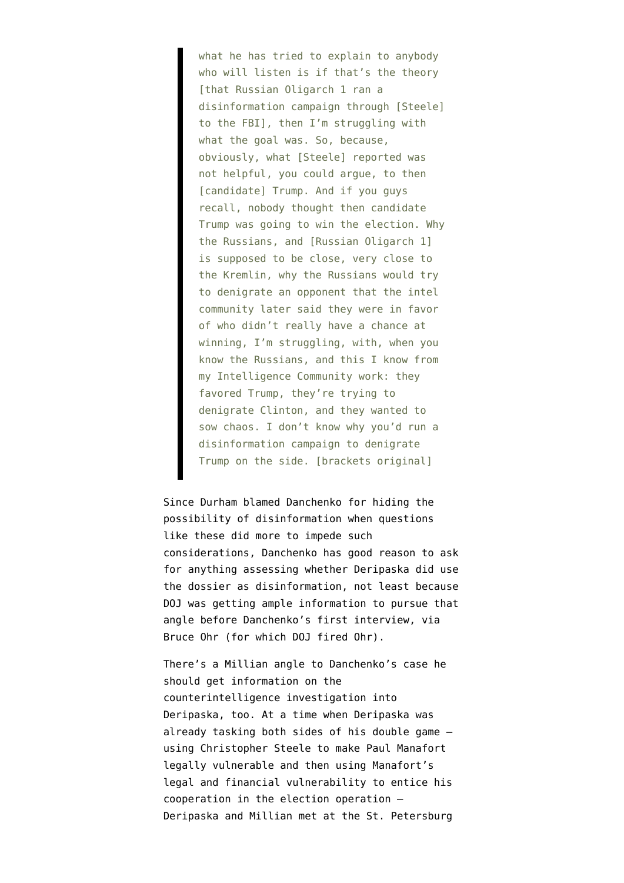> what he has tried to explain to anybody who will listen is if that's the theory [that Russian Oligarch 1 ran a disinformation campaign through [Steele] to the FBI], then I'm struggling with what the goal was. So, because, obviously, what [Steele] reported was not helpful, you could argue, to then [candidate] Trump. And if you guys recall, nobody thought then candidate Trump was going to win the election. Why the Russians, and [Russian Oligarch 1] is supposed to be close, very close to the Kremlin, why the Russians would try to denigrate an opponent that the intel community later said they were in favor of who didn't really have a chance at winning, I'm struggling, with, when you know the Russians, and this I know from my Intelligence Community work: they favored Trump, they're trying to denigrate Clinton, and they wanted to sow chaos. I don't know why you'd run a disinformation campaign to denigrate Trump on the side. [brackets original]

Since Durham blamed Danchenko for hiding the possibility of disinformation when questions like these did more to impede such considerations, Danchenko has good reason to ask for anything assessing whether Deripaska did use the dossier as disinformation, not least because DOJ was getting ample information to pursue that angle before Danchenko's first interview, via Bruce Ohr (for which DOJ fired Ohr).

There's a Millian angle to Danchenko's case he should get information on the counterintelligence investigation into Deripaska, too. At a time when Deripaska was already tasking both sides of his double game — using Christopher Steele to make Paul Manafort legally vulnerable and then using Manafort's legal and financial vulnerability to entice his cooperation in the election operation — Deripaska and Millian met at the St. Petersburg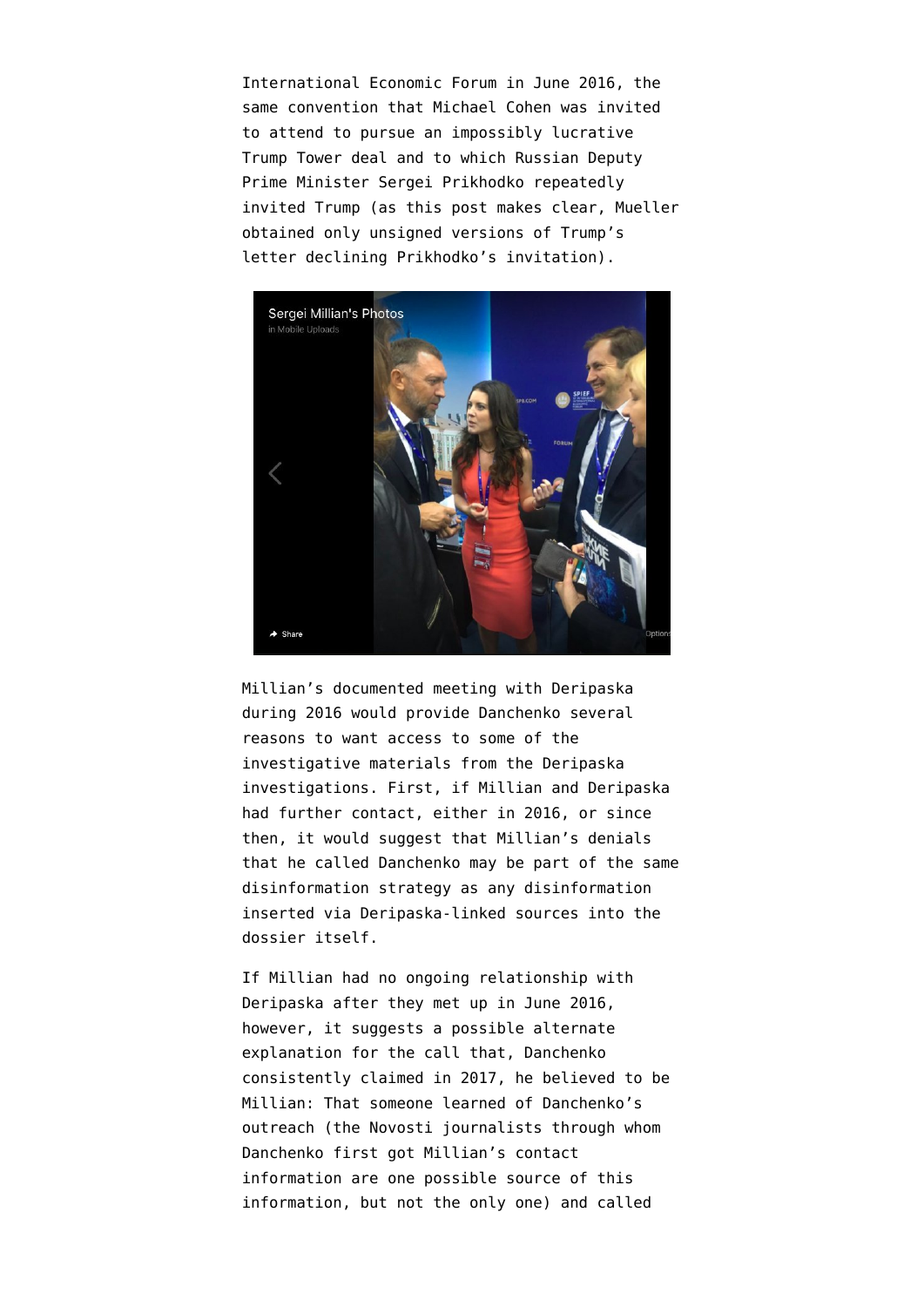International Economic Forum in June 2016, the same convention that Michael Cohen was invited to attend to pursue an impossibly lucrative Trump Tower deal and to which Russian Deputy Prime Minister Sergei Prikhodko repeatedly invited Trump (as this post makes clear, Mueller obtained only unsigned versions of Trump's letter declining Prikhodko's invitation).

Millian's documented meeting with Deripaska during 2016 would provide Danchenko several reasons to want access to some of the investigative materials from the Deripaska investigations. First, if Millian and Deripaska had further contact, either in 2016, or since then, it would suggest that Millian's denials that he called Danchenko may be part of the same disinformation strategy as any disinformation inserted via Deripaska-linked sources into the dossier itself.

If Millian had no ongoing relationship with Deripaska after they met up in June 2016, however, it suggests a possible alternate explanation for the call that, Danchenko consistently claimed in 2017, he believed to be Millian: That someone learned of Danchenko's outreach (the Novosti journalists through whom Danchenko first got Millian's contact information are one possible source of this information, but not the only one) and called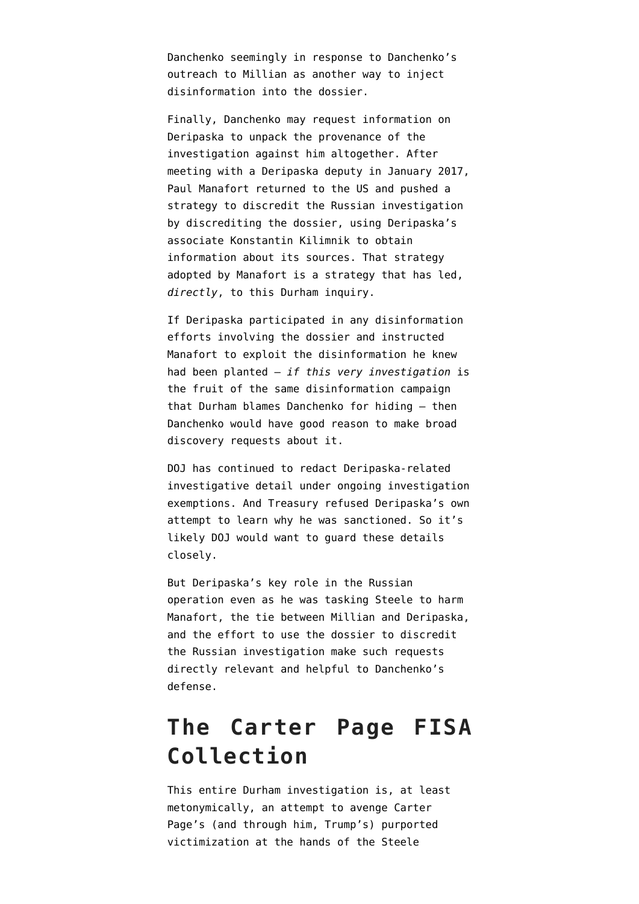Danchenko seemingly in response to Danchenko's outreach to Millian as another way to inject disinformation into the dossier.

Finally, Danchenko may request information on Deripaska to unpack the provenance of the investigation against him altogether. After meeting with a Deripaska deputy in January 2017, Paul Manafort returned to the US and pushed a strategy to discredit the Russian investigation by discrediting the dossier, using Deripaska's associate Konstantin Kilimnik to obtain information about its sources. That strategy adopted by Manafort is a strategy that has led, *directly*, to this Durham inquiry.

If Deripaska participated in any disinformation efforts involving the dossier and instructed Manafort to exploit the disinformation he knew had been planted — *if this very investigation* is the fruit of the same disinformation campaign that Durham blames Danchenko for hiding — then Danchenko would have good reason to make broad discovery requests about it.

DOJ has continued to redact Deripaska-related investigative detail under ongoing investigation exemptions. And Treasury refused Deripaska's own attempt to learn why he was sanctioned. So it's likely DOJ would want to guard these details closely.

But Deripaska's key role in the Russian operation even as he was tasking Steele to harm Manafort, the tie between Millian and Deripaska, and the effort to use the dossier to discredit the Russian investigation make such requests directly relevant and helpful to Danchenko's defense.

## The Carter Page FISA Collection

This entire Durham investigation is, at least metonymically, an attempt to avenge Carter Page's (and through him, Trump's) purported victimization at the hands of the Steele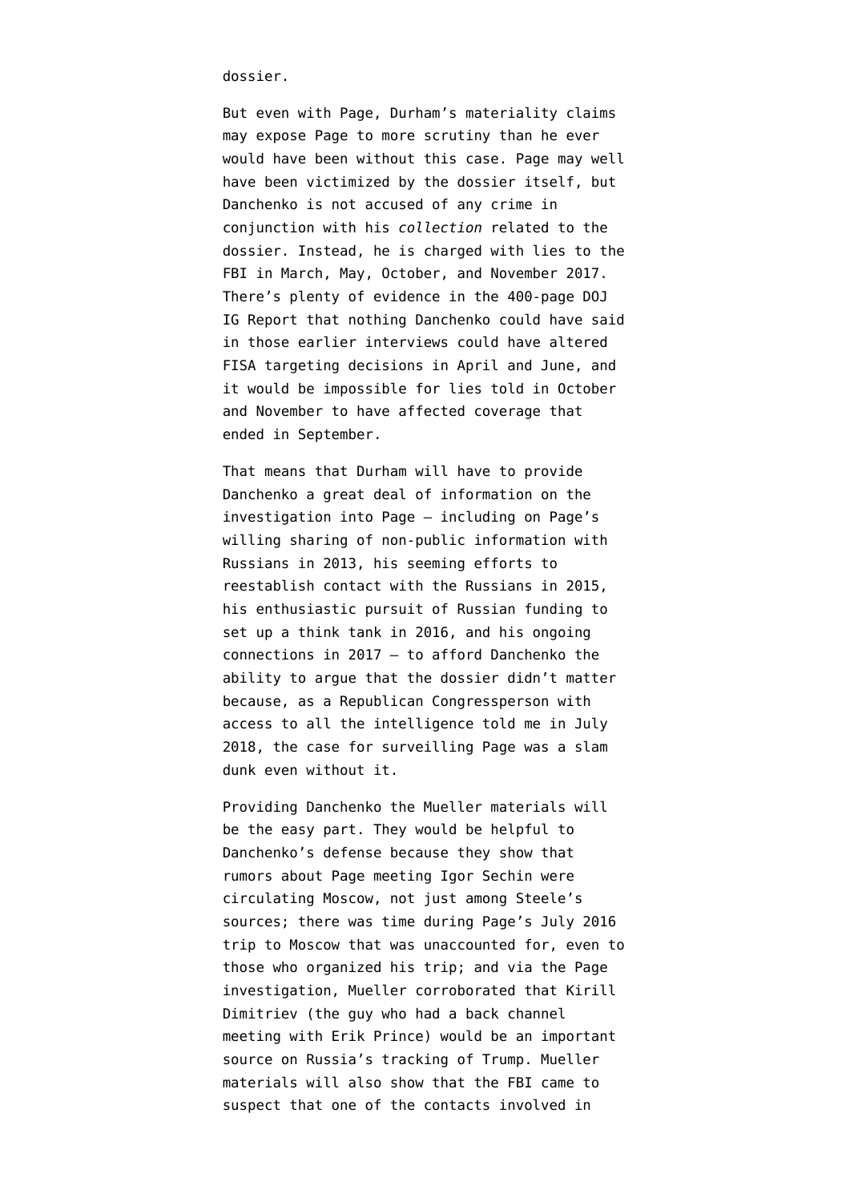dossier.

But even with Page, Durham's materiality claims may expose Page to more scrutiny than he ever would have been without this case. Page may well have been victimized by the dossier itself, but Danchenko is not accused of any crime in conjunction with his *collection* related to the dossier. Instead, he is charged with lies to the FBI in March, May, October, and November 2017. There's plenty of evidence in the 400-page DOJ IG Report that nothing Danchenko could have said in those earlier interviews could have altered FISA targeting decisions in April and June, and it would be impossible for lies told in October and November to have affected coverage that ended in September.

That means that Durham will have to provide Danchenko a great deal of information on the investigation into Page — including on Page's willing sharing of non-public information with Russians in 2013, his seeming efforts to reestablish contact with the Russians in 2015, his enthusiastic pursuit of Russian funding to set up a think tank in 2016, and his ongoing connections in 2017 — to afford Danchenko the ability to argue that the dossier didn't matter because, as a Republican Congressperson with access to all the intelligence told me in July 2018, the case for surveilling Page was a slam dunk even without it.

Providing Danchenko the Mueller materials will be the easy part. They would be helpful to Danchenko's defense because they show that rumors about Page meeting Igor Sechin were circulating Moscow, not just among Steele's sources; there was time during Page's July 2016 trip to Moscow that was unaccounted for, even to those who organized his trip; and via the Page investigation, Mueller corroborated that Kirill Dimitriev (the guy who had a back channel meeting with Erik Prince) would be an important source on Russia's tracking of Trump. Mueller materials will also show that the FBI came to suspect that one of the contacts involved in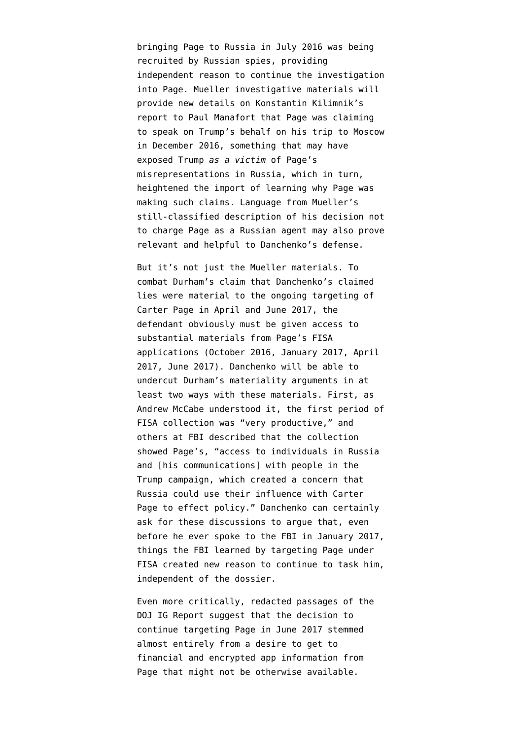bringing Page to Russia in July 2016 was being recruited by Russian spies, providing independent reason to continue the investigation into Page. Mueller investigative materials will provide new details on Konstantin Kilimnik's report to Paul Manafort that Page was claiming to speak on Trump's behalf on his trip to Moscow in December 2016, something that may have exposed Trump *as a victim* of Page's misrepresentations in Russia, which in turn, heightened the import of learning why Page was making such claims. Language from Mueller's still-classified description of his decision not to charge Page as a Russian agent may also prove relevant and helpful to Danchenko's defense.

But it's not just the Mueller materials. To combat Durham's claim that Danchenko's claimed lies were material to the ongoing targeting of Carter Page in April and June 2017, the defendant obviously must be given access to substantial materials from Page's FISA applications (October 2016, January 2017, April 2017, June 2017). Danchenko will be able to undercut Durham's materiality arguments in at least two ways with these materials. First, as Andrew McCabe understood it, the first period of FISA collection was "very productive," and others at FBI described that the collection showed Page's, "access to individuals in Russia and [his communications] with people in the Trump campaign, which created a concern that Russia could use their influence with Carter Page to effect policy." Danchenko can certainly ask for these discussions to argue that, even before he ever spoke to the FBI in January 2017, things the FBI learned by targeting Page under FISA created new reason to continue to task him, independent of the dossier.

Even more critically, redacted passages of the DOJ IG Report suggest that the decision to continue targeting Page in June 2017 stemmed almost entirely from a desire to get to financial and encrypted app information from Page that might not be otherwise available.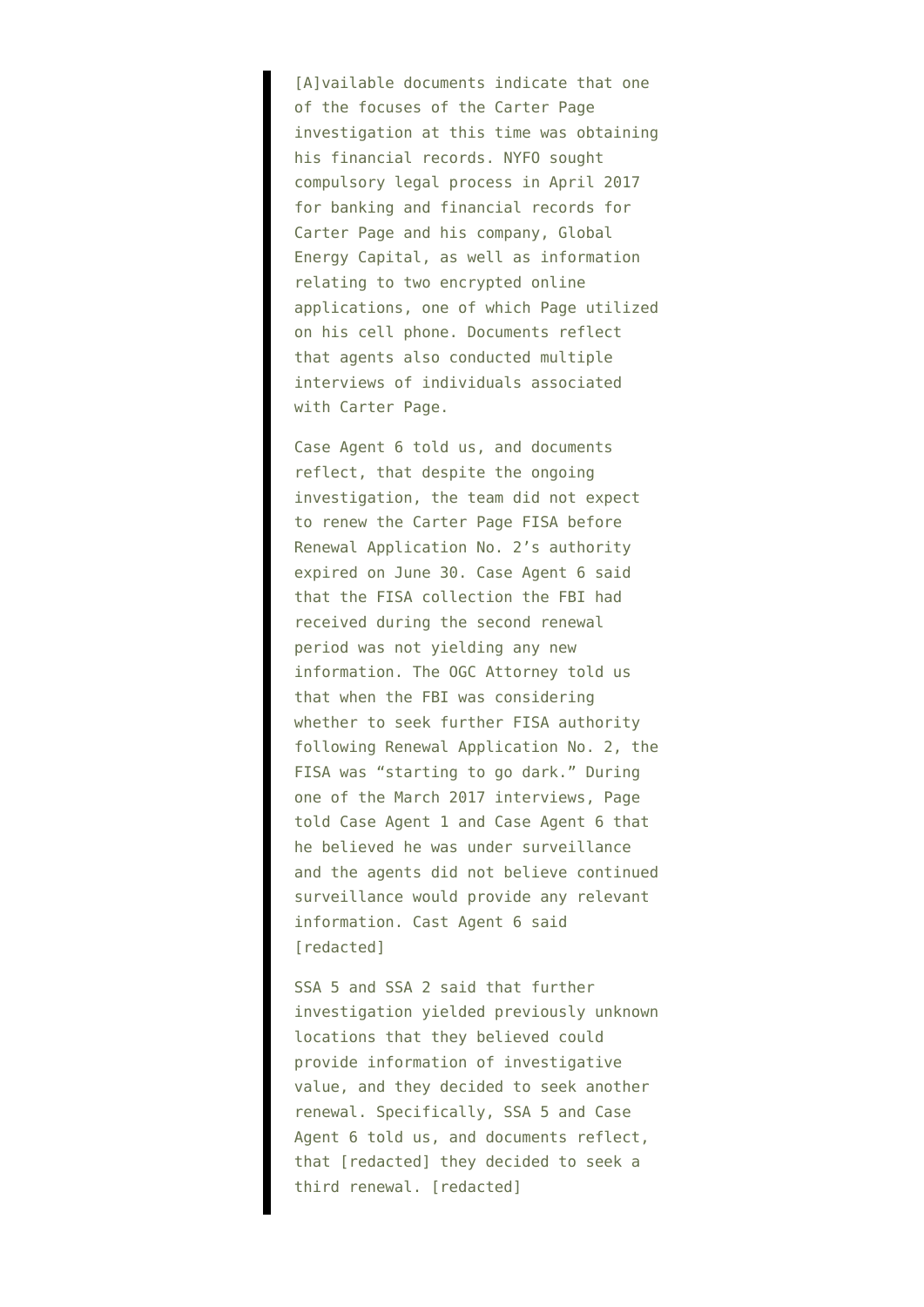> [A]vailable documents indicate that one of the focuses of the Carter Page investigation at this time was obtaining his financial records. NYFO sought compulsory legal process in April 2017 for banking and financial records for Carter Page and his company, Global Energy Capital, as well as information relating to two encrypted online applications, one of which Page utilized on his cell phone. Documents reflect that agents also conducted multiple interviews of individuals associated with Carter Page.
>
> Case Agent 6 told us, and documents reflect, that despite the ongoing investigation, the team did not expect to renew the Carter Page FISA before Renewal Application No. 2's authority expired on June 30. Case Agent 6 said that the FISA collection the FBI had received during the second renewal period was not yielding any new information. The OGC Attorney told us that when the FBI was considering whether to seek further FISA authority following Renewal Application No. 2, the FISA was "starting to go dark." During one of the March 2017 interviews, Page told Case Agent 1 and Case Agent 6 that he believed he was under surveillance and the agents did not believe continued surveillance would provide any relevant information. Cast Agent 6 said [redacted]
>
> SSA 5 and SSA 2 said that further investigation yielded previously unknown locations that they believed could provide information of investigative value, and they decided to seek another renewal. Specifically, SSA 5 and Case Agent 6 told us, and documents reflect, that [redacted] they decided to seek a third renewal. [redacted]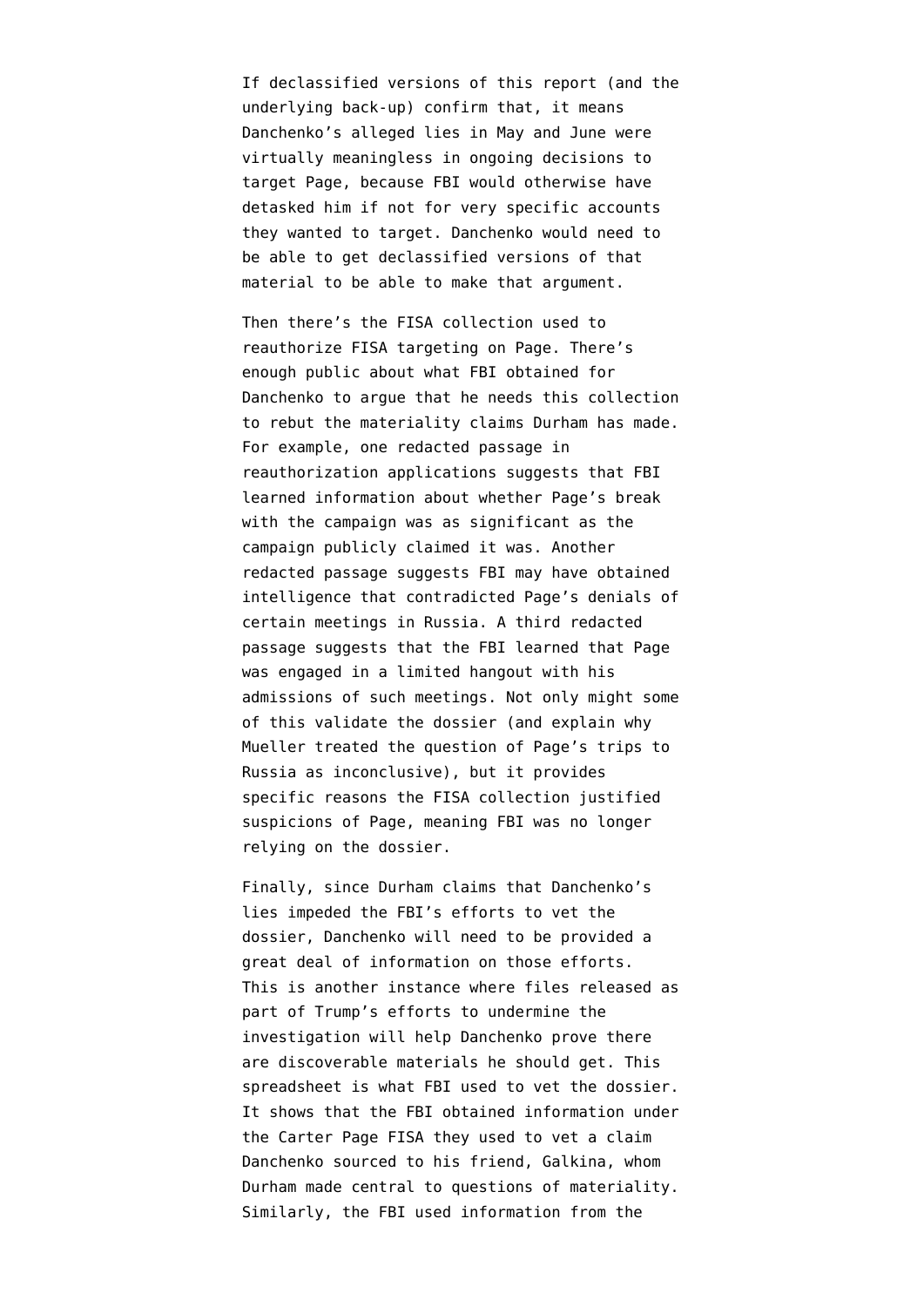If declassified versions of this report (and the underlying back-up) confirm that, it means Danchenko's alleged lies in May and June were virtually meaningless in ongoing decisions to target Page, because FBI would otherwise have detasked him if not for very specific accounts they wanted to target. Danchenko would need to be able to get declassified versions of that material to be able to make that argument.

Then there's the FISA collection used to reauthorize FISA targeting on Page. There's enough public about what FBI obtained for Danchenko to argue that he needs this collection to rebut the materiality claims Durham has made. For example, one redacted passage in reauthorization applications suggests that FBI learned information about whether Page's break with the campaign was as significant as the campaign publicly claimed it was. Another redacted passage suggests FBI may have obtained intelligence that contradicted Page's denials of certain meetings in Russia. A third redacted passage suggests that the FBI learned that Page was engaged in a limited hangout with his admissions of such meetings. Not only might some of this validate the dossier (and explain why Mueller treated the question of Page's trips to Russia as inconclusive), but it provides specific reasons the FISA collection justified suspicions of Page, meaning FBI was no longer relying on the dossier.

Finally, since Durham claims that Danchenko's lies impeded the FBI's efforts to vet the dossier, Danchenko will need to be provided a great deal of information on those efforts. This is another instance where files released as part of Trump's efforts to undermine the investigation will help Danchenko prove there are discoverable materials he should get. This spreadsheet is what FBI used to vet the dossier. It shows that the FBI obtained information under the Carter Page FISA they used to vet a claim Danchenko sourced to his friend, Galkina, whom Durham made central to questions of materiality. Similarly, the FBI used information from the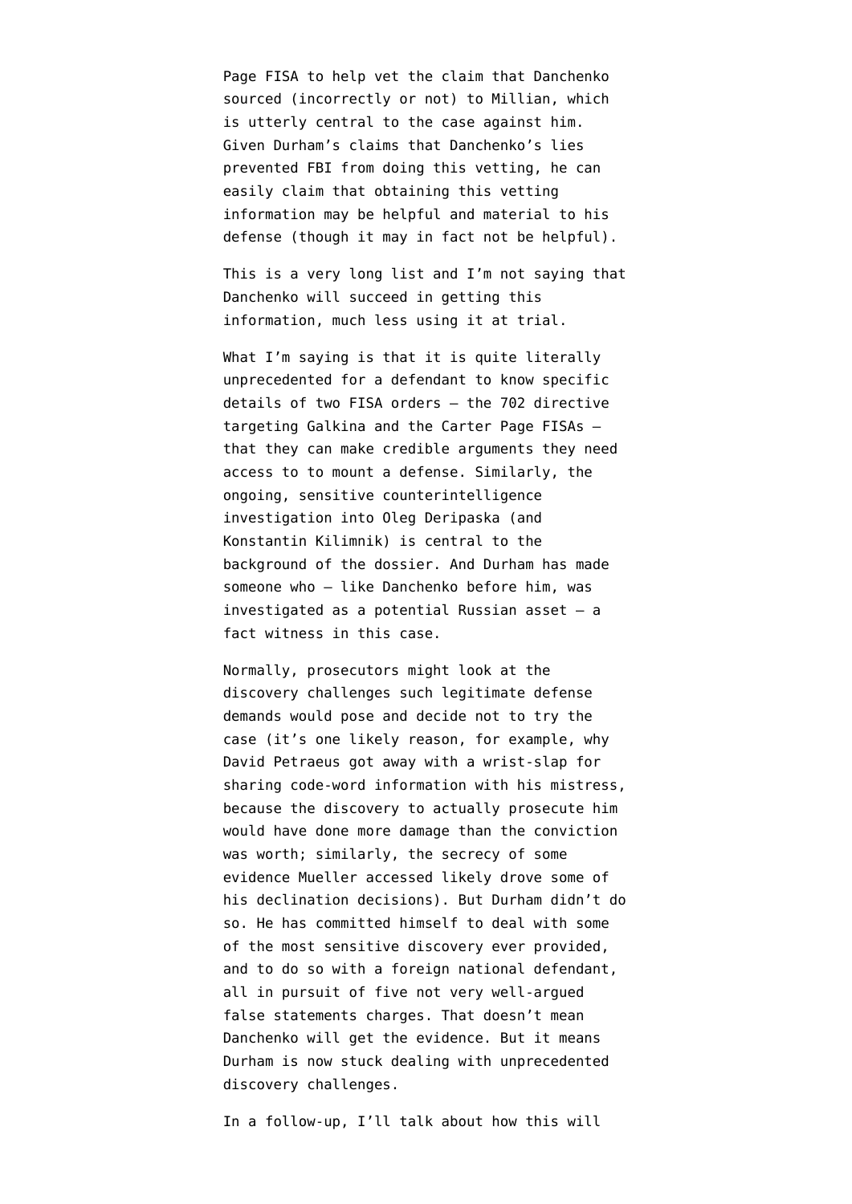Page FISA to help vet the claim that Danchenko sourced (incorrectly or not) to Millian, which is utterly central to the case against him. Given Durham's claims that Danchenko's lies prevented FBI from doing this vetting, he can easily claim that obtaining this vetting information may be helpful and material to his defense (though it may in fact not be helpful).

This is a very long list and I'm not saying that Danchenko will succeed in getting this information, much less using it at trial.

What I'm saying is that it is quite literally unprecedented for a defendant to know specific details of two FISA orders — the 702 directive targeting Galkina and the Carter Page FISAs — that they can make credible arguments they need access to to mount a defense. Similarly, the ongoing, sensitive counterintelligence investigation into Oleg Deripaska (and Konstantin Kilimnik) is central to the background of the dossier. And Durham has made someone who — like Danchenko before him, was investigated as a potential Russian asset — a fact witness in this case.

Normally, prosecutors might look at the discovery challenges such legitimate defense demands would pose and decide not to try the case (it's one likely reason, for example, why David Petraeus got away with a wrist-slap for sharing code-word information with his mistress, because the discovery to actually prosecute him would have done more damage than the conviction was worth; similarly, the secrecy of some evidence Mueller accessed likely drove some of his declination decisions). But Durham didn't do so. He has committed himself to deal with some of the most sensitive discovery ever provided, and to do so with a foreign national defendant, all in pursuit of five not very well-argued false statements charges. That doesn't mean Danchenko will get the evidence. But it means Durham is now stuck dealing with unprecedented discovery challenges.

In a follow-up, I'll talk about how this will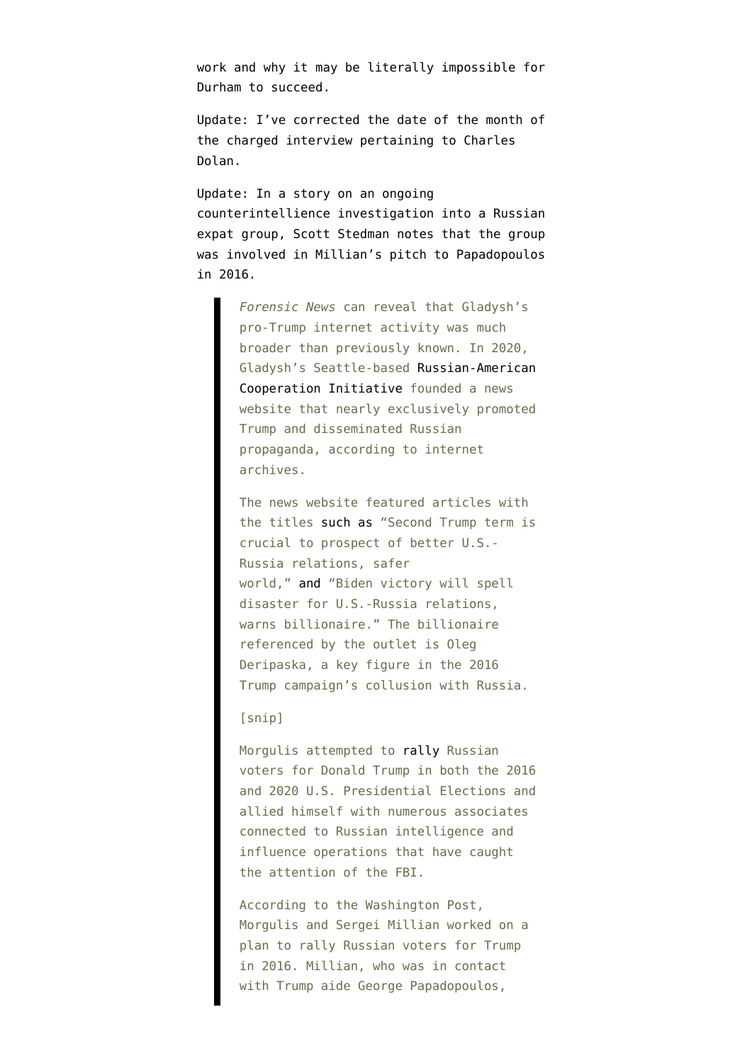work and why it may be literally impossible for Durham to succeed.

Update: I've corrected the date of the month of the charged interview pertaining to Charles Dolan.

Update: In a story on an ongoing counterintellience investigation into a Russian expat group, Scott Stedman notes that the group was involved in Millian's pitch to Papadopoulos in 2016.

> *Forensic News* can reveal that Gladysh's pro-Trump internet activity was much broader than previously known. In 2020, Gladysh's Seattle-based Russian-American Cooperation Initiative founded a news website that nearly exclusively promoted Trump and disseminated Russian propaganda, according to internet archives.
>
> The news website featured articles with the titles such as "Second Trump term is crucial to prospect of better U.S.-Russia relations, safer world," and "Biden victory will spell disaster for U.S.-Russia relations, warns billionaire." The billionaire referenced by the outlet is Oleg Deripaska, a key figure in the 2016 Trump campaign's collusion with Russia.
>
> [snip]
>
> Morgulis attempted to rally Russian voters for Donald Trump in both the 2016 and 2020 U.S. Presidential Elections and allied himself with numerous associates connected to Russian intelligence and influence operations that have caught the attention of the FBI.
>
> According to the Washington Post, Morgulis and Sergei Millian worked on a plan to rally Russian voters for Trump in 2016. Millian, who was in contact with Trump aide George Papadopoulos,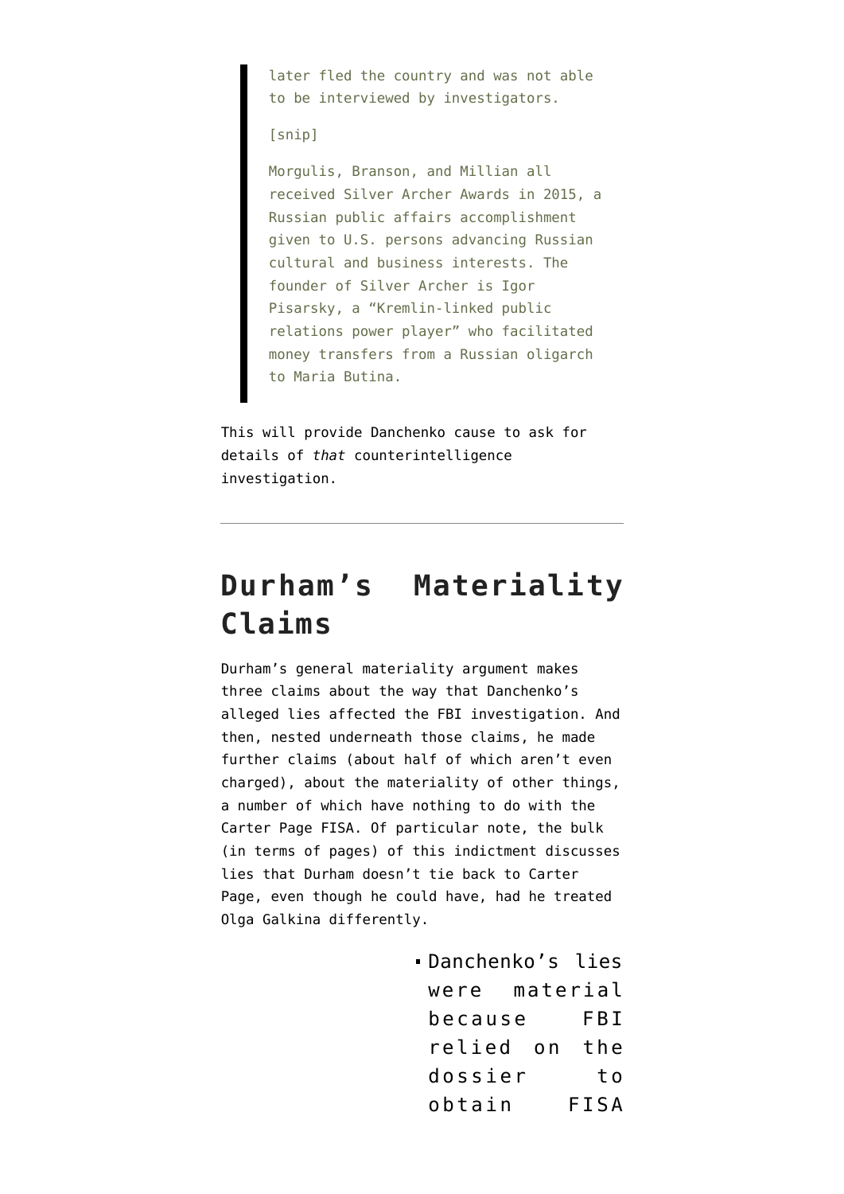> later fled the country and was not able to be interviewed by investigators.
>
> [snip]
>
> Morgulis, Branson, and Millian all received Silver Archer Awards in 2015, a Russian public affairs accomplishment given to U.S. persons advancing Russian cultural and business interests. The founder of Silver Archer is Igor Pisarsky, a "Kremlin-linked public relations power player" who facilitated money transfers from a Russian oligarch to Maria Butina.

This will provide Danchenko cause to ask for details of *that* counterintelligence investigation.

---

## Durham's Materiality Claims

Durham's general materiality argument makes three claims about the way that Danchenko's alleged lies affected the FBI investigation. And then, nested underneath those claims, he made further claims (about half of which aren't even charged), about the materiality of other things, a number of which have nothing to do with the Carter Page FISA. Of particular note, the bulk (in terms of pages) of this indictment discusses lies that Durham doesn't tie back to Carter Page, even though he could have, had he treated Olga Galkina differently.

- Danchenko's lies were material because FBI relied on the dossier to obtain FISA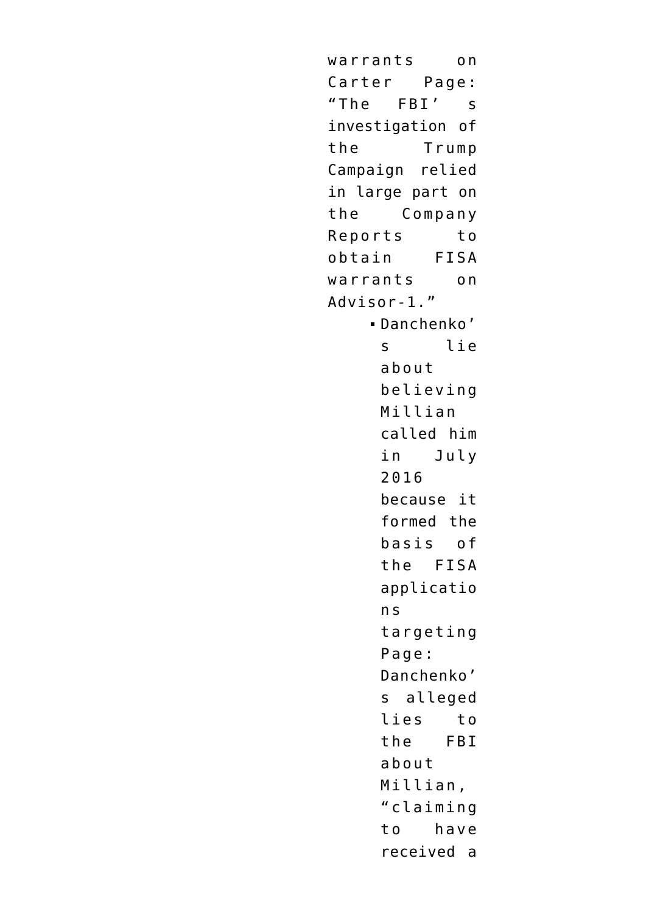warrants on Carter Page: "The FBI's investigation of the Trump Campaign relied in large part on the Company Reports to obtain FISA warrants on Advisor-1."

- Danchenko's lie about believing Millian called him in July 2016 because it formed the basis of the FISA applications targeting Page: Danchenko's alleged lies to the FBI about Millian, "claiming to have received a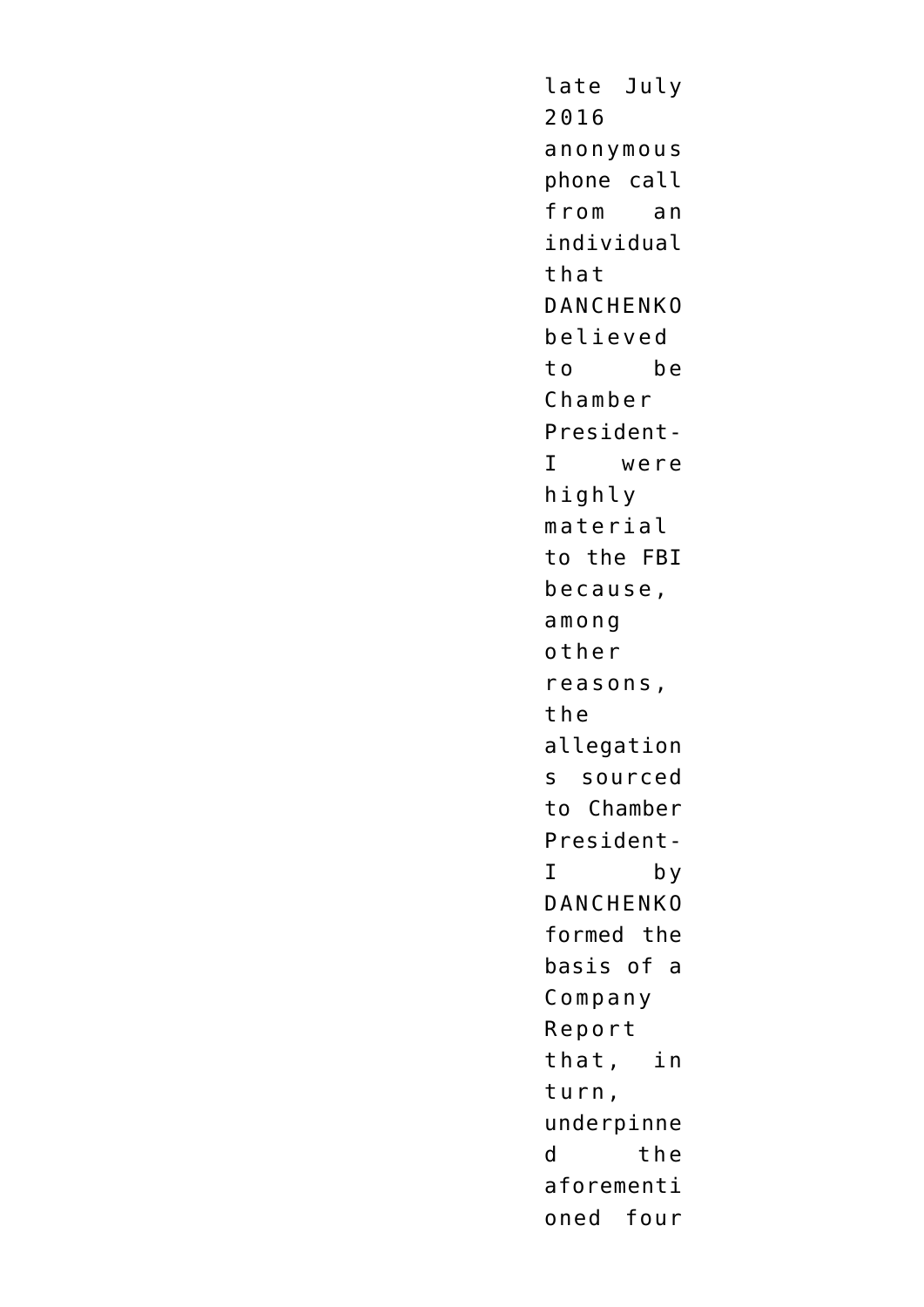late July 2016 anonymous phone call from an individual that DANCHENKO believed to be Chamber President-I were highly material to the FBI because, among other reasons, the allegations sourced to Chamber President-I by DANCHENKO formed the basis of a Company Report that, in turn, underpinned the aforementioned four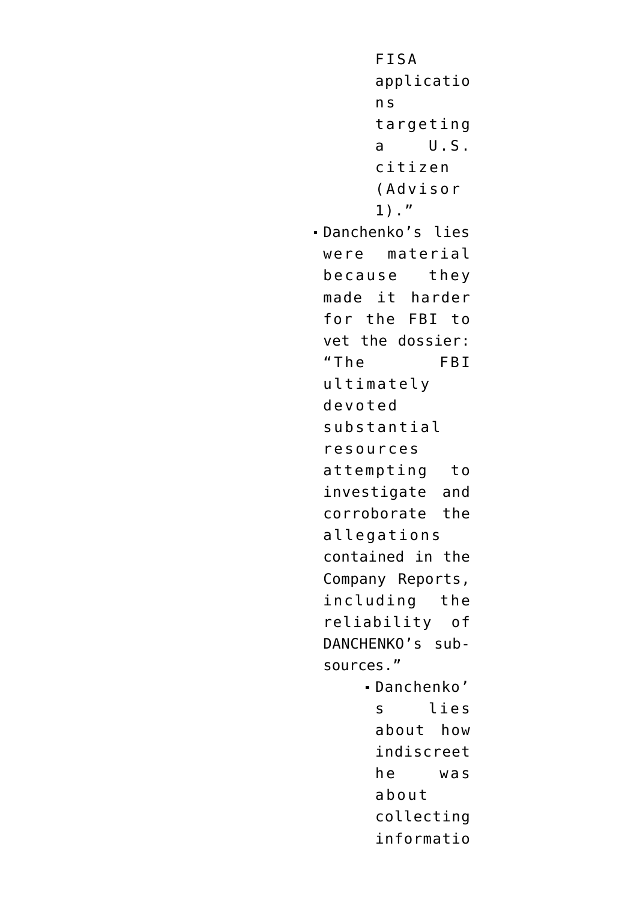FISA applications targeting a U.S. citizen (Advisor 1)."

- Danchenko's lies were material because they made it harder for the FBI to vet the dossier: "The FBI ultimately devoted substantial resources attempting to investigate and corroborate the allegations contained in the Company Reports, including the reliability of DANCHENKO's sub-sources."
  - Danchenko's lies about how indiscreet he was about collecting informatio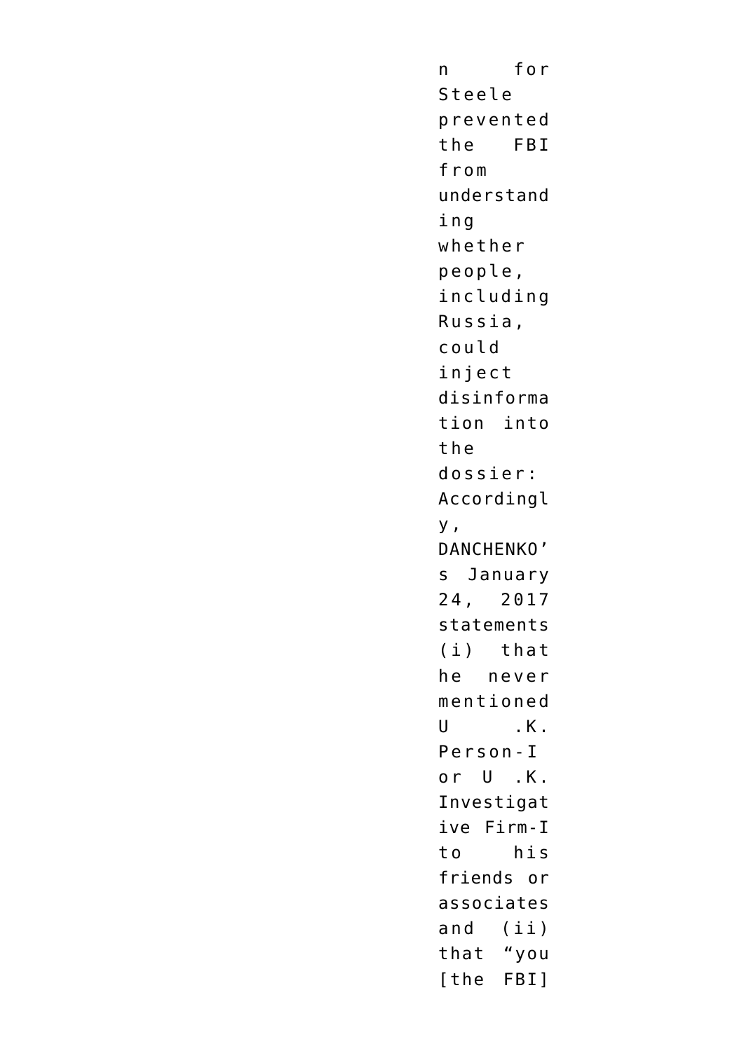n for Steele prevented the FBI from understanding whether people, including Russia, could inject disinformation into the dossier: Accordingly, DANCHENKO's January 24, 2017 statements (i) that he never mentioned U .K. Person-I or U .K. Investigative Firm-I to his friends or associates and (ii) that "you [the FBI]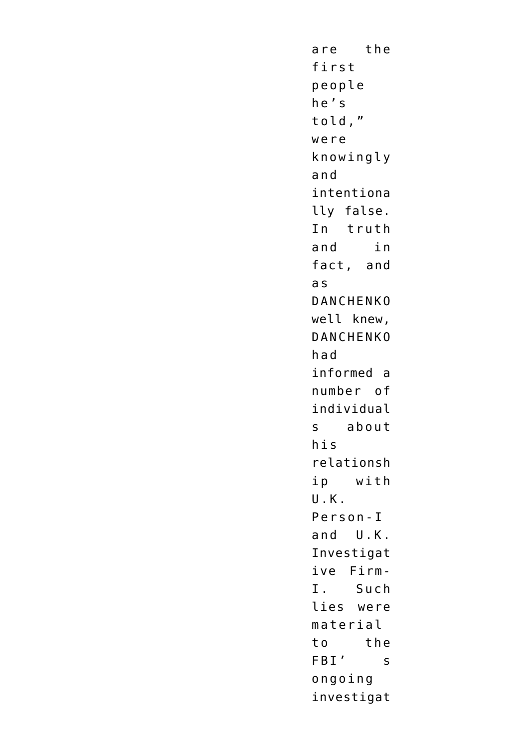are the first people he's told," were knowingly and intentionally false. In truth and in fact, and as DANCHENKO well knew, DANCHENKO had informed a number of individuals about his relationship with U.K. Person-I and U.K. Investigative Firm-I. Such lies were material to the FBI's ongoing investigat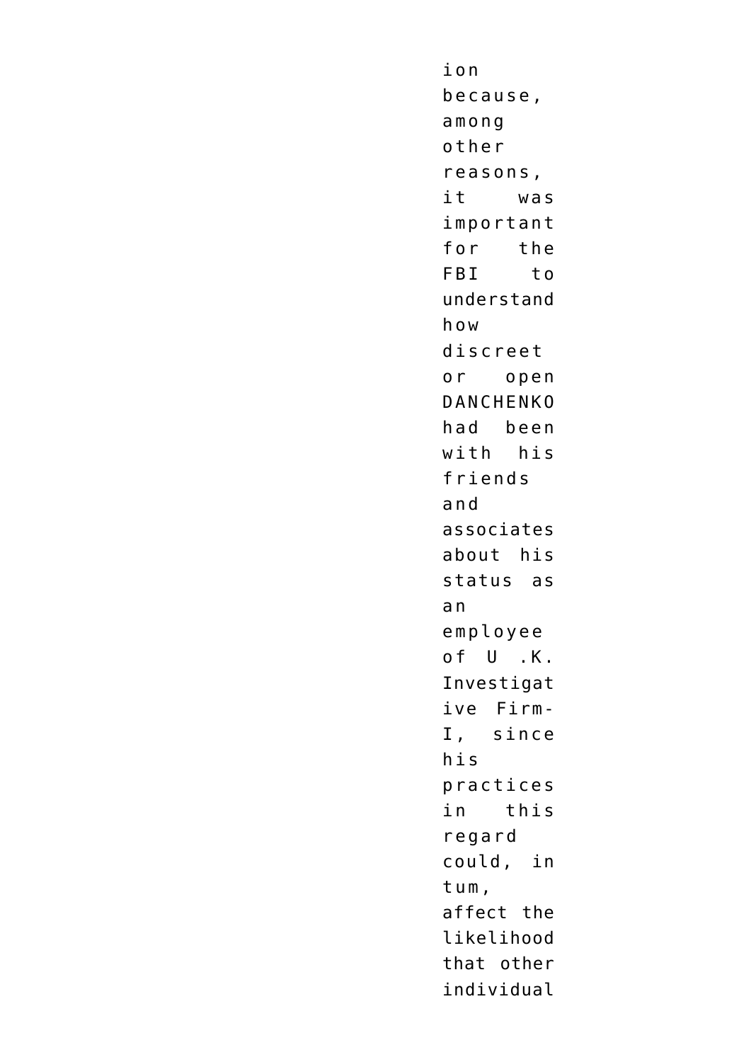ion because, among other reasons, it was important for the FBI to understand how discreet or open DANCHENKO had been with his friends and associates about his status as an employee of U .K. Investigative Firm-I, since his practices in this regard could, in tum, affect the likelihood that other individual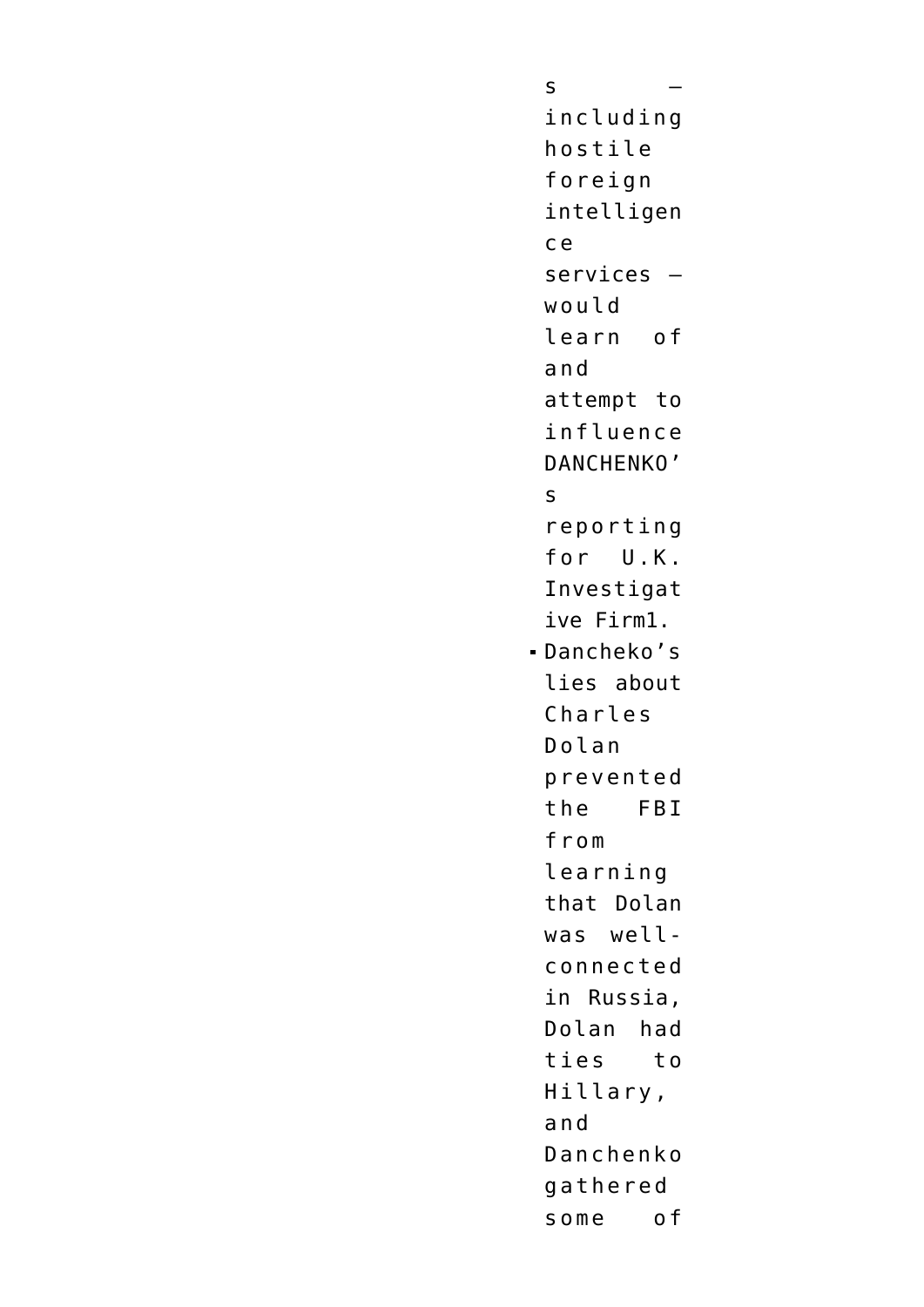s — including hostile foreign intelligence services — would learn of and attempt to influence DANCHENKO's reporting for U.K. Investigative Firm1.

- Dancheko's lies about Charles Dolan prevented the FBI from learning that Dolan was well-connected in Russia, Dolan had ties to Hillary, and Danchenko gathered some of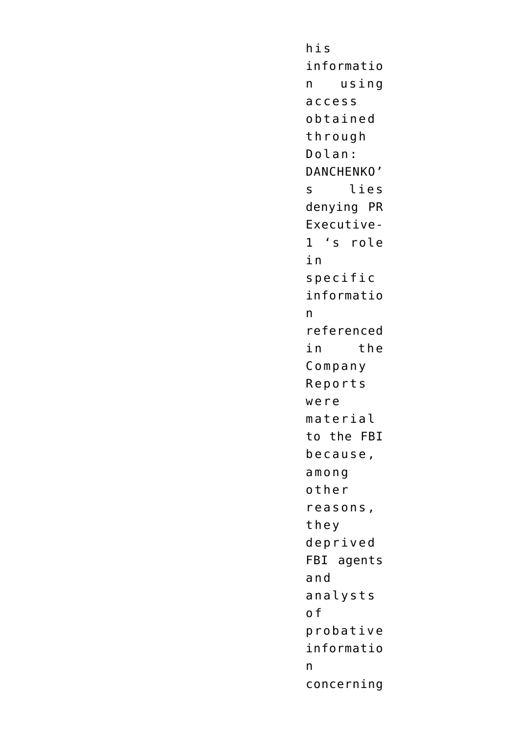his information using access obtained through Dolan: DANCHENKO's lies denying PR Executive-1 's role in specific information referenced in the Company Reports were material to the FBI because, among other reasons, they deprived FBI agents and analysts of probative information concerning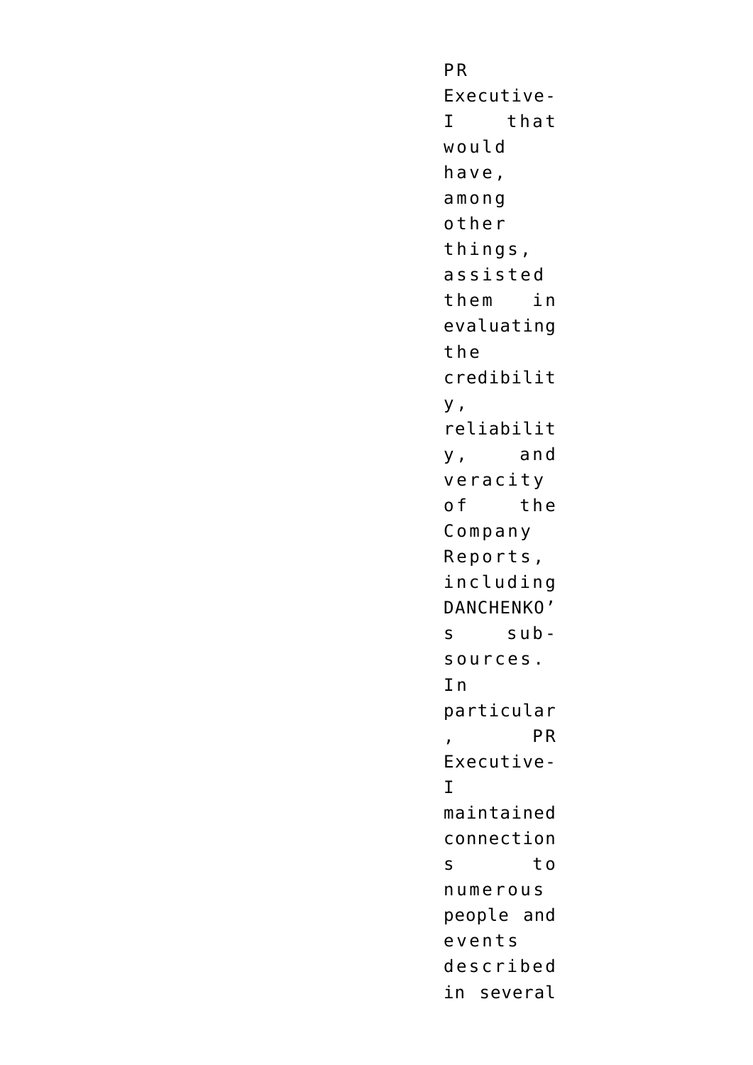PR Executive-I that would have, among other things, assisted them in evaluating the credibility, reliability, and veracity of the Company Reports, including DANCHENKO's sub-sources. In particular, PR Executive-I maintained connections to numerous people and events described in several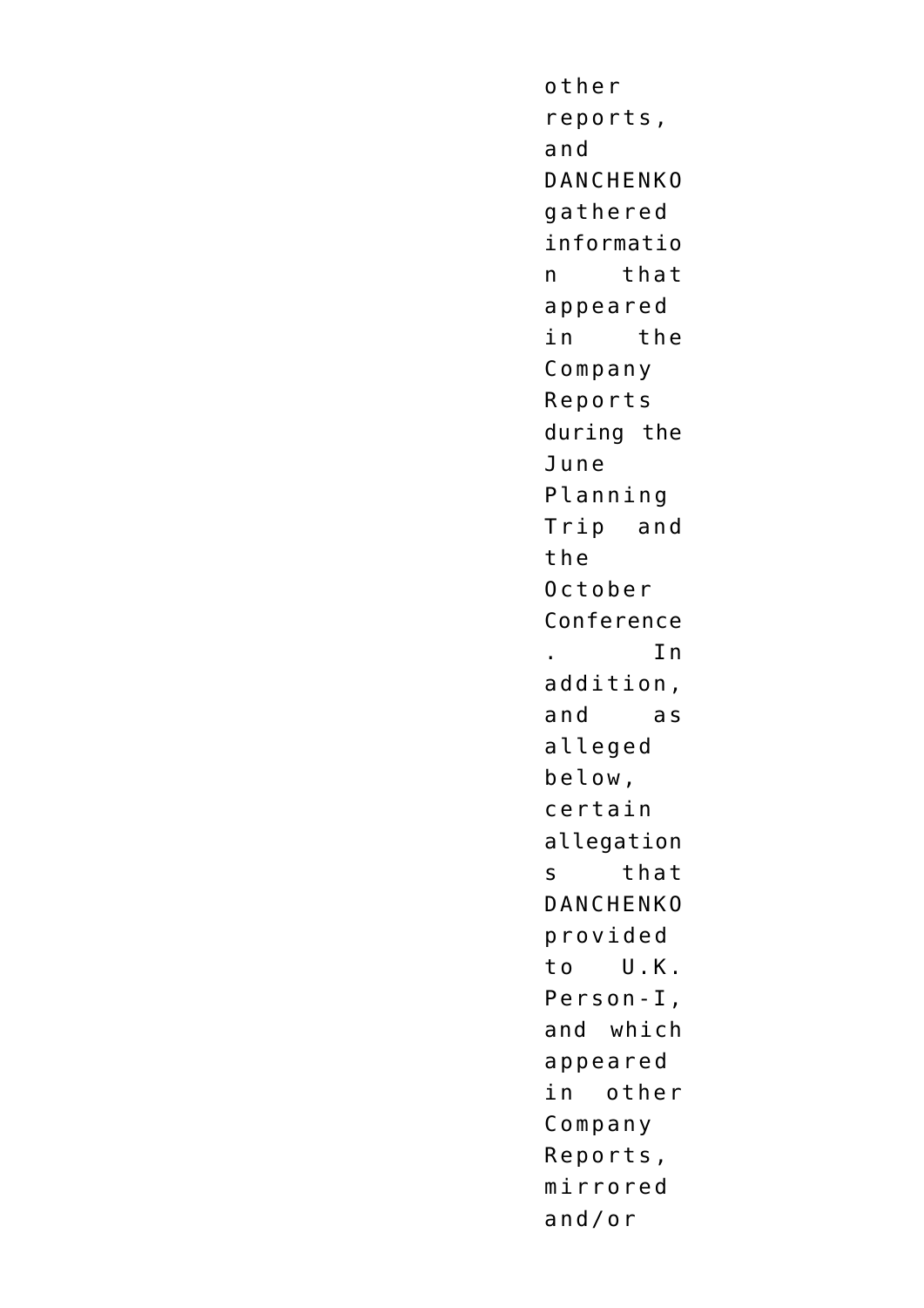other reports, and DANCHENKO gathered information that appeared in the Company Reports during the June Planning Trip and the October Conference. In addition, and as alleged below, certain allegations that DANCHENKO provided to U.K. Person-I, and which appeared in other Company Reports, mirrored and/or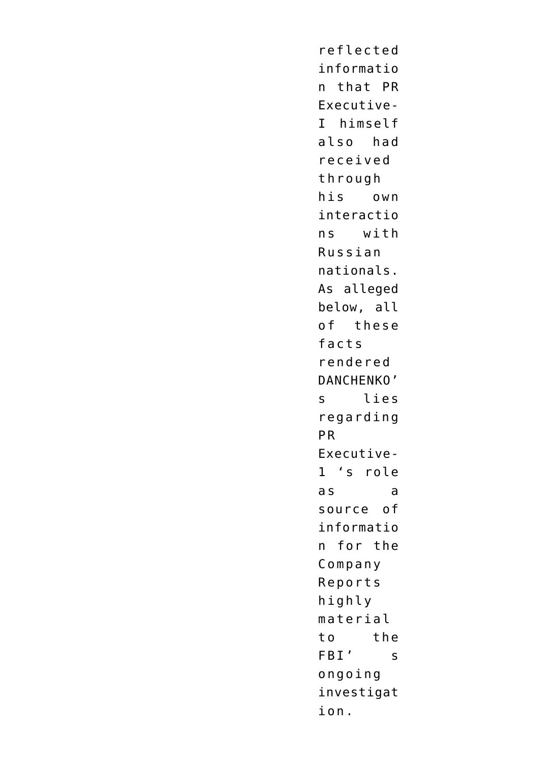reflected information that PR Executive-I himself also had received through his own interactions with Russian nationals. As alleged below, all of these facts rendered DANCHENKO's lies regarding PR Executive-1 's role as a source of information for the Company Reports highly material to the FBI' s ongoing investigation.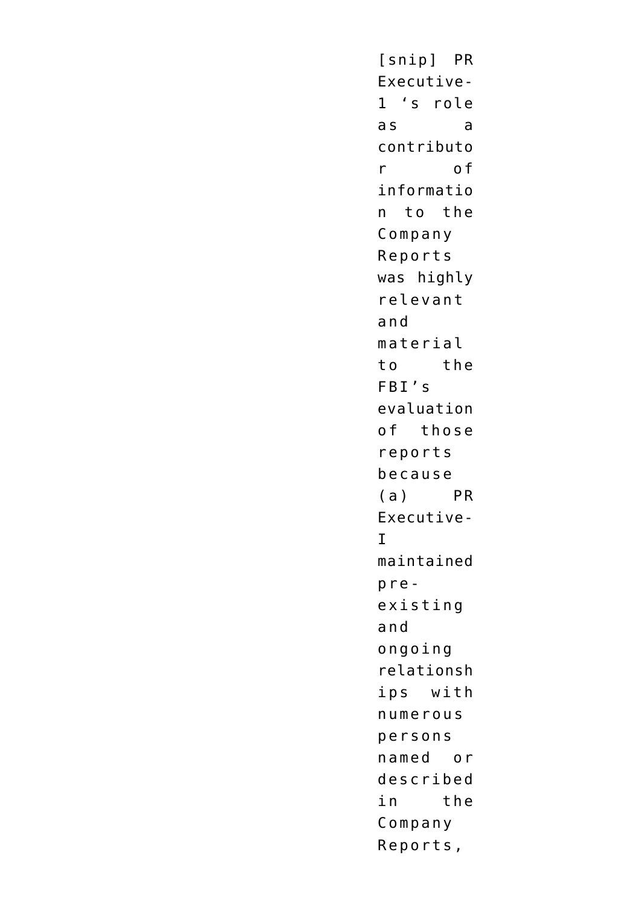[snip] PR Executive-1 ‘s role as a contributor of information to the Company Reports was highly relevant and material to the FBI’s evaluation of those reports because (a) PR Executive-I maintained pre-existing and ongoing relationships with numerous persons named or described in the Company Reports,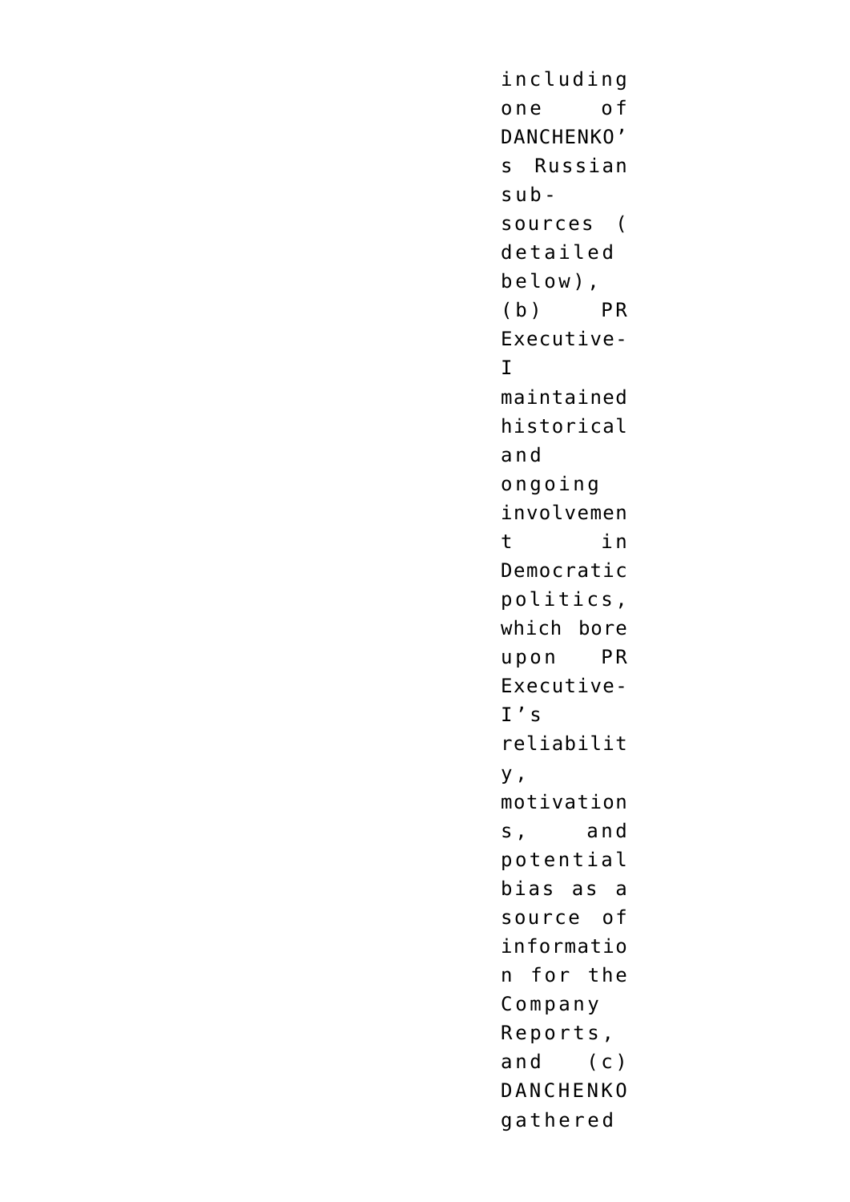including one of DANCHENKO's Russian sub-sources (detailed below), (b) PR Executive-1 maintained historical and ongoing involvement in Democratic politics, which bore upon PR Executive-1's reliability, motivations, and potential bias as a source of information for the Company Reports, and (c) DANCHENKO gathered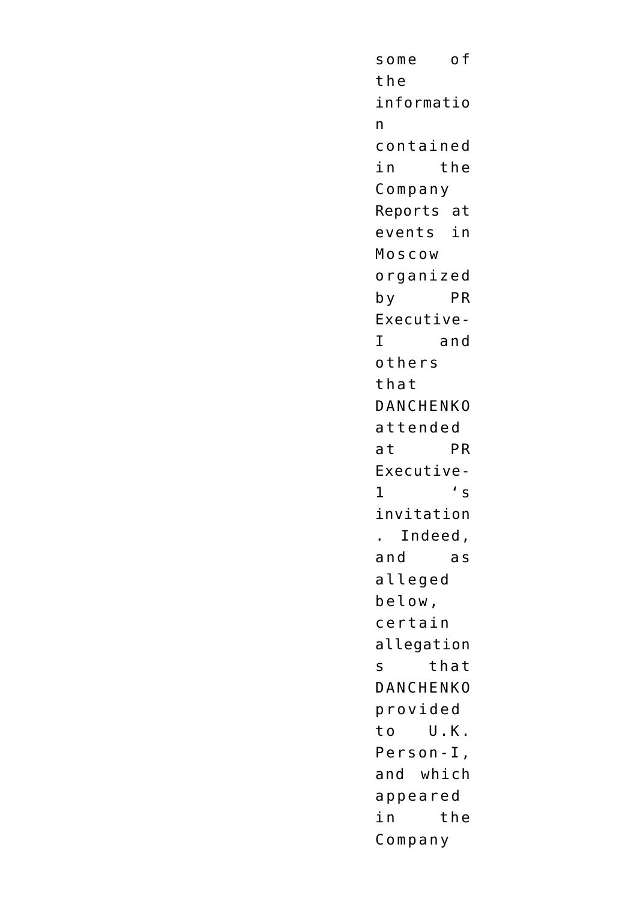some of the information contained in the Company Reports at events in Moscow organized by PR Executive-I and others that DANCHENKO attended at PR Executive-1 ‘s invitation. Indeed, and as alleged below, certain allegations that DANCHENKO provided to U.K. Person-I, and which appeared in the Company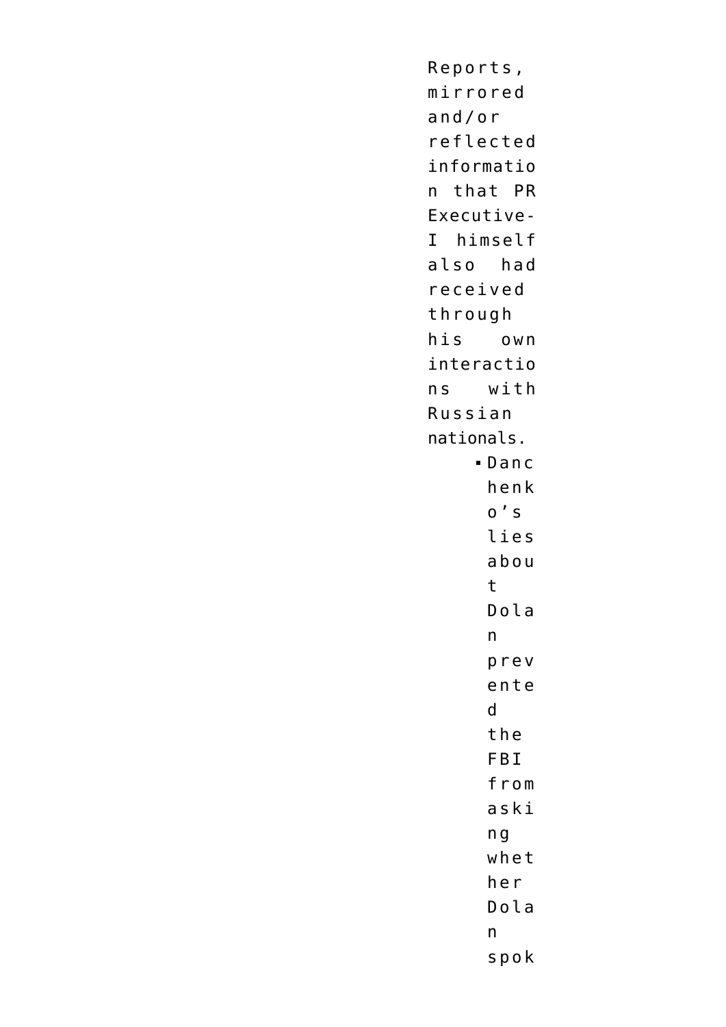Reports, mirrored and/or reflected information that PR Executive-I himself also had received through his own interactions with Russian nationals.

- Danchenko's lies about Dolan prevented the FBI from asking whether Dolan spok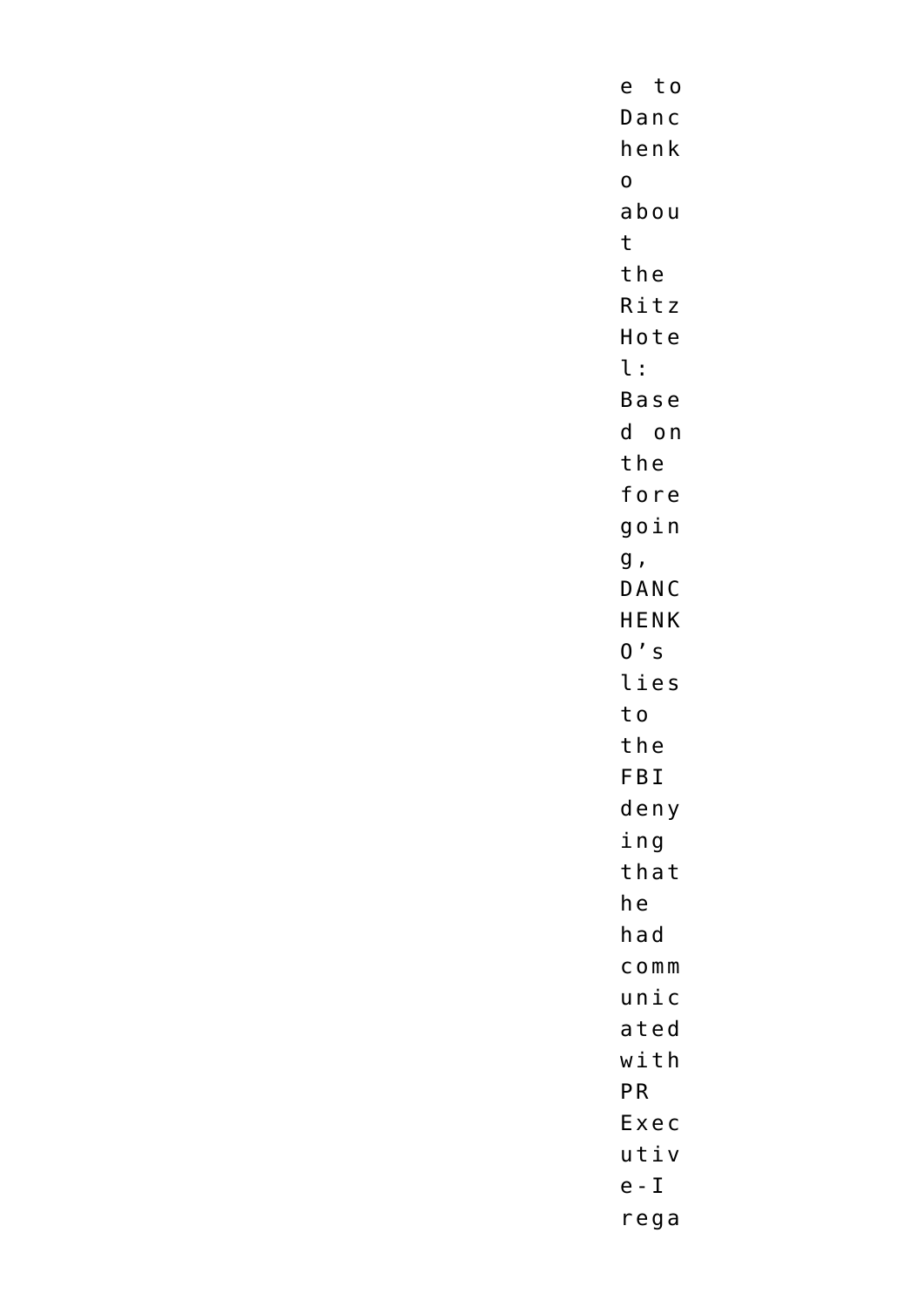e to Danchenko about the Ritz Hotel: Based on the foregoing, DANCHENKO's lies to the FBI denying that he had communicated with PR Executive-I rega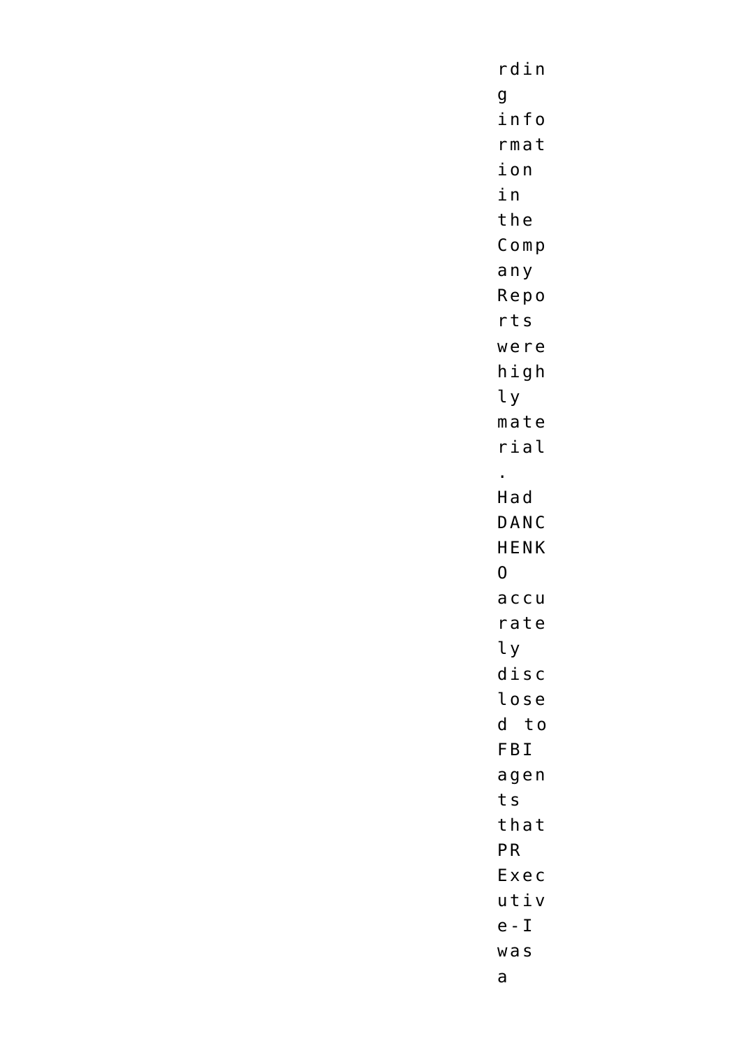rding information in the Company Reports were highly material. Had DANCHENKO accurately disclosed to FBI agents that PR Executive-I was a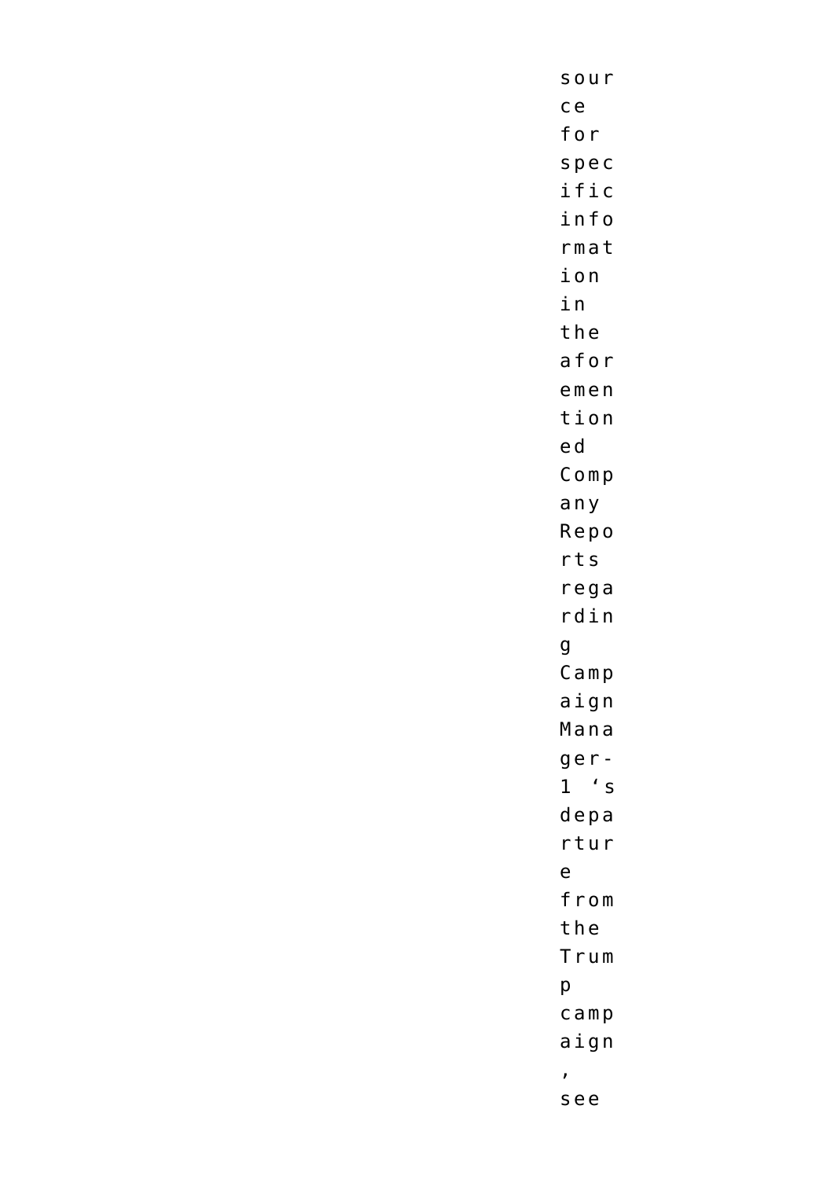source for specific information in the aforementioned Company Reports regarding Campaign Manager-1 's departure from the Trump campaign, see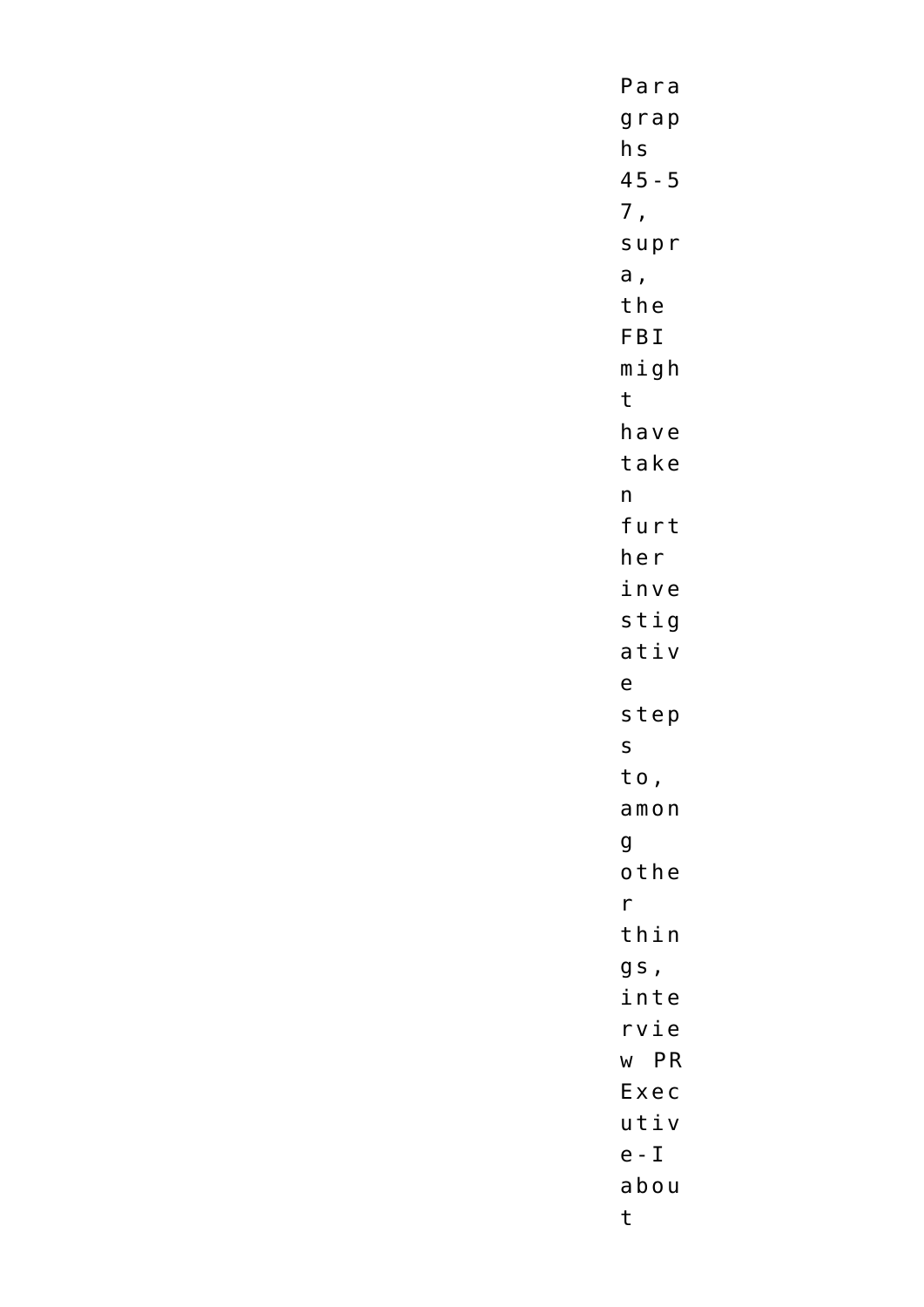Paragraphs 45-57, supra, the FBI might have taken further investigative steps to, among other things, interview PR Executive-I about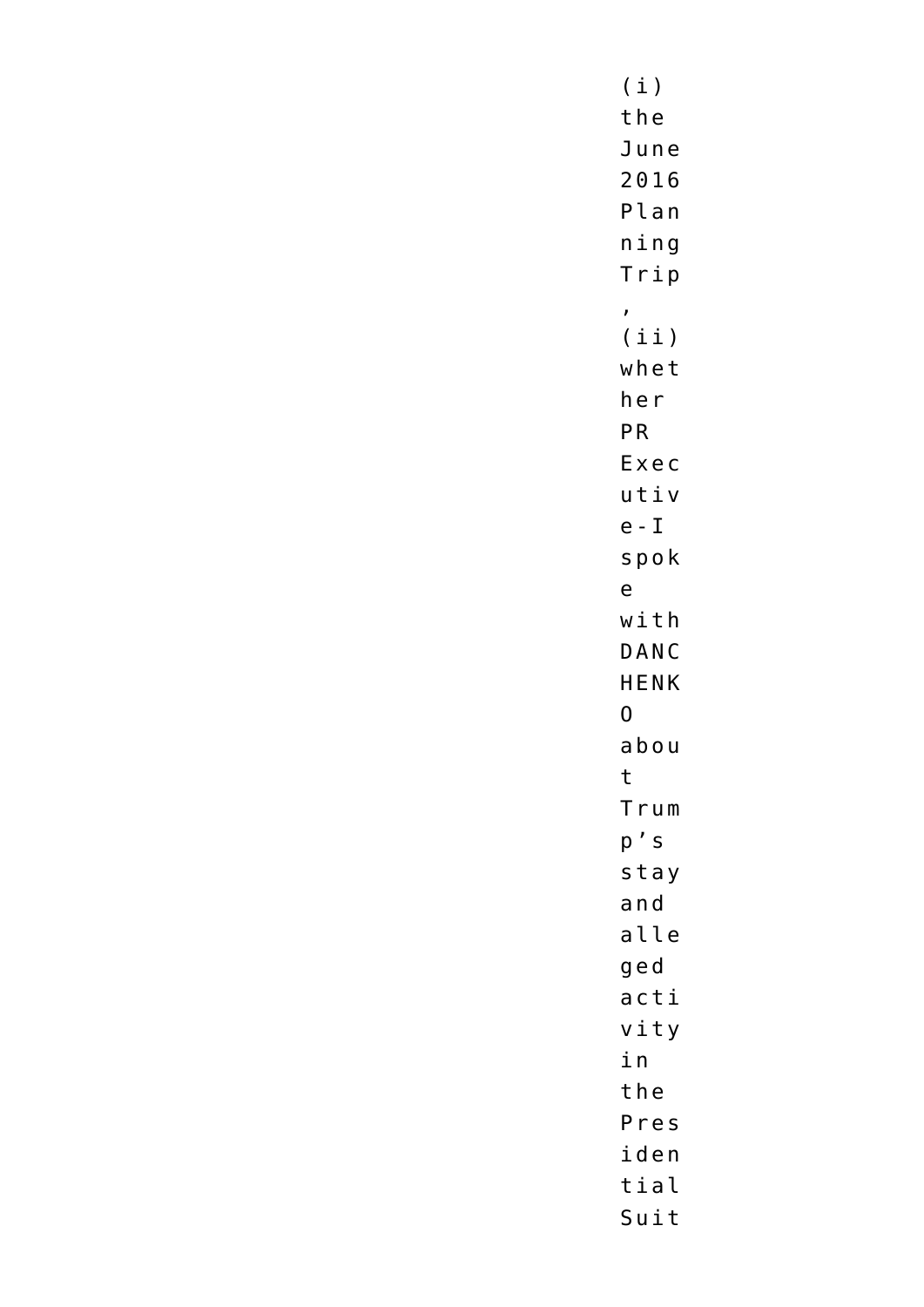(i) the June 2016 Planning Trip, (ii) whether PR Executive-I spoke with DANCHENKO about Trump's stay and alleged activity in the Presidential Suit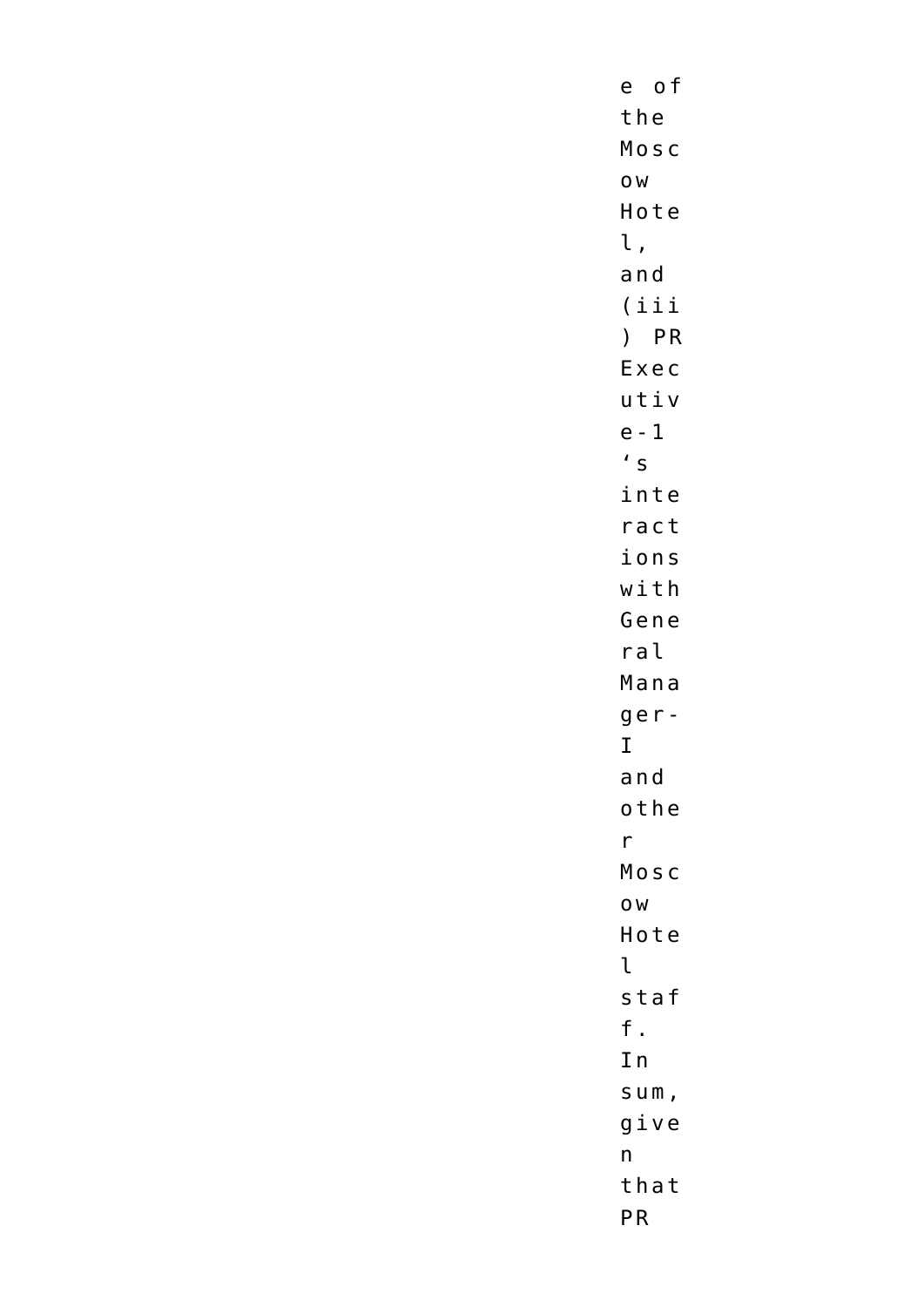e of the Moscow Hotel, and (iii) PR Executive-1's interactions with General Manager-I and other Moscow Hotel staff. In sum, given that PR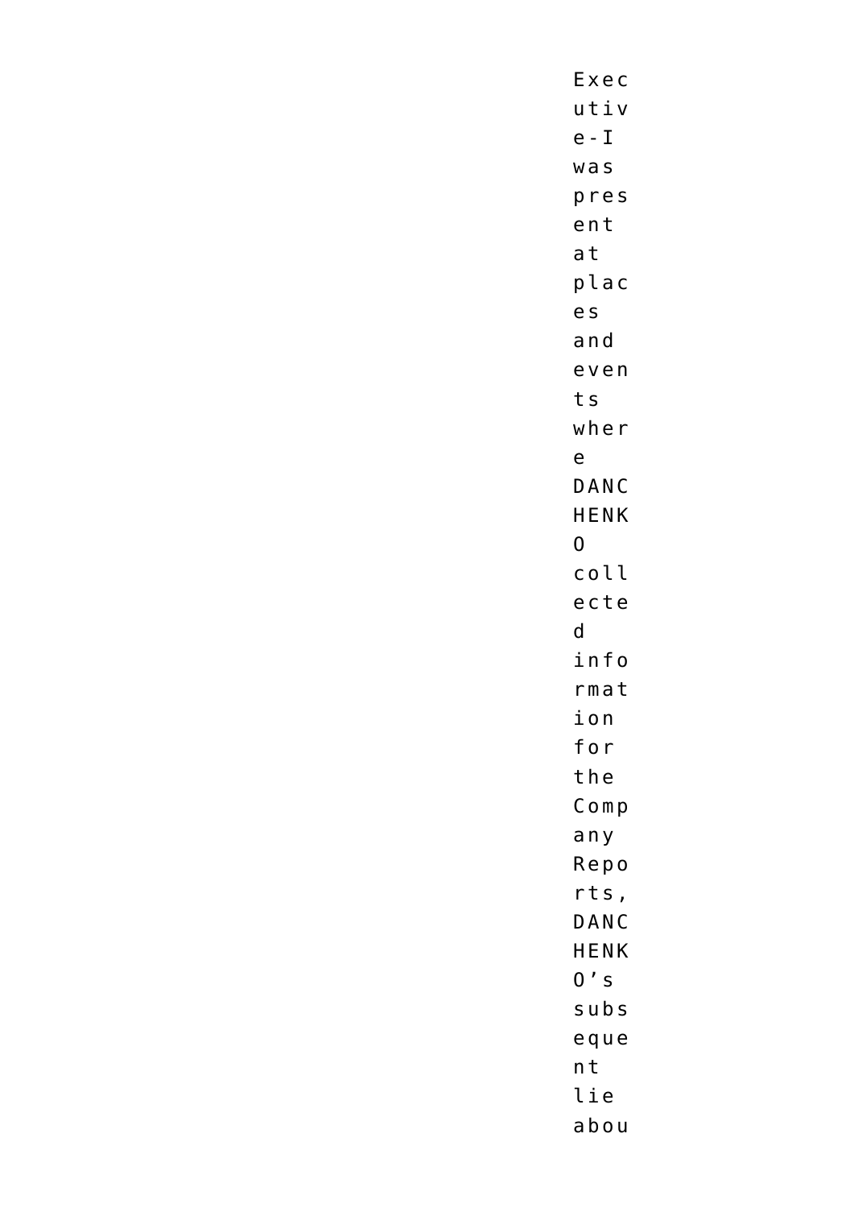Executive-I was present at places and events where DANCHENKO collected information for the Company Reports, DANCHENKO's subsequent lie abou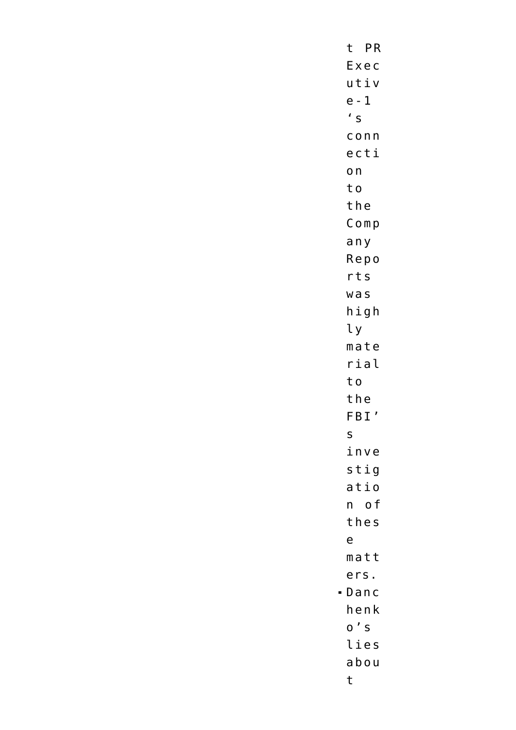t PR Executive-1‘s connection to the Company Reports was highly material to the FBI’s investigation of these matters.

- Danchenko’s lies about t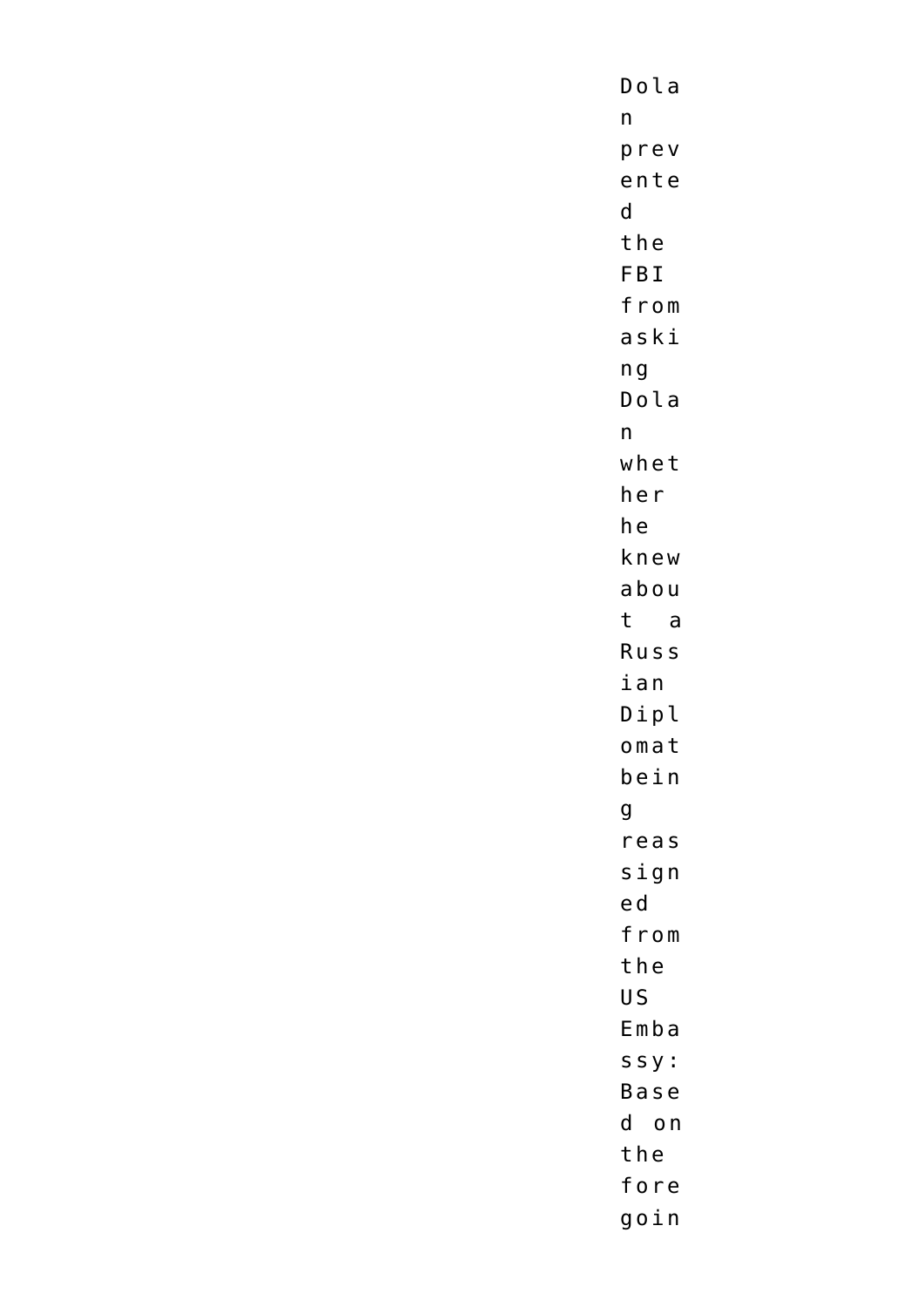Dolan prevented the FBI from asking Dolan whether he knew about a Russian Diplomat being reassigned from the US Embassy: Based on the foregoin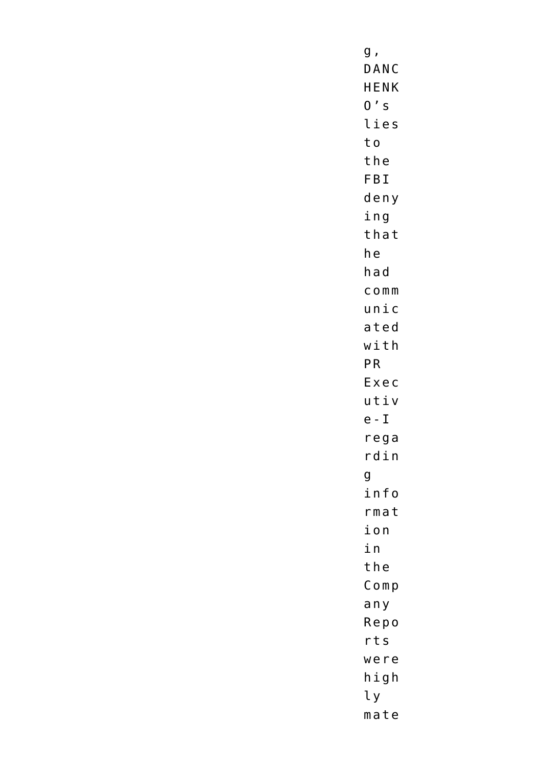g, DANCHENKO's lies to the FBI denying that he had communicated with PR Executive-1 regarding information in the Company Reports were highly mate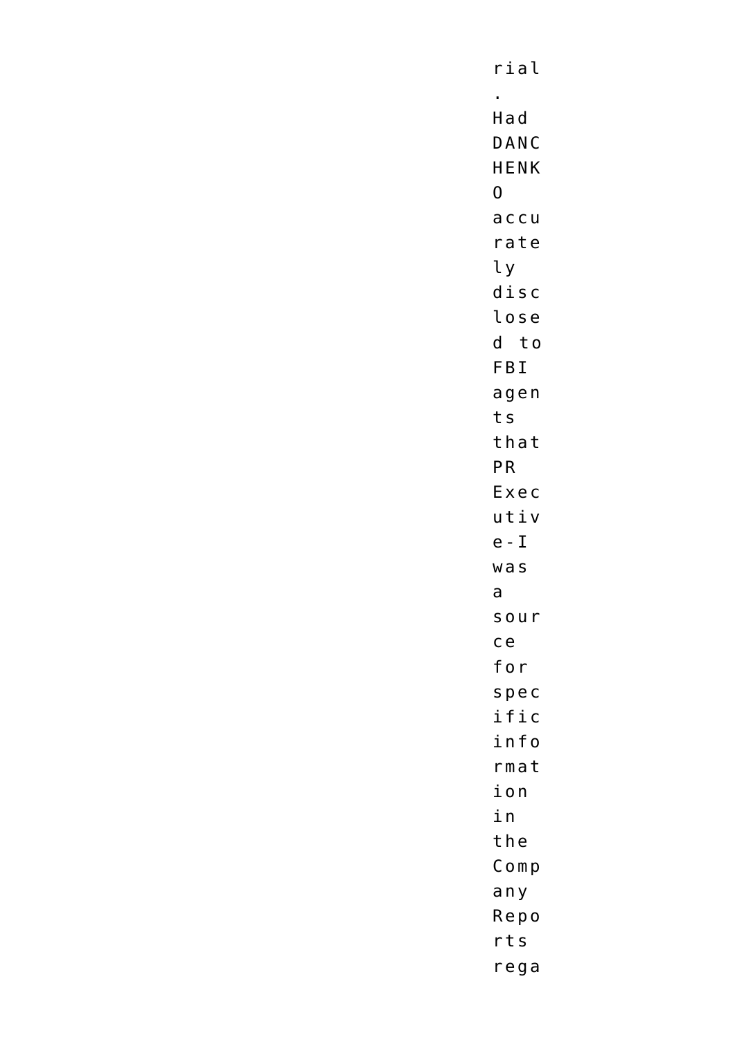rial. Had DANCHENKO accurately disclosed to FBI agents that PR Executive-I was a source for specific information in the Company Reports rega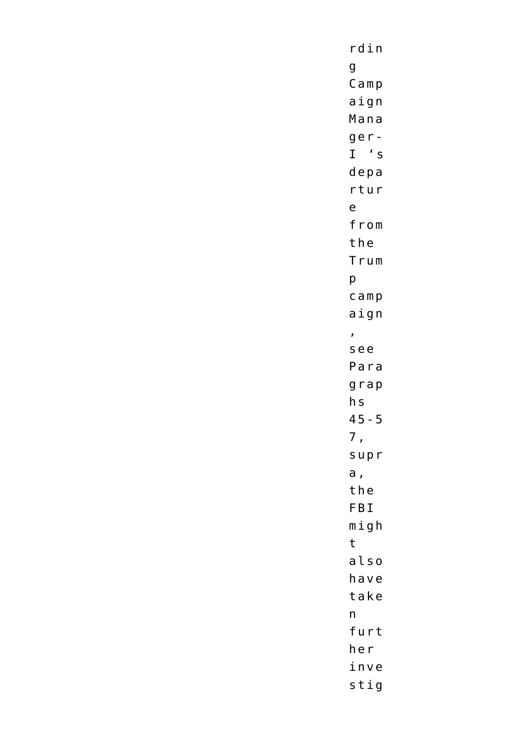rding Campaign Manager-I 's departure from the Trump campaign, see Paragraphs 45-57, supra, the FBI might also have taken further investig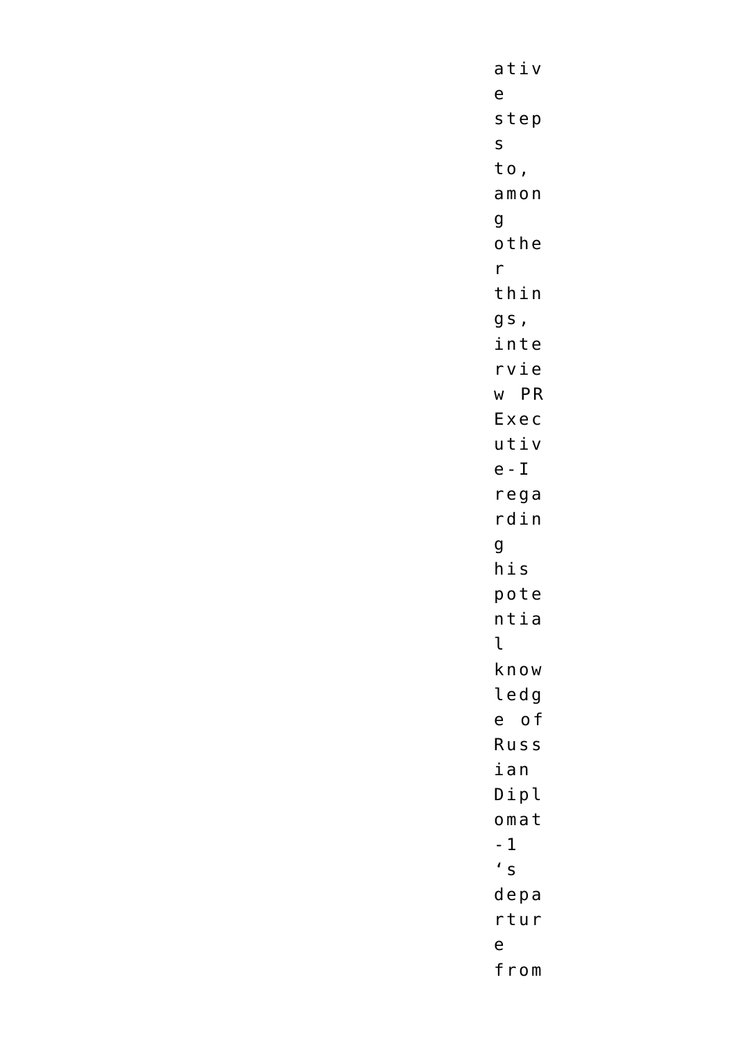ative steps to, among other things, interview PR Executive-I regarding his potential knowledge of Russian Diplomat-1's departure from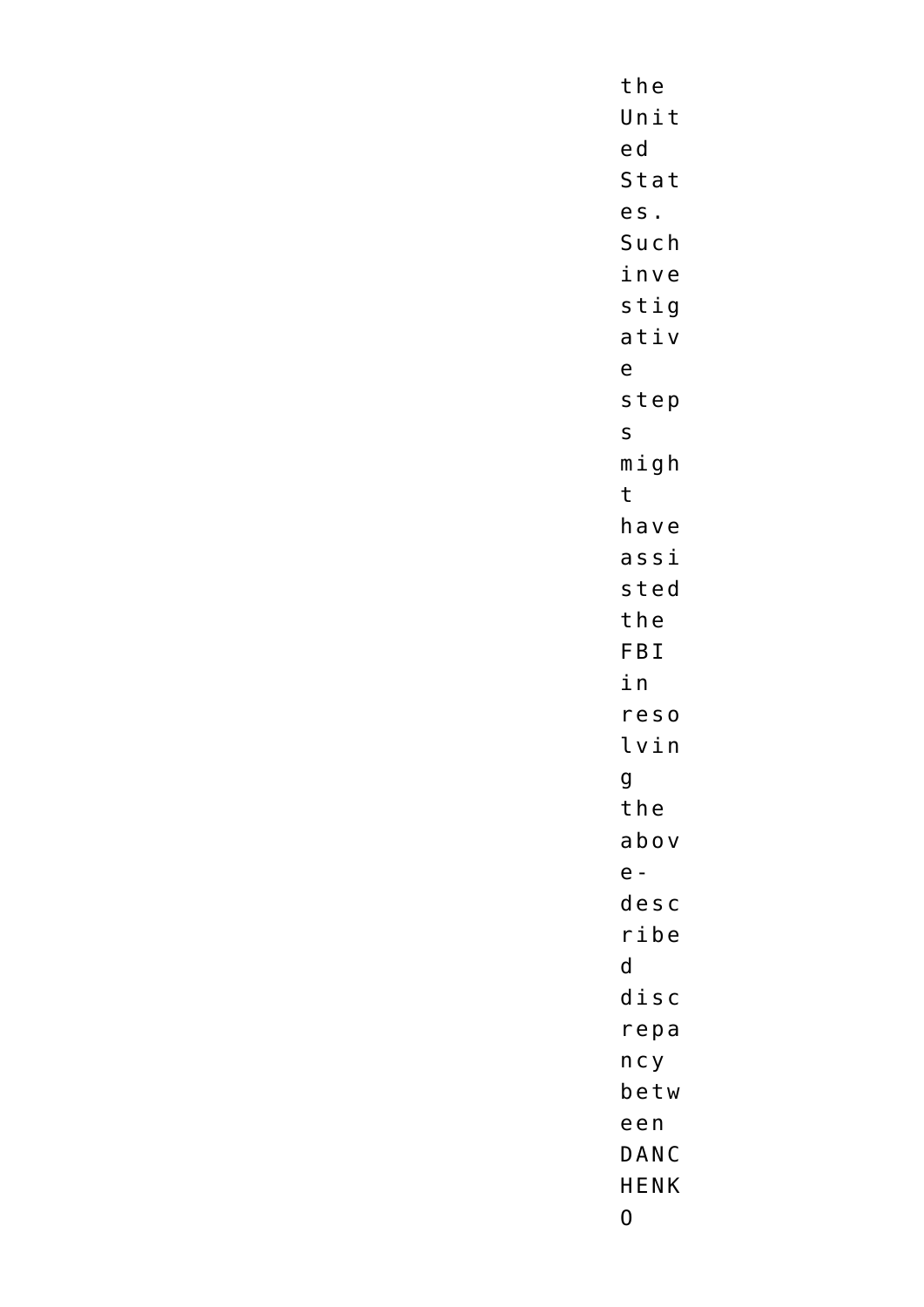the United States. Such investigative steps might have assisted the FBI in resolving the above-described discrepancy between DANCHENKO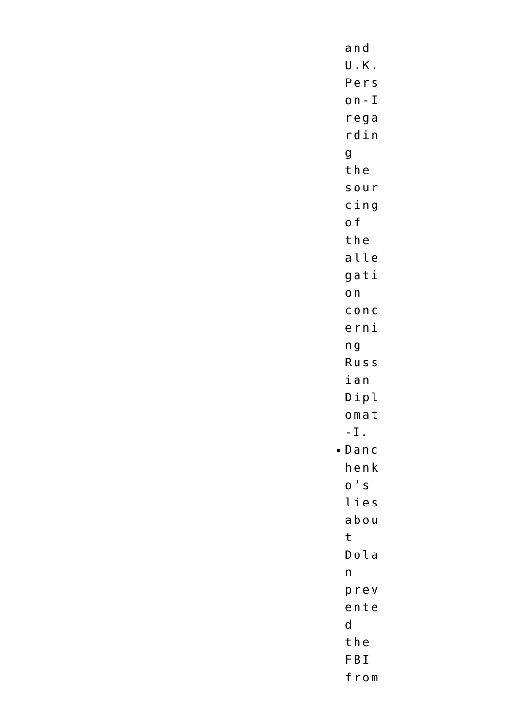and U.K. Person-I regarding the sourcing of the allegation concerning Russian Diplomat-I.

- Danchenko’s lies about Dolan prevented the FBI from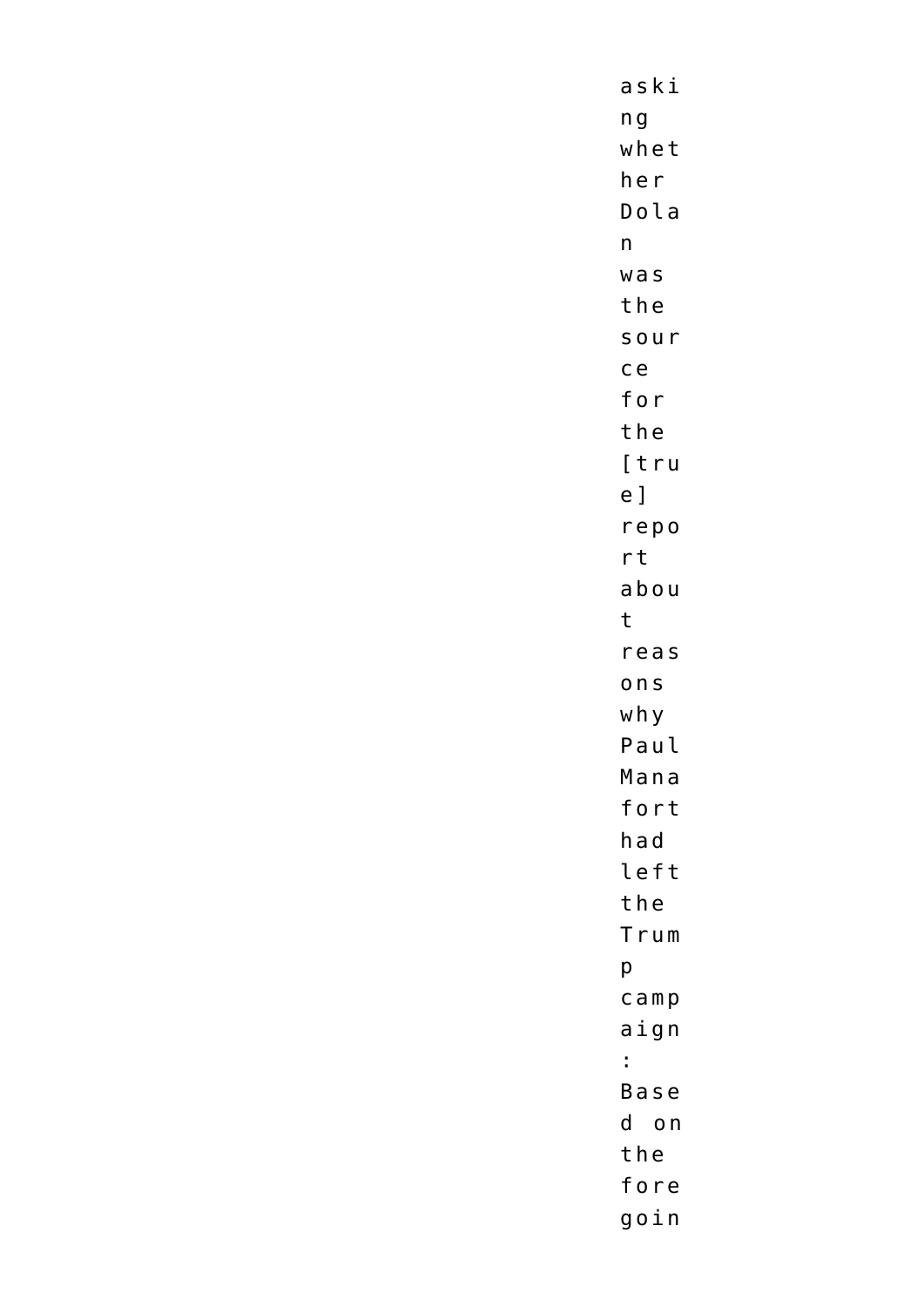asking whether Dolan was the source for the [true] report about reasons why Paul Manafort had left the Trump campaign: Based on the foregoin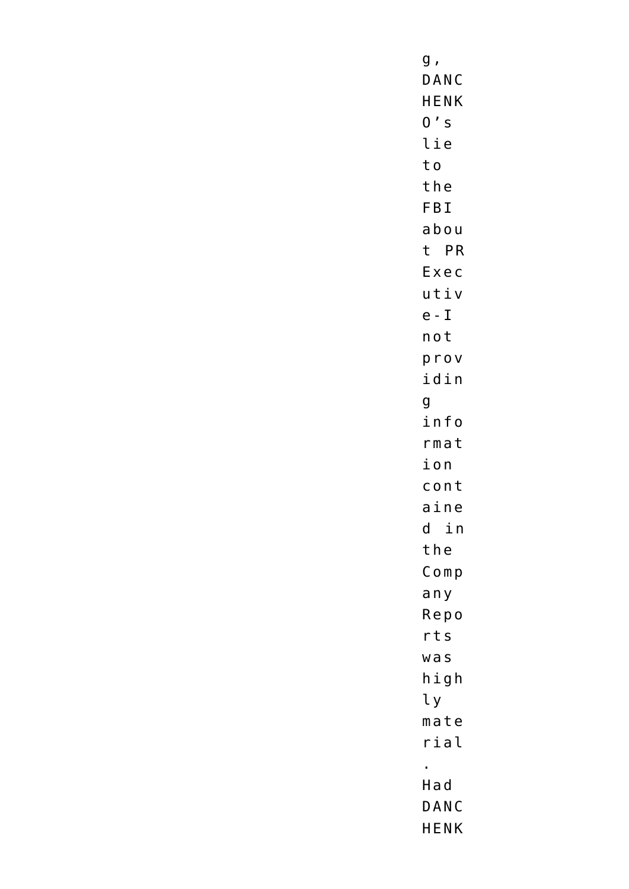g, DANCHENKO’s lie to the FBI about PR Executive-I not providing information contained in the Company Reports was highly material. Had DANCHENK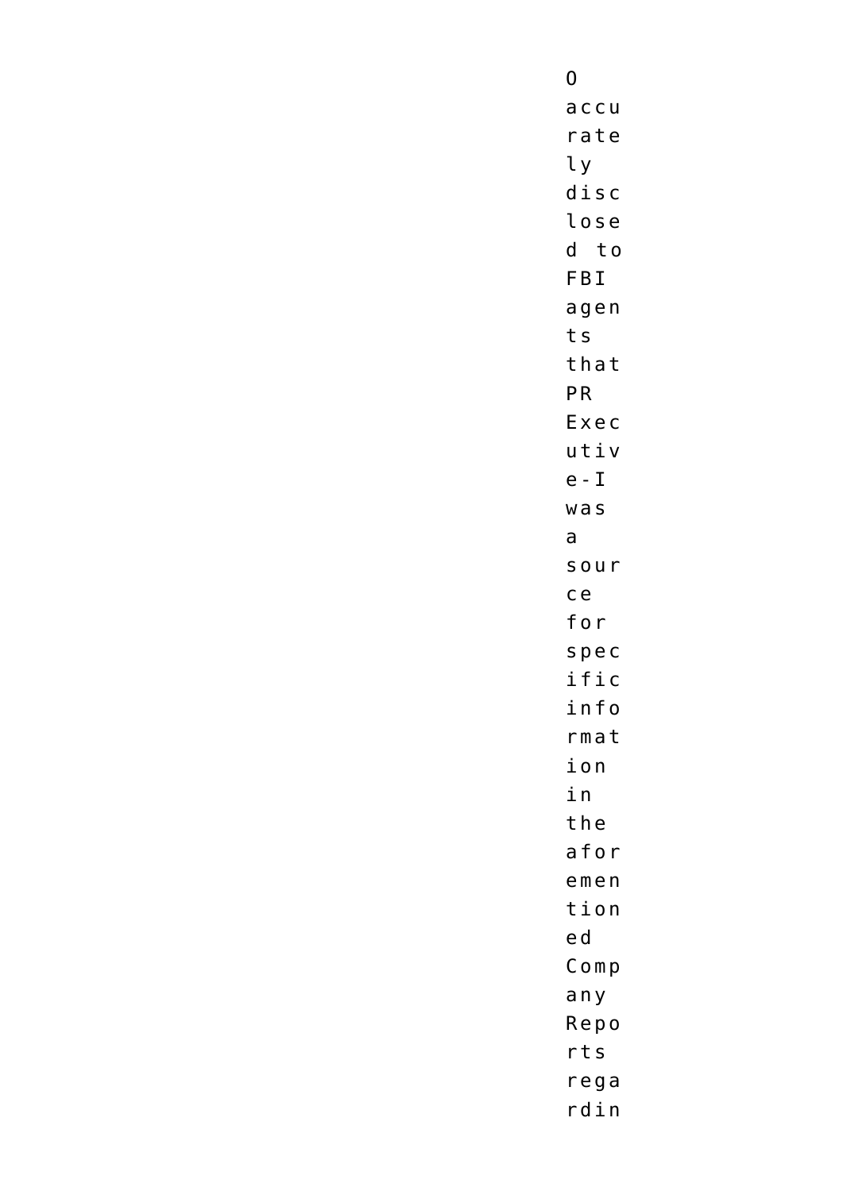O accurately disclosed to FBI agents that PR Executive-I was a source for specific information in the aforementioned Company Reports regardin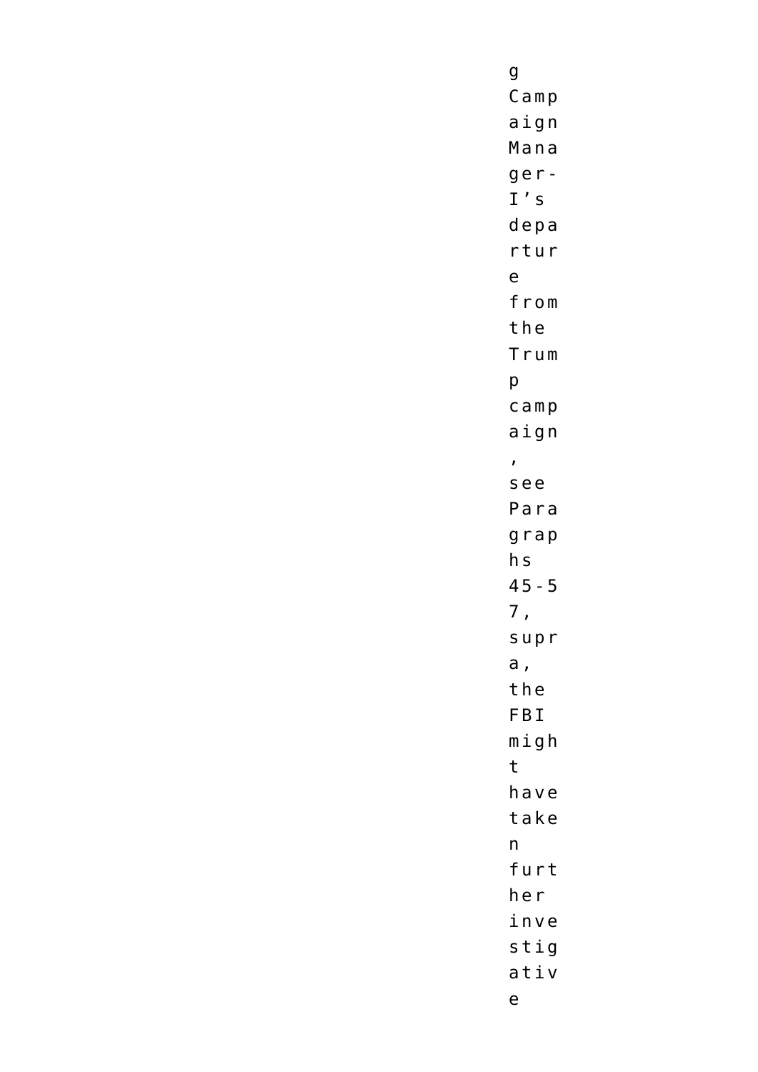g Campaign Manager-I's departure from the Trump campaign, see Paragraphs 45-57, supra, the FBI might have taken further investigative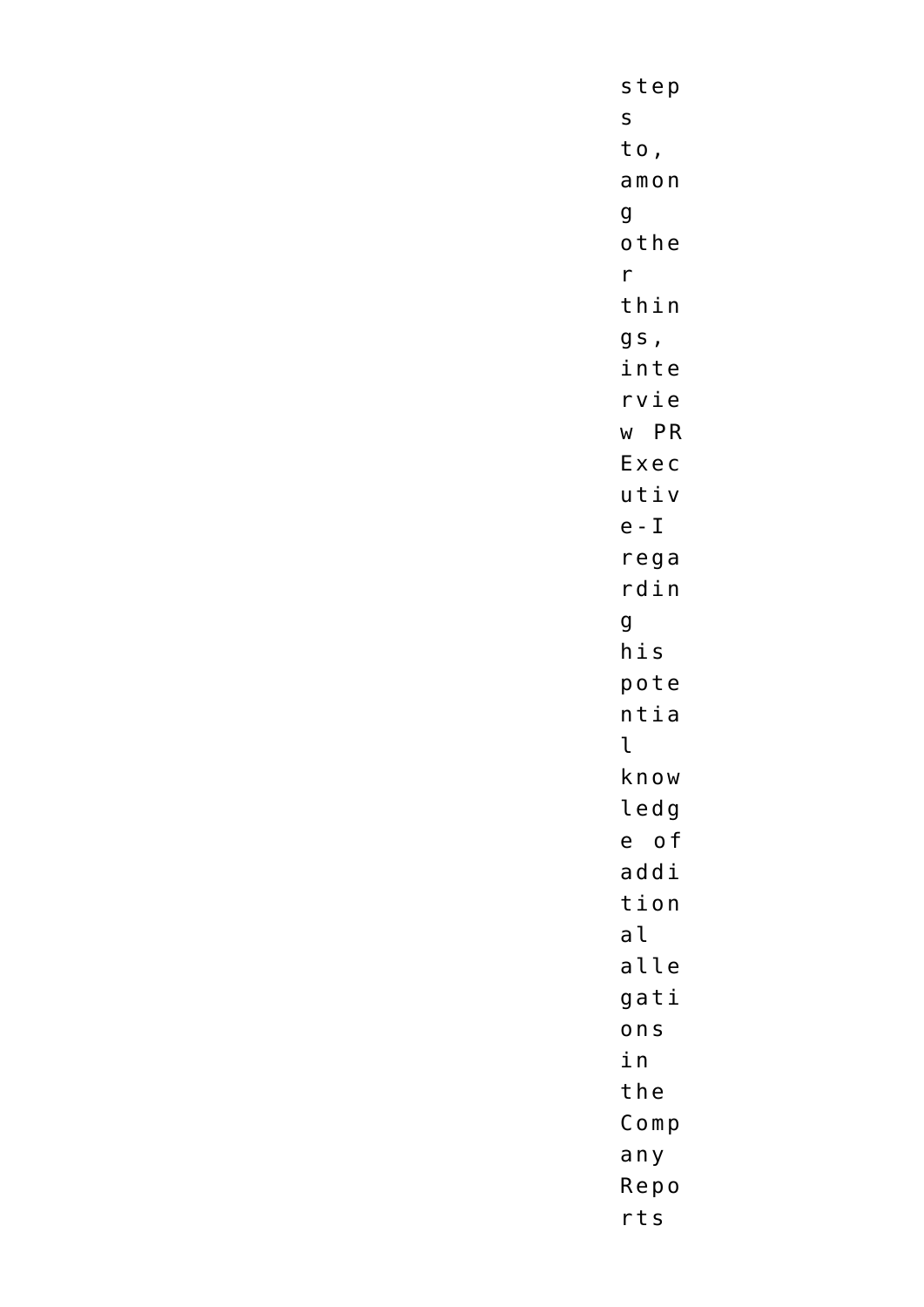steps to, among other things, interview PR Executive-I regarding his potential knowledge of additional allegations in the Company Reports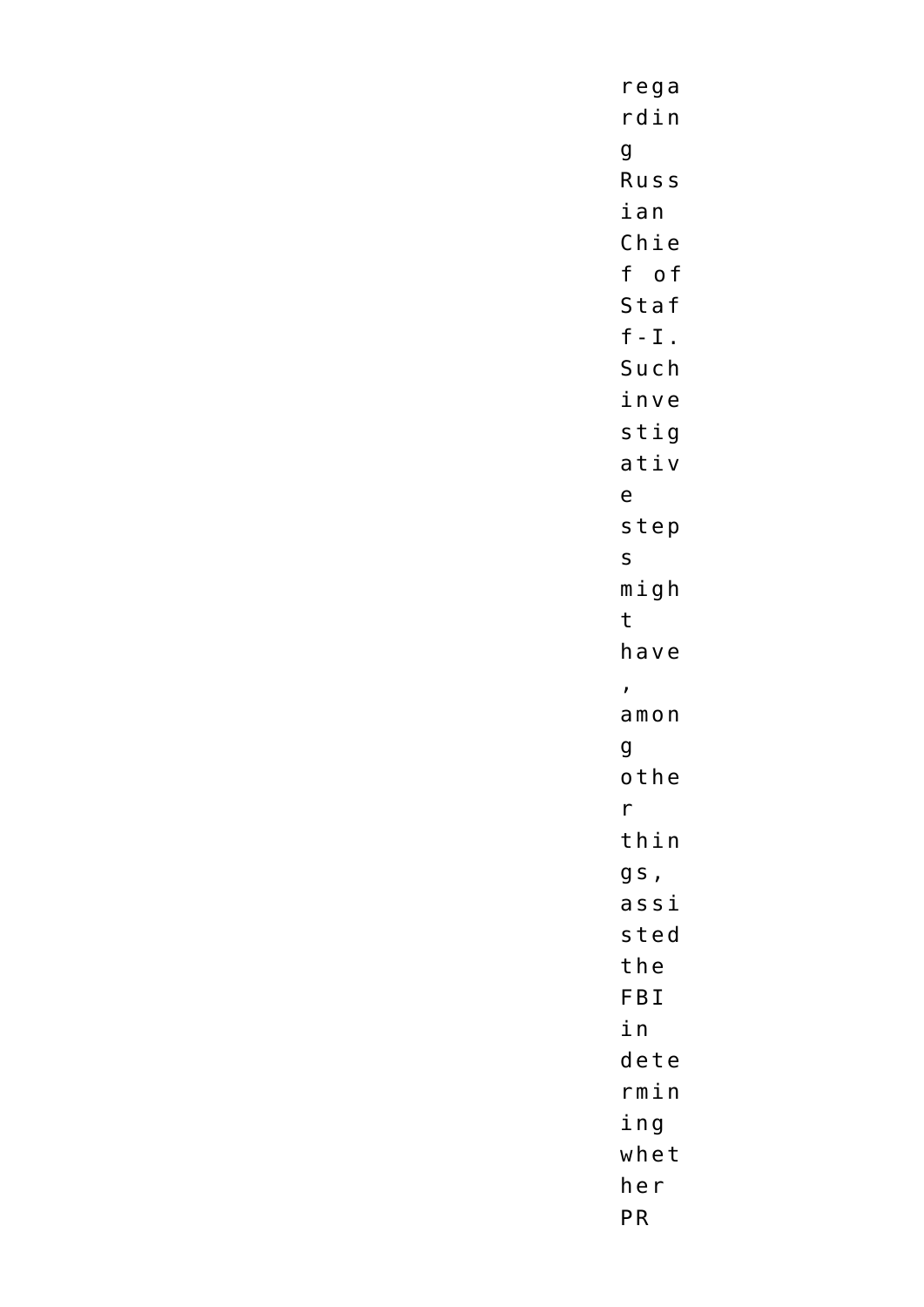regarding Russian Chief of Staff-I. Such investigative steps might have, among other things, assisted the FBI in determining whether PR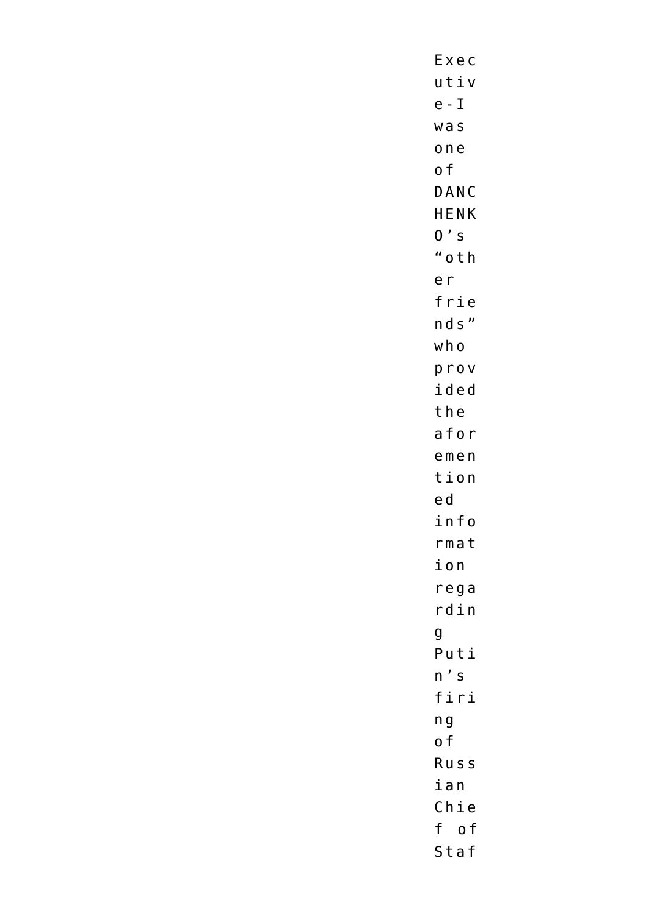Executive-I was one of DANCHENKO's "other friends" who provided the aforementioned information regarding Putin's firing of Russian Chief of Staf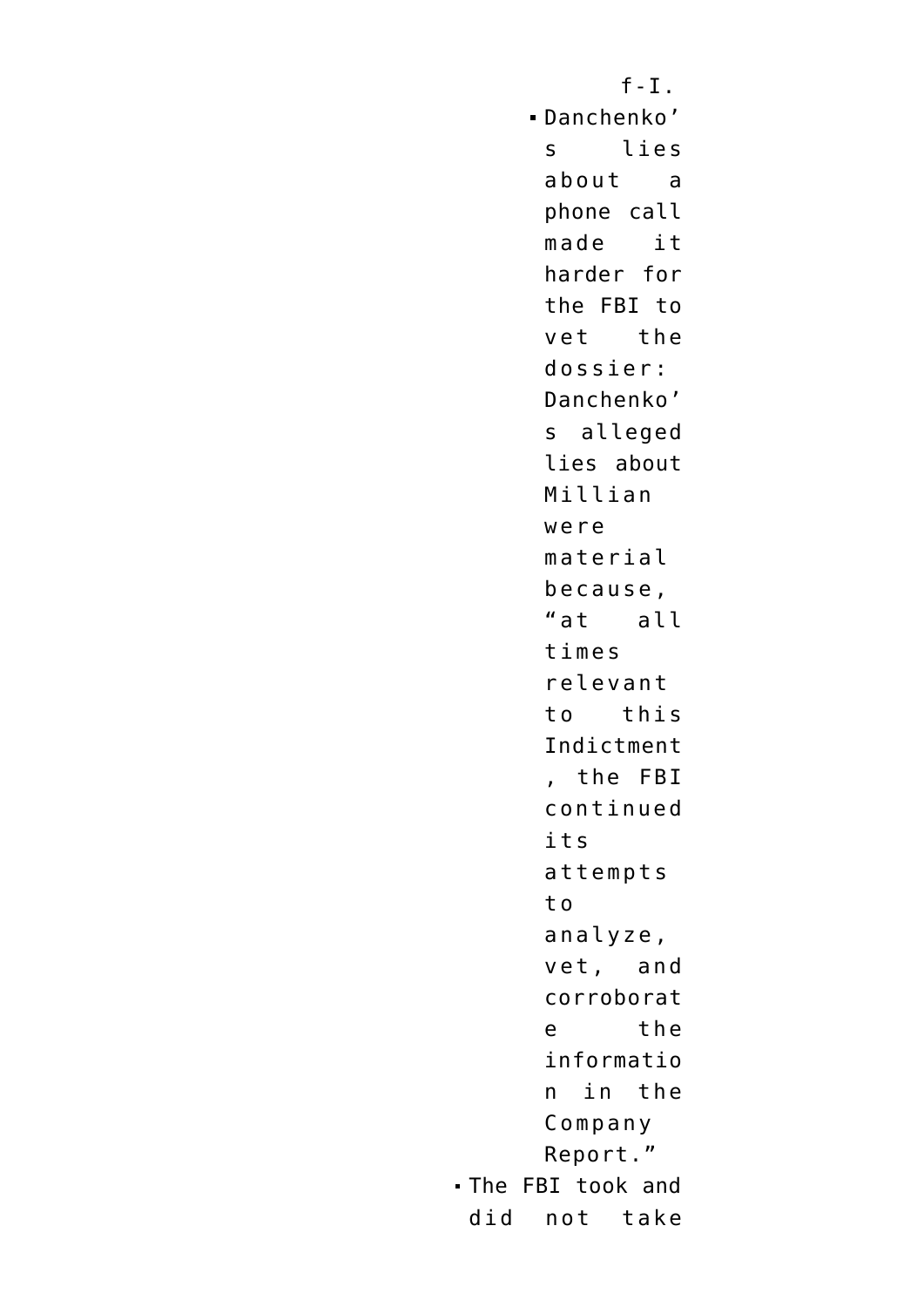f-I.

  - Danchenko's lies about a phone call made it harder for the FBI to vet the dossier: Danchenko's alleged lies about Millian were material because, "at all times relevant to this Indictment, the FBI continued its attempts to analyze, vet, and corroborate the information in the Company Report."
- The FBI took and did not take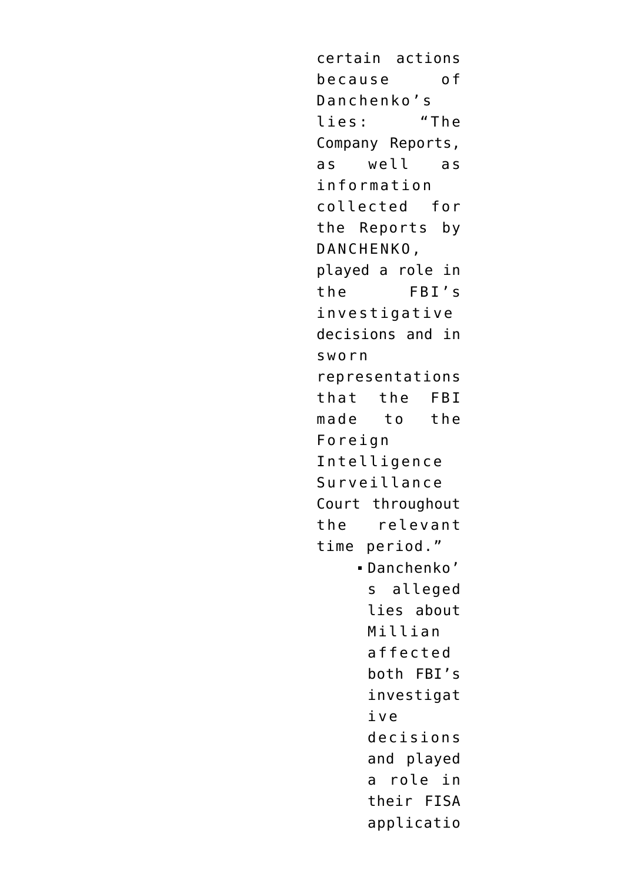certain actions because of Danchenko's lies: "The Company Reports, as well as information collected for the Reports by DANCHENKO, played a role in the FBI's investigative decisions and in sworn representations that the FBI made to the Foreign Intelligence Surveillance Court throughout the relevant time period."

- Danchenko's alleged lies about Millian affected both FBI's investigative decisions and played a role in their FISA applicatio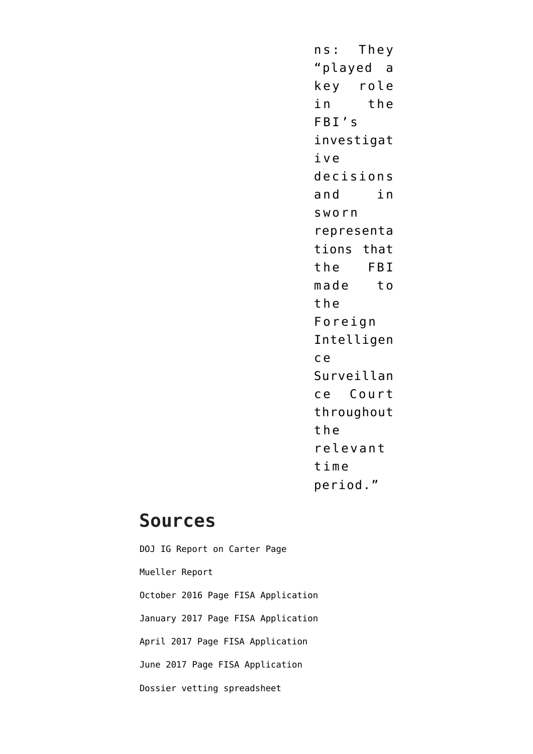ns: They "played a key role in the FBI's investigative decisions and in sworn representations that the FBI made to the Foreign Intelligence Surveillance Court throughout the relevant time period."

## Sources

DOJ IG Report on Carter Page

Mueller Report

October 2016 Page FISA Application

January 2017 Page FISA Application

April 2017 Page FISA Application

June 2017 Page FISA Application

Dossier vetting spreadsheet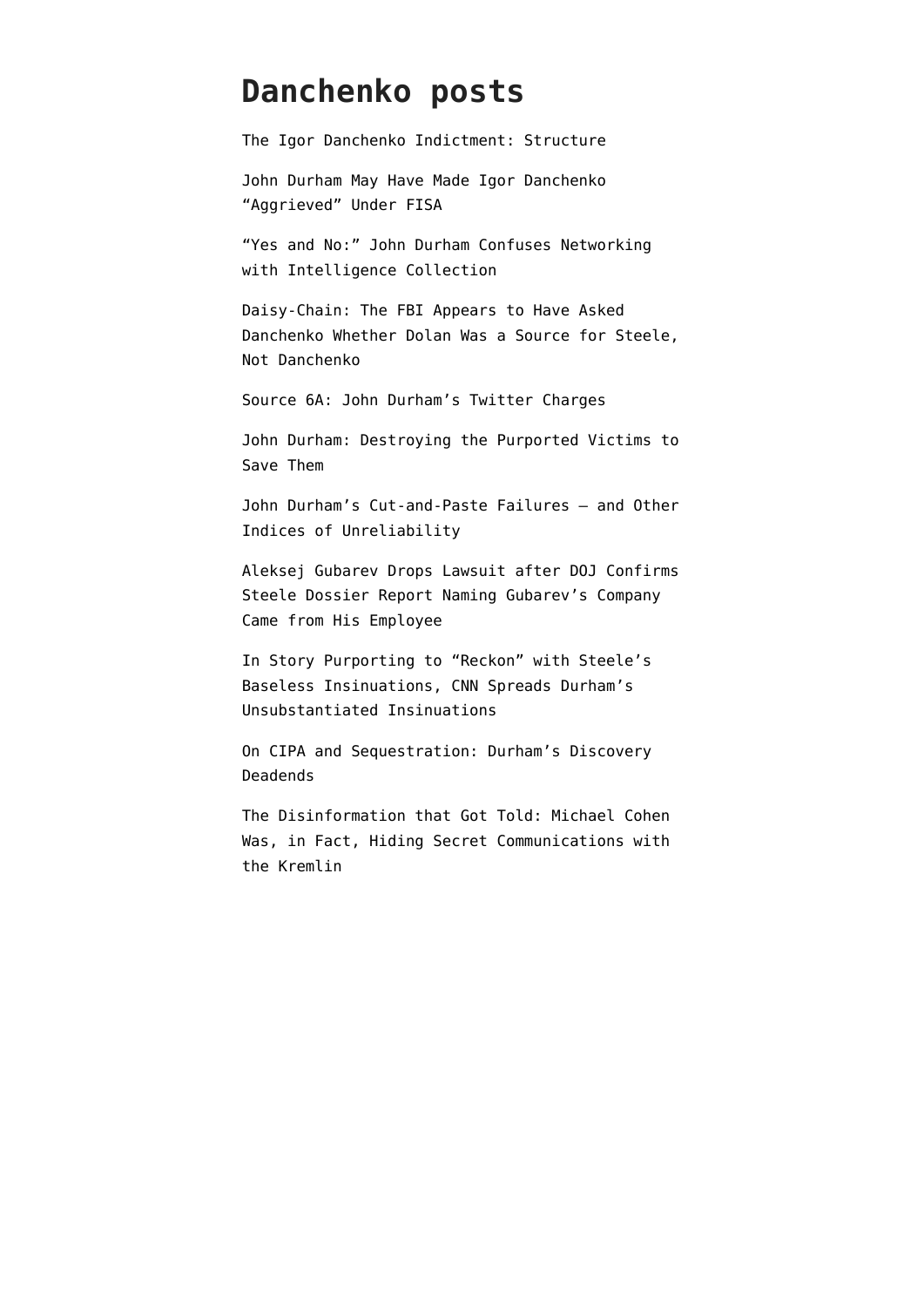# Danchenko posts

The Igor Danchenko Indictment: Structure

John Durham May Have Made Igor Danchenko "Aggrieved" Under FISA

"Yes and No:" John Durham Confuses Networking with Intelligence Collection

Daisy-Chain: The FBI Appears to Have Asked Danchenko Whether Dolan Was a Source for Steele, Not Danchenko

Source 6A: John Durham's Twitter Charges

John Durham: Destroying the Purported Victims to Save Them

John Durham's Cut-and-Paste Failures — and Other Indices of Unreliability

Aleksej Gubarev Drops Lawsuit after DOJ Confirms Steele Dossier Report Naming Gubarev's Company Came from His Employee

In Story Purporting to "Reckon" with Steele's Baseless Insinuations, CNN Spreads Durham's Unsubstantiated Insinuations

On CIPA and Sequestration: Durham's Discovery Deadends

The Disinformation that Got Told: Michael Cohen Was, in Fact, Hiding Secret Communications with the Kremlin